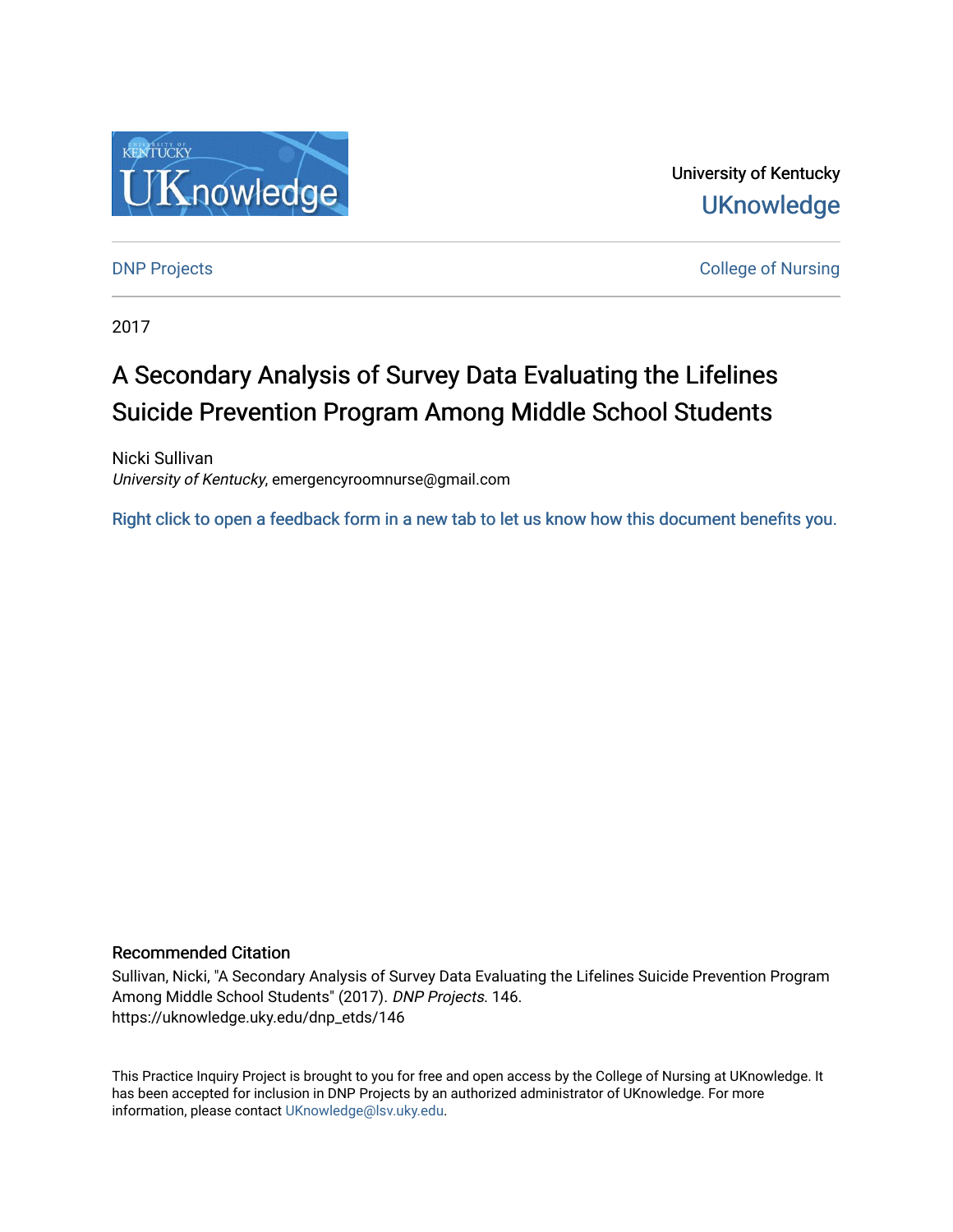University of Kentucky

UKnowledge

DNP Projects

College of Nursing

2017

# A Secondary Analysis of Survey Data Evaluating the Lifelines Suicide Prevention Program Among Middle School Students

Nicki Sullivan
*University of Kentucky*, emergencyroomnurse@gmail.com

Right click to open a feedback form in a new tab to let us know how this document benefits you.

## Recommended Citation

Sullivan, Nicki, "A Secondary Analysis of Survey Data Evaluating the Lifelines Suicide Prevention Program Among Middle School Students" (2017). *DNP Projects*. 146.
https://uknowledge.uky.edu/dnp_etds/146

This Practice Inquiry Project is brought to you for free and open access by the College of Nursing at UKnowledge. It has been accepted for inclusion in DNP Projects by an authorized administrator of UKnowledge. For more information, please contact UKnowledge@lsv.uky.edu.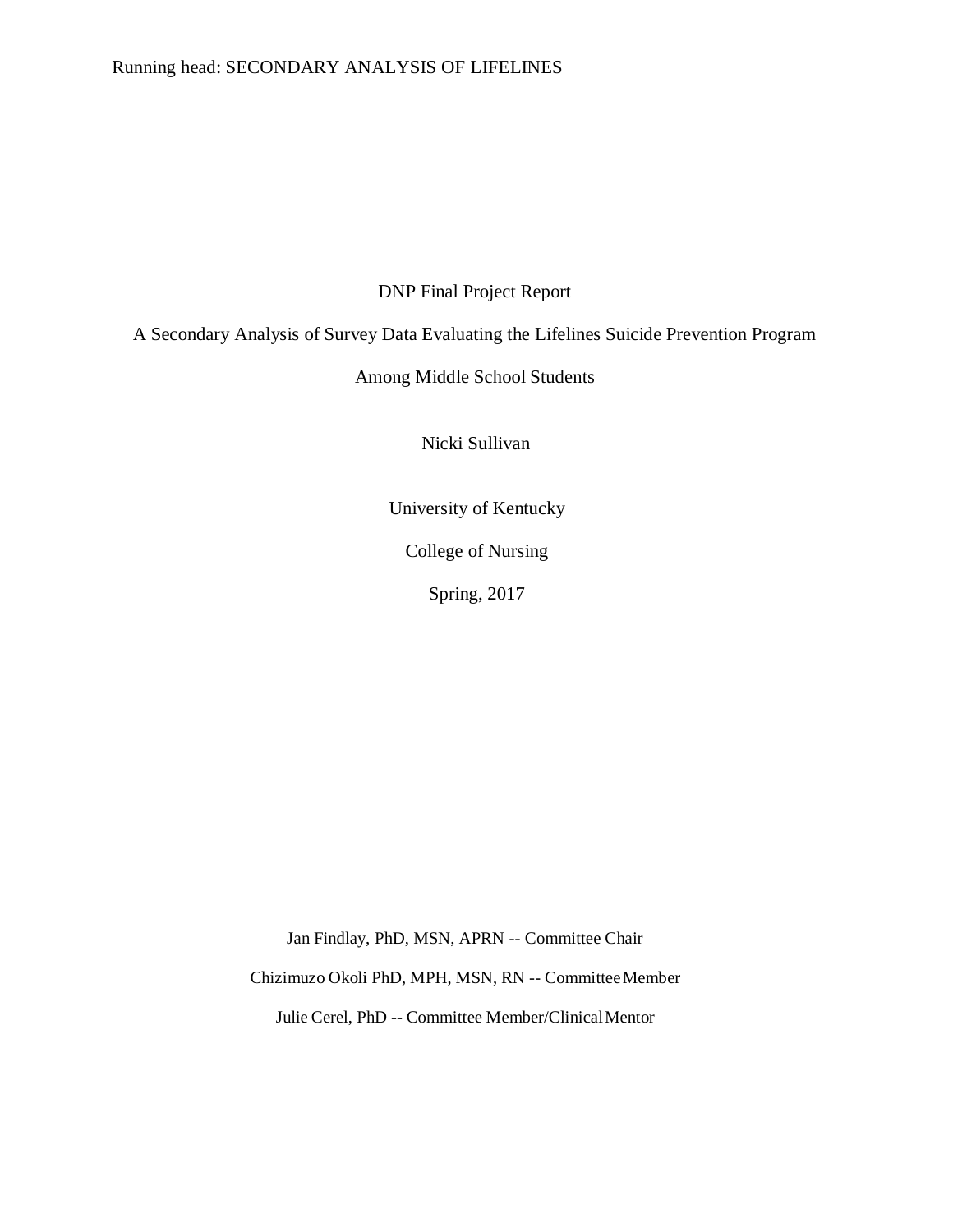DNP Final Project Report

A Secondary Analysis of Survey Data Evaluating the Lifelines Suicide Prevention Program Among Middle School Students

Nicki Sullivan

University of Kentucky

College of Nursing

Spring, 2017

Jan Findlay, PhD, MSN, APRN -- Committee Chair

Chizimuzo Okoli PhD, MPH, MSN, RN -- Committee Member

Julie Cerel, PhD -- Committee Member/Clinical Mentor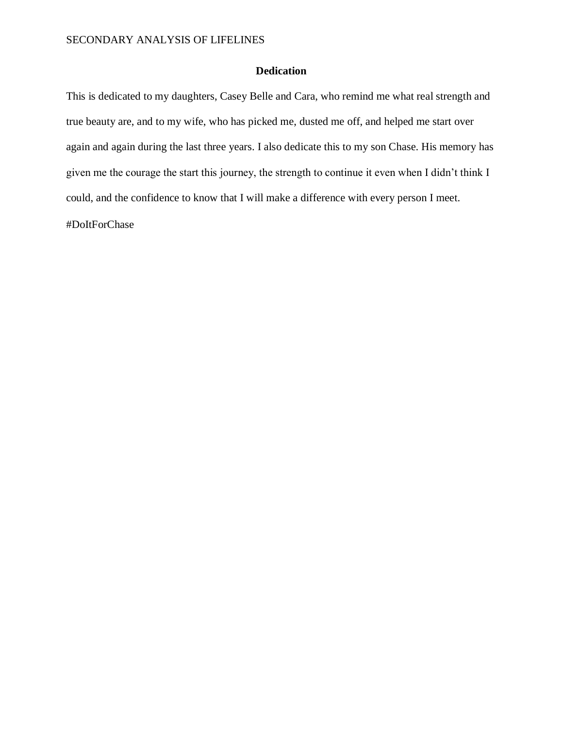## Dedication

This is dedicated to my daughters, Casey Belle and Cara, who remind me what real strength and true beauty are, and to my wife, who has picked me, dusted me off, and helped me start over again and again during the last three years. I also dedicate this to my son Chase. His memory has given me the courage the start this journey, the strength to continue it even when I didn't think I could, and the confidence to know that I will make a difference with every person I meet. #DoItForChase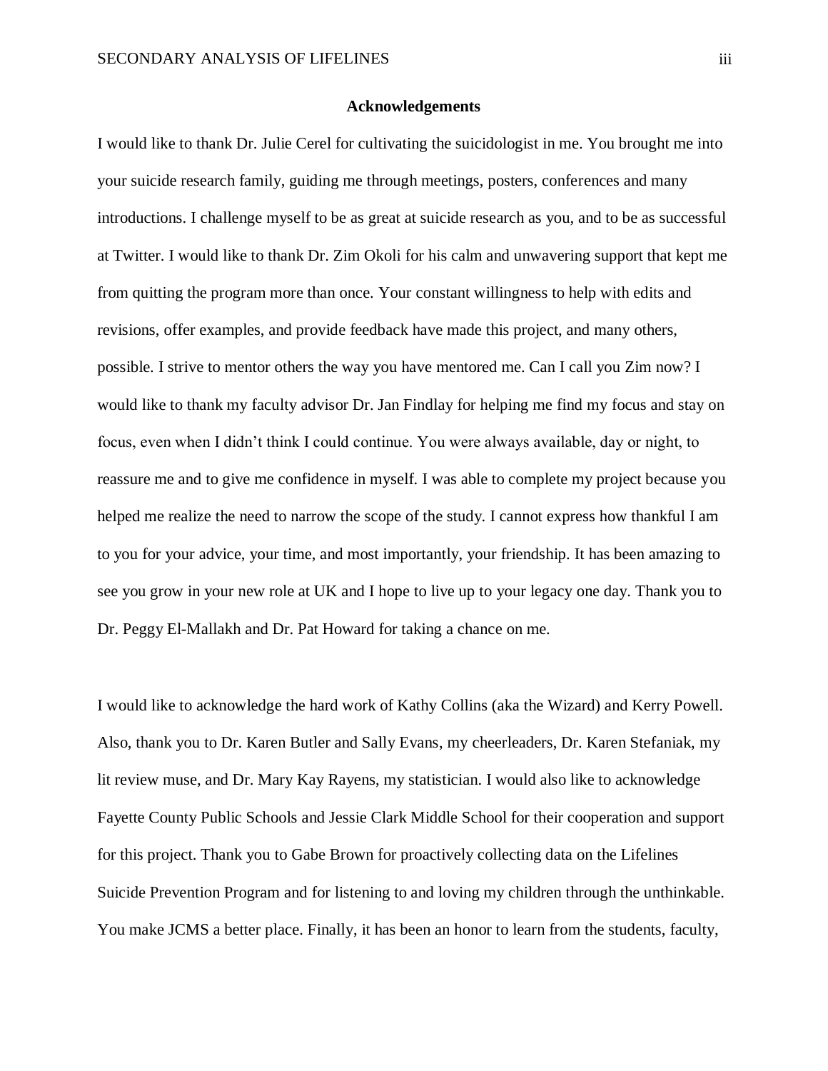## Acknowledgements

I would like to thank Dr. Julie Cerel for cultivating the suicidologist in me. You brought me into your suicide research family, guiding me through meetings, posters, conferences and many introductions. I challenge myself to be as great at suicide research as you, and to be as successful at Twitter. I would like to thank Dr. Zim Okoli for his calm and unwavering support that kept me from quitting the program more than once. Your constant willingness to help with edits and revisions, offer examples, and provide feedback have made this project, and many others, possible. I strive to mentor others the way you have mentored me. Can I call you Zim now? I would like to thank my faculty advisor Dr. Jan Findlay for helping me find my focus and stay on focus, even when I didn't think I could continue. You were always available, day or night, to reassure me and to give me confidence in myself. I was able to complete my project because you helped me realize the need to narrow the scope of the study. I cannot express how thankful I am to you for your advice, your time, and most importantly, your friendship. It has been amazing to see you grow in your new role at UK and I hope to live up to your legacy one day. Thank you to Dr. Peggy El-Mallakh and Dr. Pat Howard for taking a chance on me.

I would like to acknowledge the hard work of Kathy Collins (aka the Wizard) and Kerry Powell. Also, thank you to Dr. Karen Butler and Sally Evans, my cheerleaders, Dr. Karen Stefaniak, my lit review muse, and Dr. Mary Kay Rayens, my statistician. I would also like to acknowledge Fayette County Public Schools and Jessie Clark Middle School for their cooperation and support for this project. Thank you to Gabe Brown for proactively collecting data on the Lifelines Suicide Prevention Program and for listening to and loving my children through the unthinkable. You make JCMS a better place. Finally, it has been an honor to learn from the students, faculty,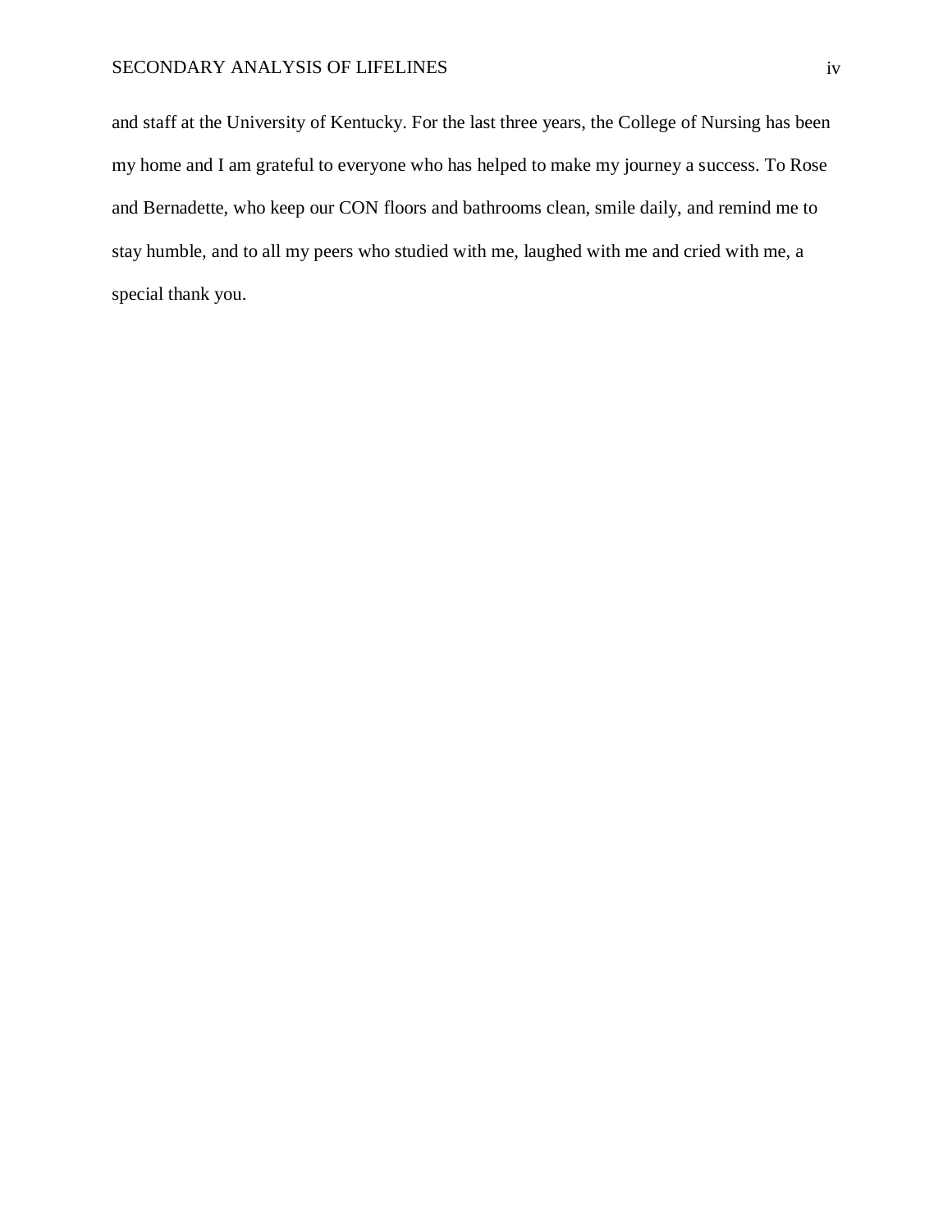and staff at the University of Kentucky. For the last three years, the College of Nursing has been my home and I am grateful to everyone who has helped to make my journey a success. To Rose and Bernadette, who keep our CON floors and bathrooms clean, smile daily, and remind me to stay humble, and to all my peers who studied with me, laughed with me and cried with me, a special thank you.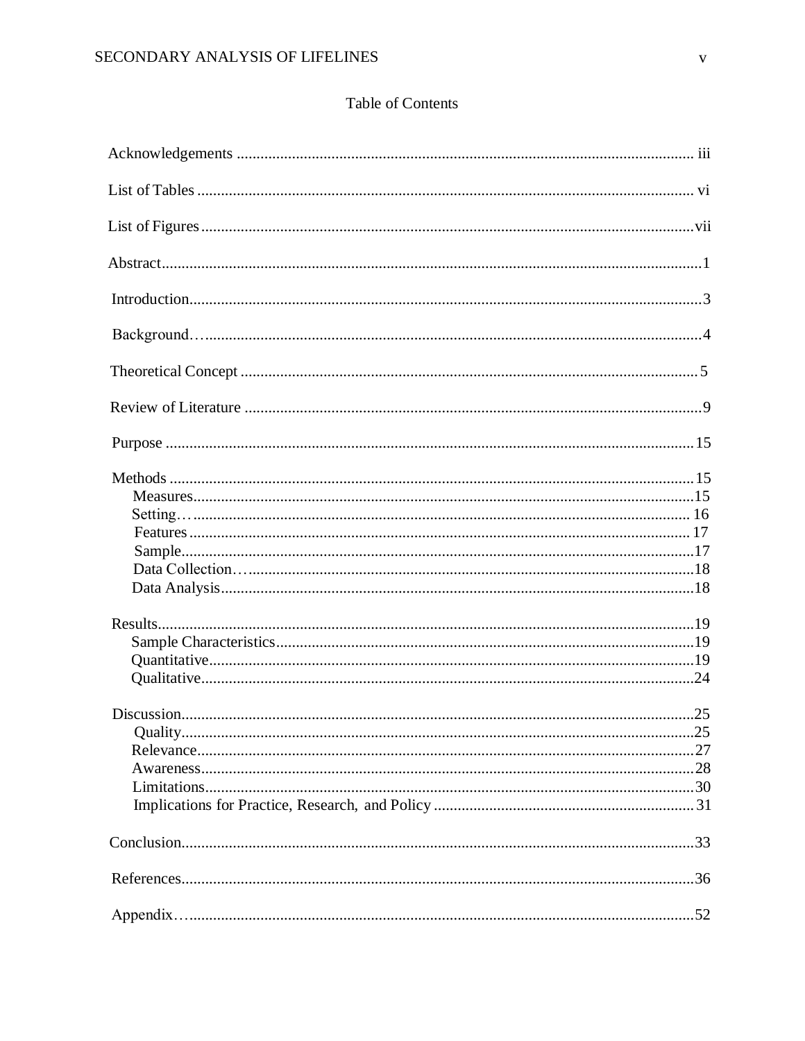## Table of Contents

Acknowledgements .................................................................................................................. iii

List of Tables ............................................................................................................................ vi

List of Figures ..........................................................................................................................vii

Abstract.......................................................................................................................................1

Introduction................................................................................................................................3

Background…............................................................................................................................4

Theoretical Concept ...................................................................................................................5

Review of Literature ..................................................................................................................9

Purpose .....................................................................................................................................15

Methods ....................................................................................................................................15
- Measures.............................................................................................................................15
- Setting… ............................................................................................................................ 16
- Features ............................................................................................................................. 17
- Sample................................................................................................................................17
- Data Collection…...............................................................................................................18
- Data Analysis......................................................................................................................18

Results.......................................................................................................................................19
- Sample Characteristics........................................................................................................19
- Quantitative........................................................................................................................19
- Qualitative..........................................................................................................................24

Discussion.................................................................................................................................25
- Quality................................................................................................................................25
- Relevance...........................................................................................................................27
- Awareness..........................................................................................................................28
- Limitations.........................................................................................................................30
- Implications for Practice, Research, and Policy ................................................................. 31

Conclusion................................................................................................................................33

References.................................................................................................................................36

Appendix…...............................................................................................................................52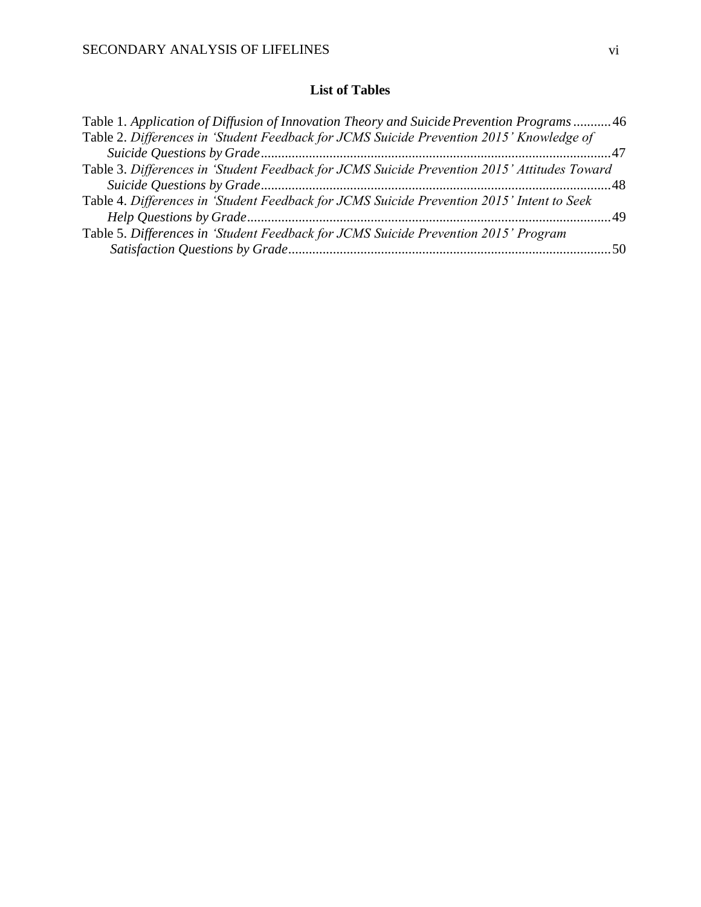# List of Tables

Table 1. *Application of Diffusion of Innovation Theory and Suicide Prevention Programs* ........... 46

Table 2. *Differences in 'Student Feedback for JCMS Suicide Prevention 2015' Knowledge of Suicide Questions by Grade* ........... 47

Table 3. *Differences in 'Student Feedback for JCMS Suicide Prevention 2015' Attitudes Toward Suicide Questions by Grade* ........... 48

Table 4. *Differences in 'Student Feedback for JCMS Suicide Prevention 2015' Intent to Seek Help Questions by Grade* ........... 49

Table 5. *Differences in 'Student Feedback for JCMS Suicide Prevention 2015' Program Satisfaction Questions by Grade* ........... 50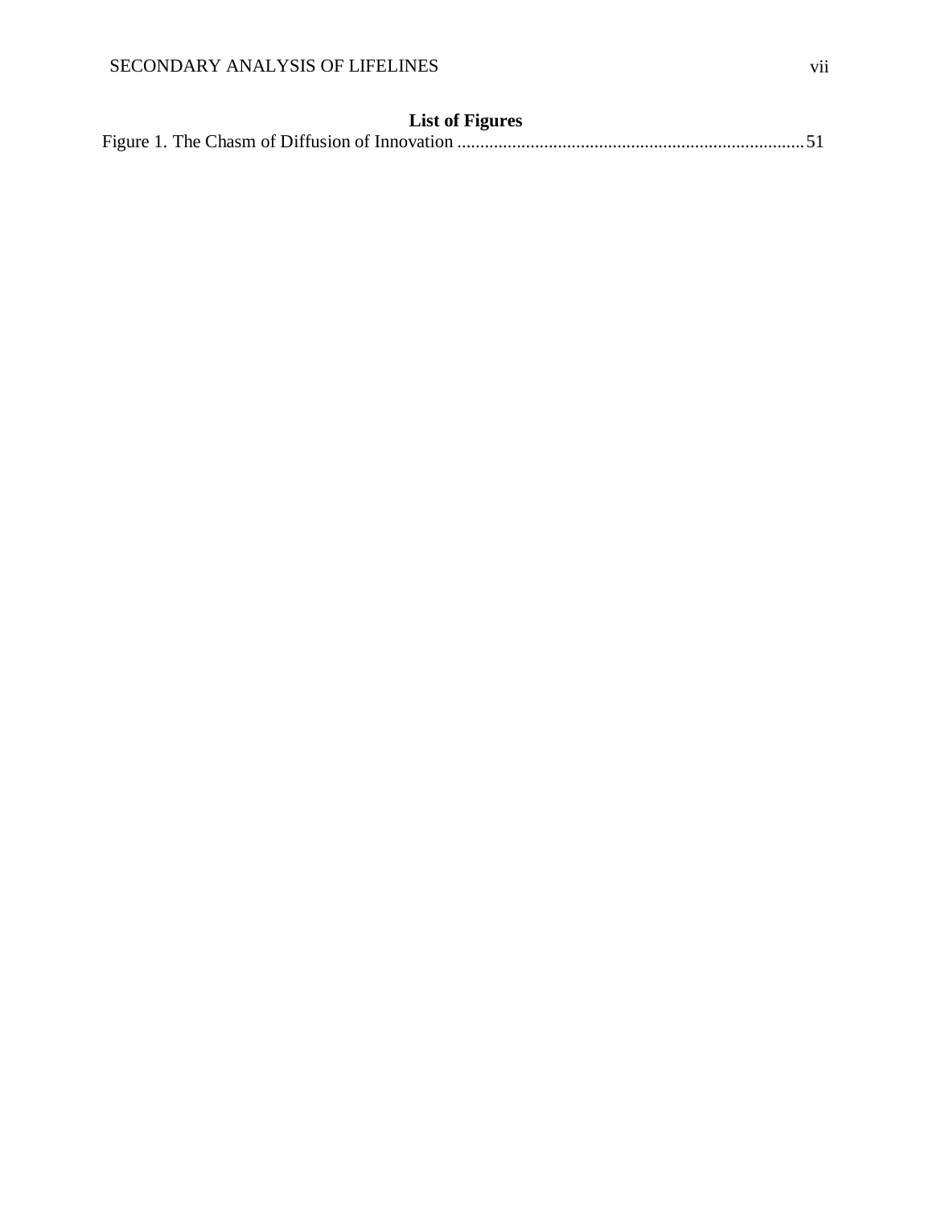# List of Figures

Figure 1. The Chasm of Diffusion of Innovation ........................................................................... 51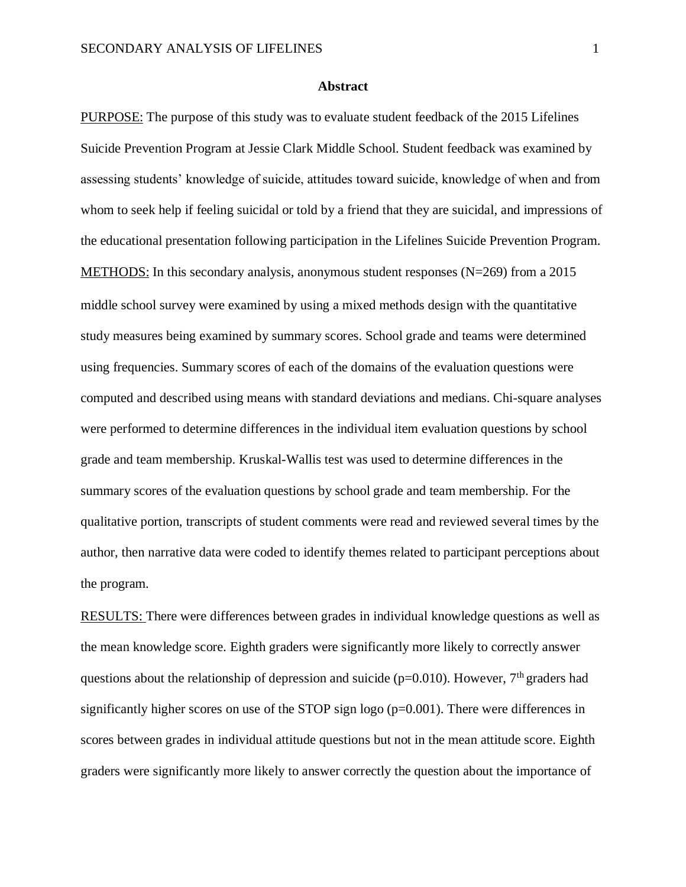## Abstract

PURPOSE: The purpose of this study was to evaluate student feedback of the 2015 Lifelines Suicide Prevention Program at Jessie Clark Middle School. Student feedback was examined by assessing students' knowledge of suicide, attitudes toward suicide, knowledge of when and from whom to seek help if feeling suicidal or told by a friend that they are suicidal, and impressions of the educational presentation following participation in the Lifelines Suicide Prevention Program.

METHODS: In this secondary analysis, anonymous student responses (N=269) from a 2015 middle school survey were examined by using a mixed methods design with the quantitative study measures being examined by summary scores. School grade and teams were determined using frequencies. Summary scores of each of the domains of the evaluation questions were computed and described using means with standard deviations and medians. Chi-square analyses were performed to determine differences in the individual item evaluation questions by school grade and team membership. Kruskal-Wallis test was used to determine differences in the summary scores of the evaluation questions by school grade and team membership. For the qualitative portion, transcripts of student comments were read and reviewed several times by the author, then narrative data were coded to identify themes related to participant perceptions about the program.

RESULTS: There were differences between grades in individual knowledge questions as well as the mean knowledge score. Eighth graders were significantly more likely to correctly answer questions about the relationship of depression and suicide ($p=0.010$). However, 7th graders had significantly higher scores on use of the STOP sign logo ($p=0.001$). There were differences in scores between grades in individual attitude questions but not in the mean attitude score. Eighth graders were significantly more likely to answer correctly the question about the importance of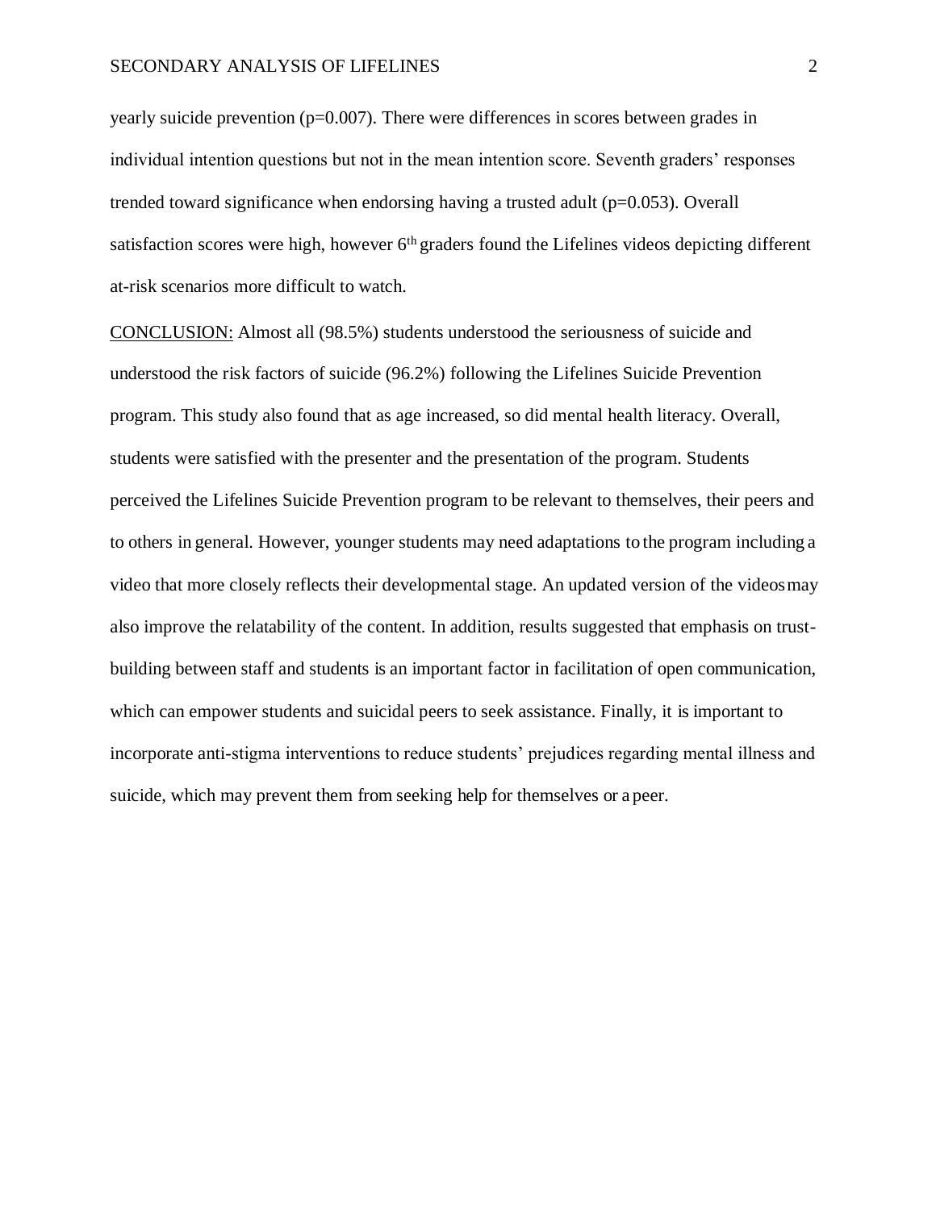yearly suicide prevention ($p=0.007$). There were differences in scores between grades in individual intention questions but not in the mean intention score. Seventh graders' responses trended toward significance when endorsing having a trusted adult ($p=0.053$). Overall satisfaction scores were high, however 6th graders found the Lifelines videos depicting different at-risk scenarios more difficult to watch.

CONCLUSION: Almost all (98.5%) students understood the seriousness of suicide and understood the risk factors of suicide (96.2%) following the Lifelines Suicide Prevention program. This study also found that as age increased, so did mental health literacy. Overall, students were satisfied with the presenter and the presentation of the program. Students perceived the Lifelines Suicide Prevention program to be relevant to themselves, their peers and to others in general. However, younger students may need adaptations to the program including a video that more closely reflects their developmental stage. An updated version of the videos may also improve the relatability of the content. In addition, results suggested that emphasis on trust-building between staff and students is an important factor in facilitation of open communication, which can empower students and suicidal peers to seek assistance. Finally, it is important to incorporate anti-stigma interventions to reduce students' prejudices regarding mental illness and suicide, which may prevent them from seeking help for themselves or a peer.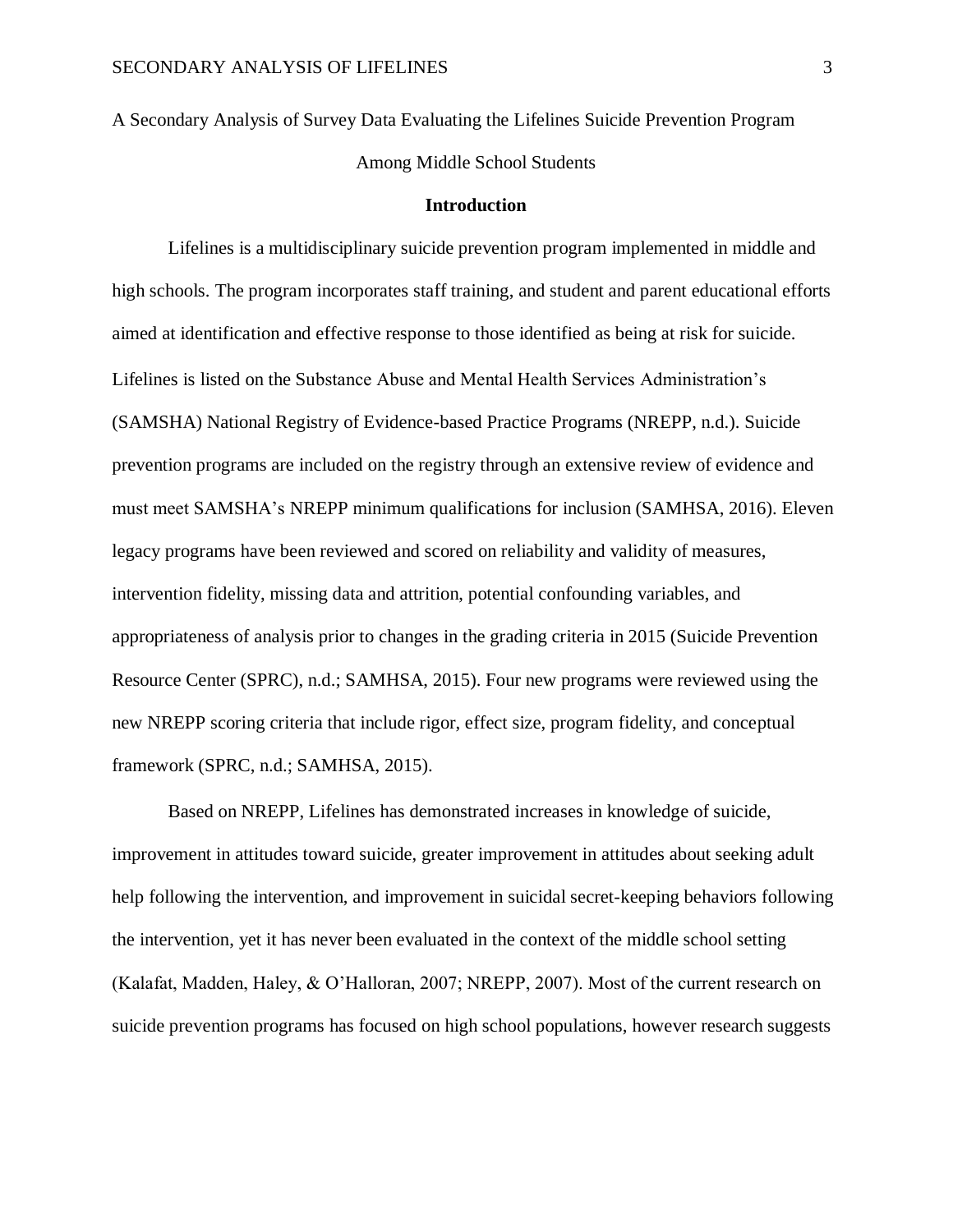A Secondary Analysis of Survey Data Evaluating the Lifelines Suicide Prevention Program Among Middle School Students

## Introduction

Lifelines is a multidisciplinary suicide prevention program implemented in middle and high schools. The program incorporates staff training, and student and parent educational efforts aimed at identification and effective response to those identified as being at risk for suicide. Lifelines is listed on the Substance Abuse and Mental Health Services Administration's (SAMSHA) National Registry of Evidence-based Practice Programs (NREPP, n.d.). Suicide prevention programs are included on the registry through an extensive review of evidence and must meet SAMSHA's NREPP minimum qualifications for inclusion (SAMHSA, 2016). Eleven legacy programs have been reviewed and scored on reliability and validity of measures, intervention fidelity, missing data and attrition, potential confounding variables, and appropriateness of analysis prior to changes in the grading criteria in 2015 (Suicide Prevention Resource Center (SPRC), n.d.; SAMHSA, 2015). Four new programs were reviewed using the new NREPP scoring criteria that include rigor, effect size, program fidelity, and conceptual framework (SPRC, n.d.; SAMHSA, 2015).

Based on NREPP, Lifelines has demonstrated increases in knowledge of suicide, improvement in attitudes toward suicide, greater improvement in attitudes about seeking adult help following the intervention, and improvement in suicidal secret-keeping behaviors following the intervention, yet it has never been evaluated in the context of the middle school setting (Kalafat, Madden, Haley, & O'Halloran, 2007; NREPP, 2007). Most of the current research on suicide prevention programs has focused on high school populations, however research suggests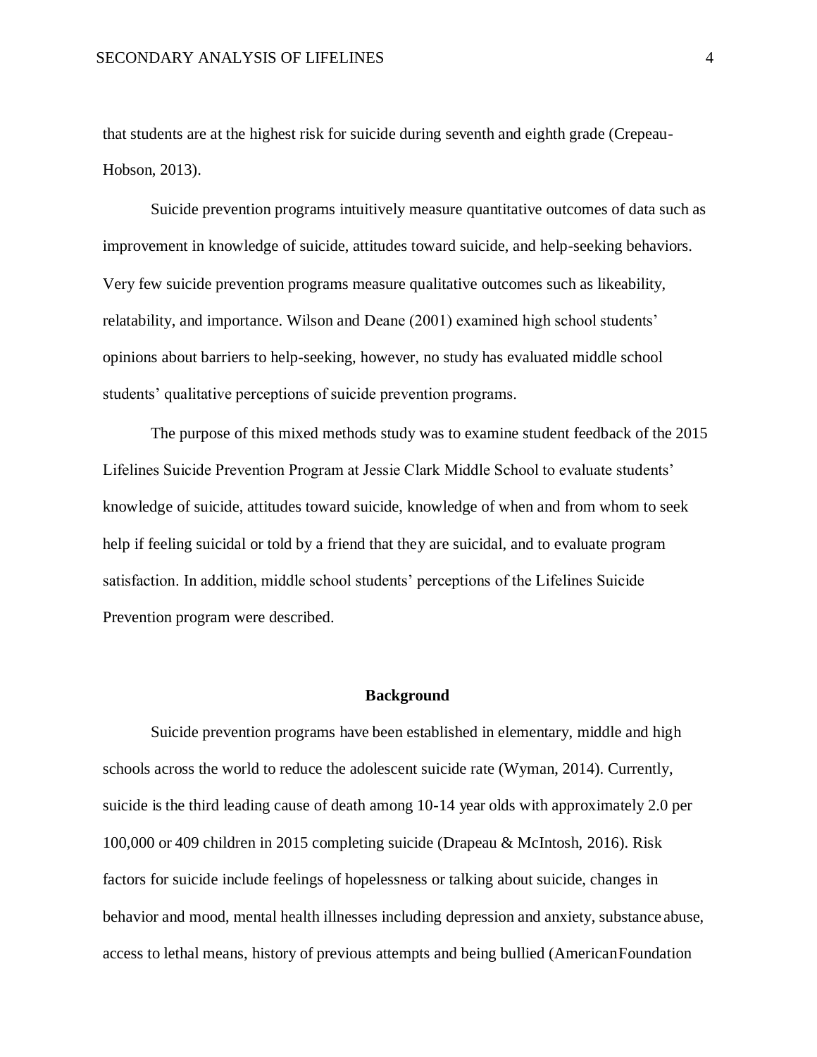that students are at the highest risk for suicide during seventh and eighth grade (Crepeau-Hobson, 2013).

Suicide prevention programs intuitively measure quantitative outcomes of data such as improvement in knowledge of suicide, attitudes toward suicide, and help-seeking behaviors. Very few suicide prevention programs measure qualitative outcomes such as likeability, relatability, and importance. Wilson and Deane (2001) examined high school students' opinions about barriers to help-seeking, however, no study has evaluated middle school students' qualitative perceptions of suicide prevention programs.

The purpose of this mixed methods study was to examine student feedback of the 2015 Lifelines Suicide Prevention Program at Jessie Clark Middle School to evaluate students' knowledge of suicide, attitudes toward suicide, knowledge of when and from whom to seek help if feeling suicidal or told by a friend that they are suicidal, and to evaluate program satisfaction. In addition, middle school students' perceptions of the Lifelines Suicide Prevention program were described.

## Background

Suicide prevention programs have been established in elementary, middle and high schools across the world to reduce the adolescent suicide rate (Wyman, 2014). Currently, suicide is the third leading cause of death among 10-14 year olds with approximately 2.0 per 100,000 or 409 children in 2015 completing suicide (Drapeau & McIntosh, 2016). Risk factors for suicide include feelings of hopelessness or talking about suicide, changes in behavior and mood, mental health illnesses including depression and anxiety, substance abuse, access to lethal means, history of previous attempts and being bullied (American Foundation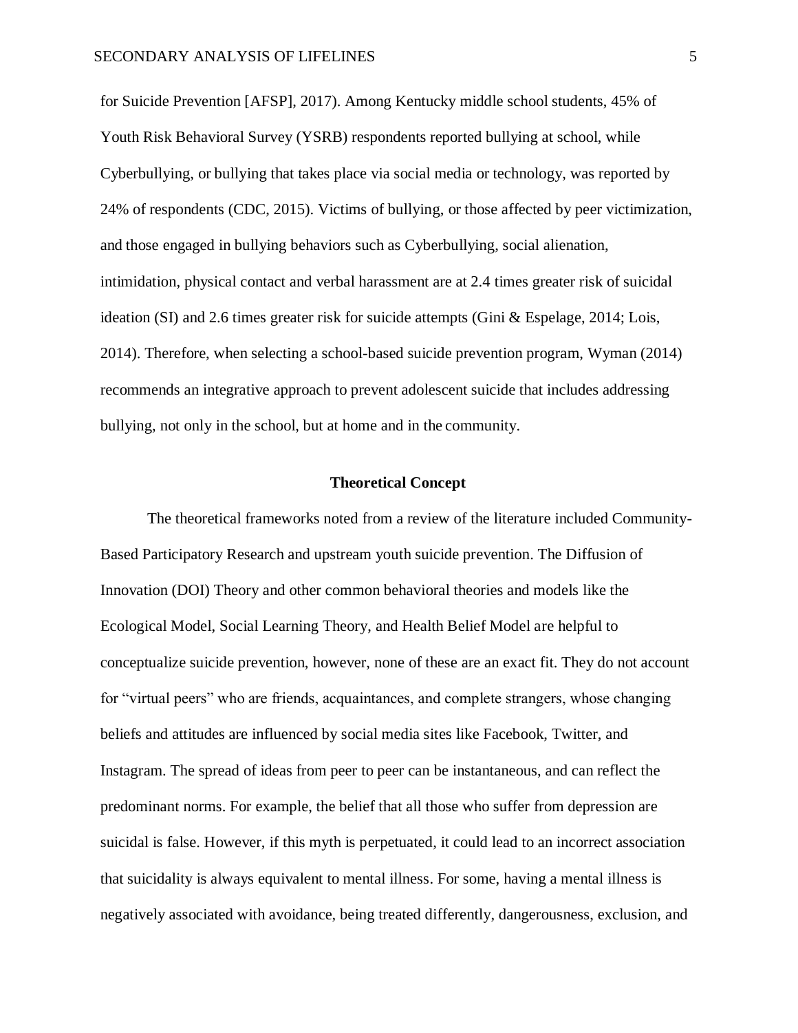for Suicide Prevention [AFSP], 2017). Among Kentucky middle school students, 45% of Youth Risk Behavioral Survey (YSRB) respondents reported bullying at school, while Cyberbullying, or bullying that takes place via social media or technology, was reported by 24% of respondents (CDC, 2015). Victims of bullying, or those affected by peer victimization, and those engaged in bullying behaviors such as Cyberbullying, social alienation, intimidation, physical contact and verbal harassment are at 2.4 times greater risk of suicidal ideation (SI) and 2.6 times greater risk for suicide attempts (Gini & Espelage, 2014; Lois, 2014). Therefore, when selecting a school-based suicide prevention program, Wyman (2014) recommends an integrative approach to prevent adolescent suicide that includes addressing bullying, not only in the school, but at home and in the community.

## Theoretical Concept

The theoretical frameworks noted from a review of the literature included Community-Based Participatory Research and upstream youth suicide prevention. The Diffusion of Innovation (DOI) Theory and other common behavioral theories and models like the Ecological Model, Social Learning Theory, and Health Belief Model are helpful to conceptualize suicide prevention, however, none of these are an exact fit. They do not account for "virtual peers" who are friends, acquaintances, and complete strangers, whose changing beliefs and attitudes are influenced by social media sites like Facebook, Twitter, and Instagram. The spread of ideas from peer to peer can be instantaneous, and can reflect the predominant norms. For example, the belief that all those who suffer from depression are suicidal is false. However, if this myth is perpetuated, it could lead to an incorrect association that suicidality is always equivalent to mental illness. For some, having a mental illness is negatively associated with avoidance, being treated differently, dangerousness, exclusion, and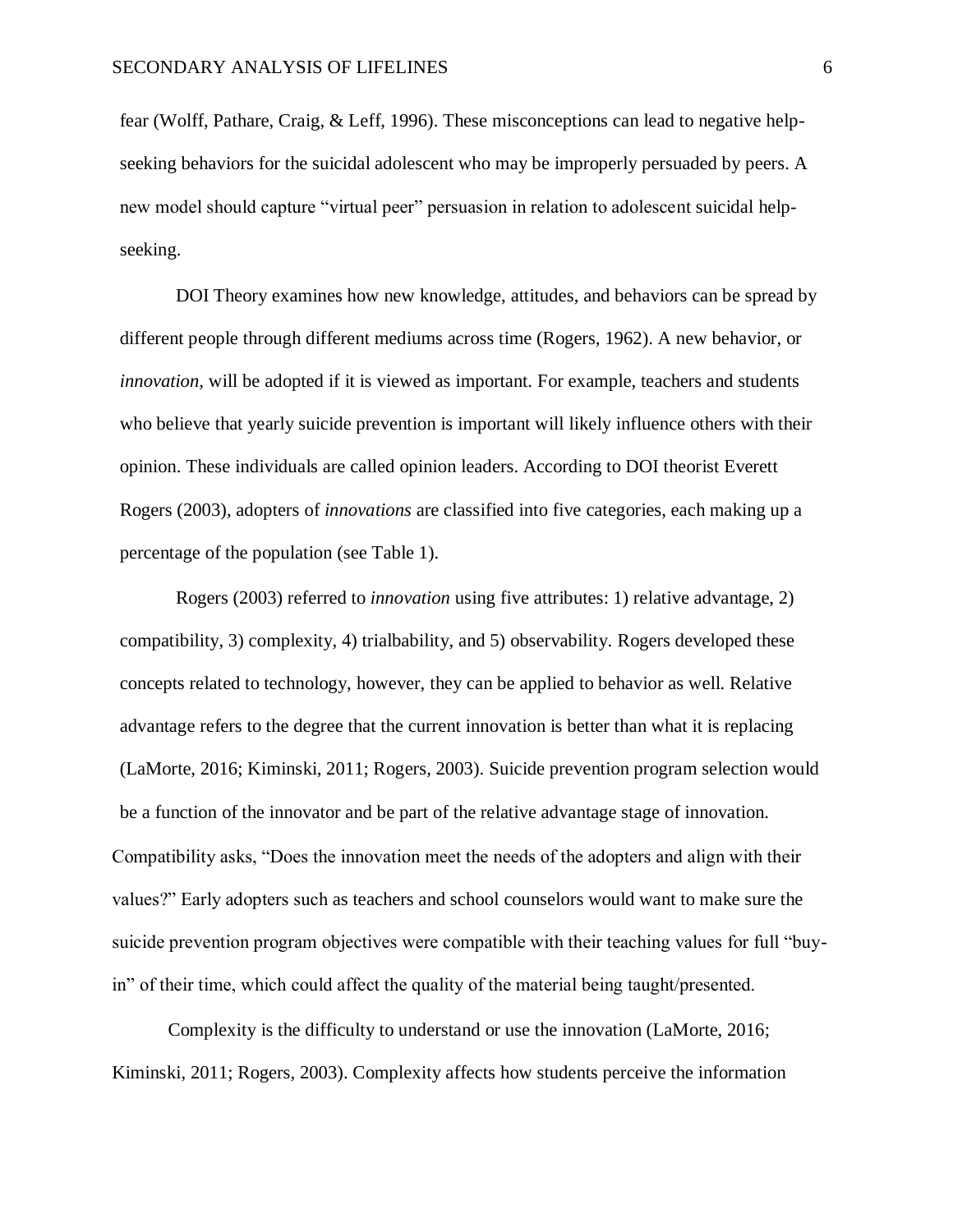fear (Wolff, Pathare, Craig, & Leff, 1996). These misconceptions can lead to negative help-seeking behaviors for the suicidal adolescent who may be improperly persuaded by peers. A new model should capture "virtual peer" persuasion in relation to adolescent suicidal help-seeking.

DOI Theory examines how new knowledge, attitudes, and behaviors can be spread by different people through different mediums across time (Rogers, 1962). A new behavior, or *innovation,* will be adopted if it is viewed as important. For example, teachers and students who believe that yearly suicide prevention is important will likely influence others with their opinion. These individuals are called opinion leaders. According to DOI theorist Everett Rogers (2003), adopters of *innovations* are classified into five categories, each making up a percentage of the population (see Table 1).

Rogers (2003) referred to *innovation* using five attributes: 1) relative advantage, 2) compatibility, 3) complexity, 4) trialbability, and 5) observability. Rogers developed these concepts related to technology, however, they can be applied to behavior as well. Relative advantage refers to the degree that the current innovation is better than what it is replacing (LaMorte, 2016; Kiminski, 2011; Rogers, 2003). Suicide prevention program selection would be a function of the innovator and be part of the relative advantage stage of innovation. Compatibility asks, "Does the innovation meet the needs of the adopters and align with their values?" Early adopters such as teachers and school counselors would want to make sure the suicide prevention program objectives were compatible with their teaching values for full "buy-in" of their time, which could affect the quality of the material being taught/presented.

Complexity is the difficulty to understand or use the innovation (LaMorte, 2016; Kiminski, 2011; Rogers, 2003). Complexity affects how students perceive the information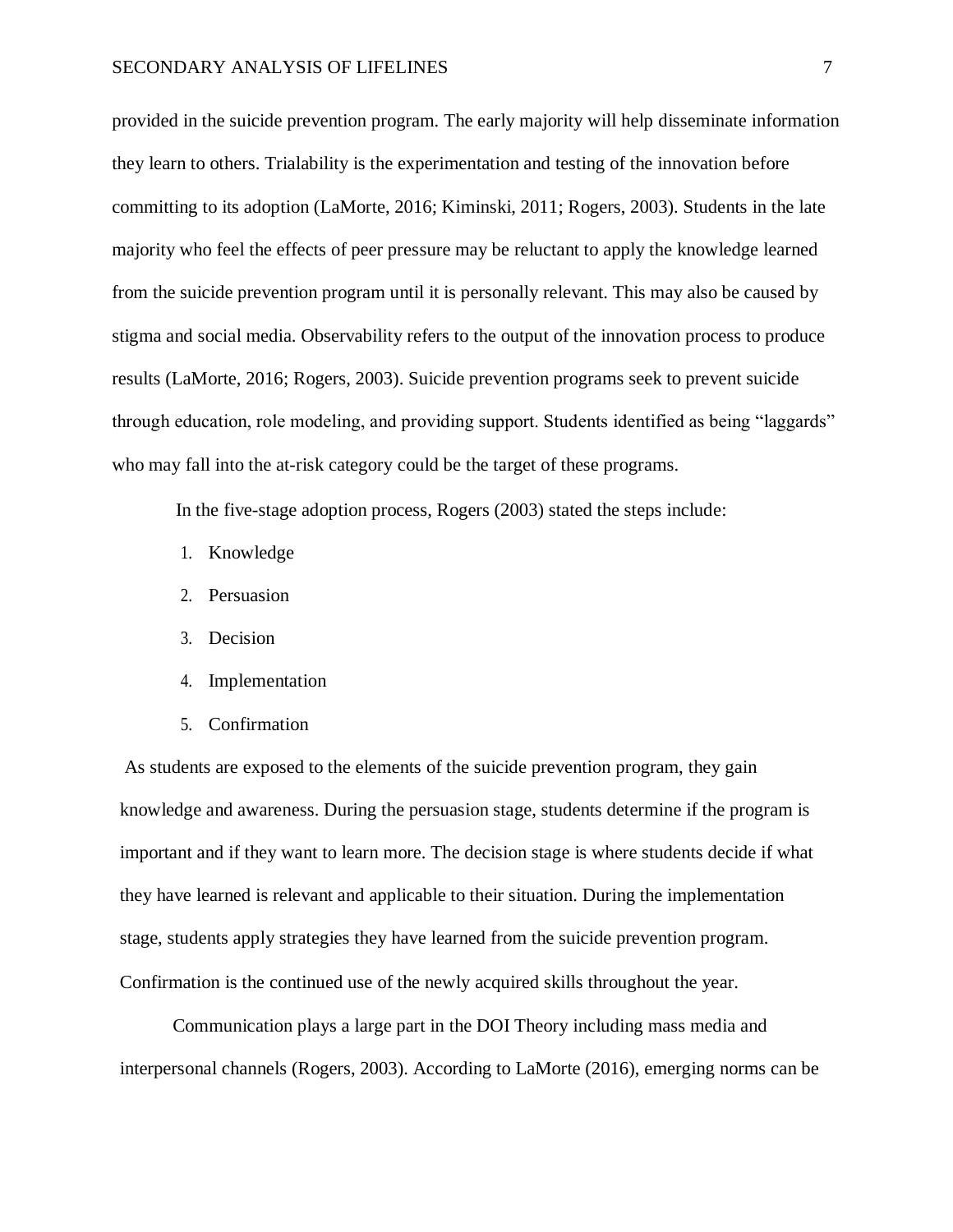provided in the suicide prevention program. The early majority will help disseminate information they learn to others. Trialability is the experimentation and testing of the innovation before committing to its adoption (LaMorte, 2016; Kiminski, 2011; Rogers, 2003). Students in the late majority who feel the effects of peer pressure may be reluctant to apply the knowledge learned from the suicide prevention program until it is personally relevant. This may also be caused by stigma and social media. Observability refers to the output of the innovation process to produce results (LaMorte, 2016; Rogers, 2003). Suicide prevention programs seek to prevent suicide through education, role modeling, and providing support. Students identified as being "laggards" who may fall into the at-risk category could be the target of these programs.

In the five-stage adoption process, Rogers (2003) stated the steps include:

1. Knowledge
2. Persuasion
3. Decision
4. Implementation
5. Confirmation

As students are exposed to the elements of the suicide prevention program, they gain knowledge and awareness. During the persuasion stage, students determine if the program is important and if they want to learn more. The decision stage is where students decide if what they have learned is relevant and applicable to their situation. During the implementation stage, students apply strategies they have learned from the suicide prevention program. Confirmation is the continued use of the newly acquired skills throughout the year.

Communication plays a large part in the DOI Theory including mass media and interpersonal channels (Rogers, 2003). According to LaMorte (2016), emerging norms can be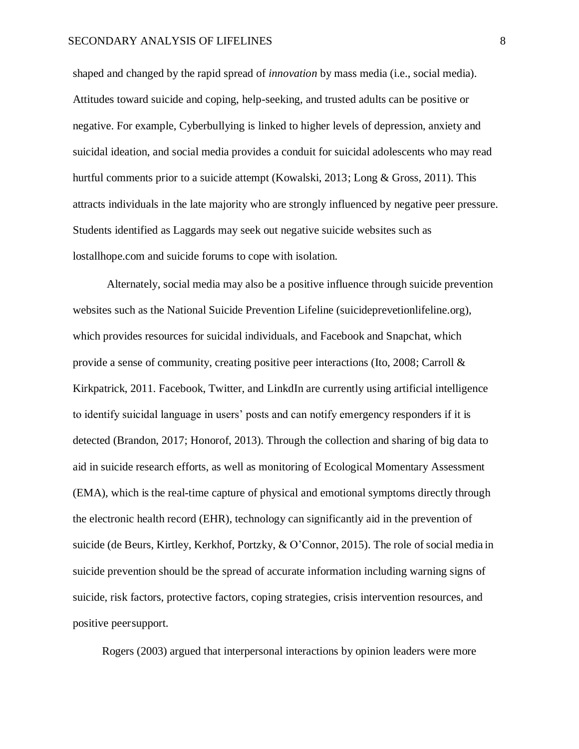shaped and changed by the rapid spread of *innovation* by mass media (i.e., social media). Attitudes toward suicide and coping, help-seeking, and trusted adults can be positive or negative. For example, Cyberbullying is linked to higher levels of depression, anxiety and suicidal ideation, and social media provides a conduit for suicidal adolescents who may read hurtful comments prior to a suicide attempt (Kowalski, 2013; Long & Gross, 2011). This attracts individuals in the late majority who are strongly influenced by negative peer pressure. Students identified as Laggards may seek out negative suicide websites such as lostallhope.com and suicide forums to cope with isolation.

Alternately, social media may also be a positive influence through suicide prevention websites such as the National Suicide Prevention Lifeline (suicideprevetionlifeline.org), which provides resources for suicidal individuals, and Facebook and Snapchat, which provide a sense of community, creating positive peer interactions (Ito, 2008; Carroll & Kirkpatrick, 2011. Facebook, Twitter, and LinkdIn are currently using artificial intelligence to identify suicidal language in users' posts and can notify emergency responders if it is detected (Brandon, 2017; Honorof, 2013). Through the collection and sharing of big data to aid in suicide research efforts, as well as monitoring of Ecological Momentary Assessment (EMA), which is the real-time capture of physical and emotional symptoms directly through the electronic health record (EHR), technology can significantly aid in the prevention of suicide (de Beurs, Kirtley, Kerkhof, Portzky, & O'Connor, 2015). The role of social media in suicide prevention should be the spread of accurate information including warning signs of suicide, risk factors, protective factors, coping strategies, crisis intervention resources, and positive peersupport.

Rogers (2003) argued that interpersonal interactions by opinion leaders were more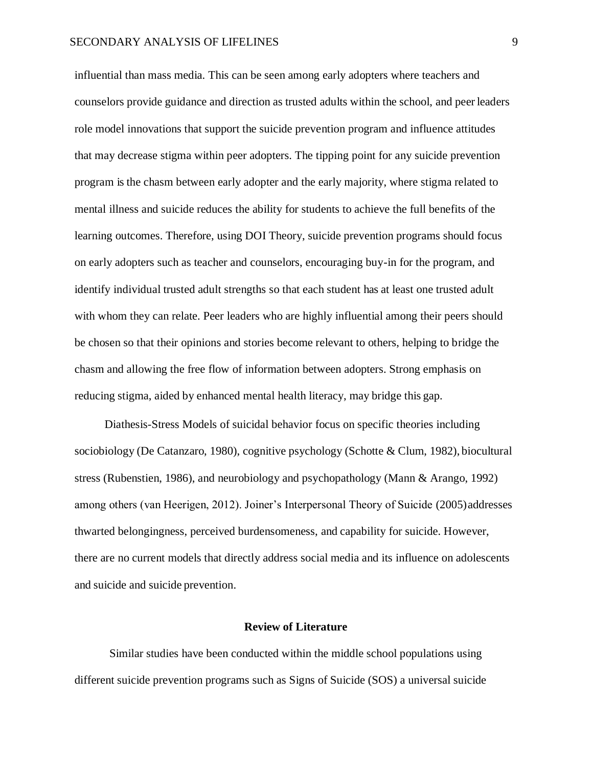influential than mass media. This can be seen among early adopters where teachers and counselors provide guidance and direction as trusted adults within the school, and peer leaders role model innovations that support the suicide prevention program and influence attitudes that may decrease stigma within peer adopters. The tipping point for any suicide prevention program is the chasm between early adopter and the early majority, where stigma related to mental illness and suicide reduces the ability for students to achieve the full benefits of the learning outcomes. Therefore, using DOI Theory, suicide prevention programs should focus on early adopters such as teacher and counselors, encouraging buy-in for the program, and identify individual trusted adult strengths so that each student has at least one trusted adult with whom they can relate. Peer leaders who are highly influential among their peers should be chosen so that their opinions and stories become relevant to others, helping to bridge the chasm and allowing the free flow of information between adopters. Strong emphasis on reducing stigma, aided by enhanced mental health literacy, may bridge this gap.

Diathesis-Stress Models of suicidal behavior focus on specific theories including sociobiology (De Catanzaro, 1980), cognitive psychology (Schotte & Clum, 1982), biocultural stress (Rubenstien, 1986), and neurobiology and psychopathology (Mann & Arango, 1992) among others (van Heerigen, 2012). Joiner's Interpersonal Theory of Suicide (2005) addresses thwarted belongingness, perceived burdensomeness, and capability for suicide. However, there are no current models that directly address social media and its influence on adolescents and suicide and suicide prevention.

## Review of Literature

Similar studies have been conducted within the middle school populations using different suicide prevention programs such as Signs of Suicide (SOS) a universal suicide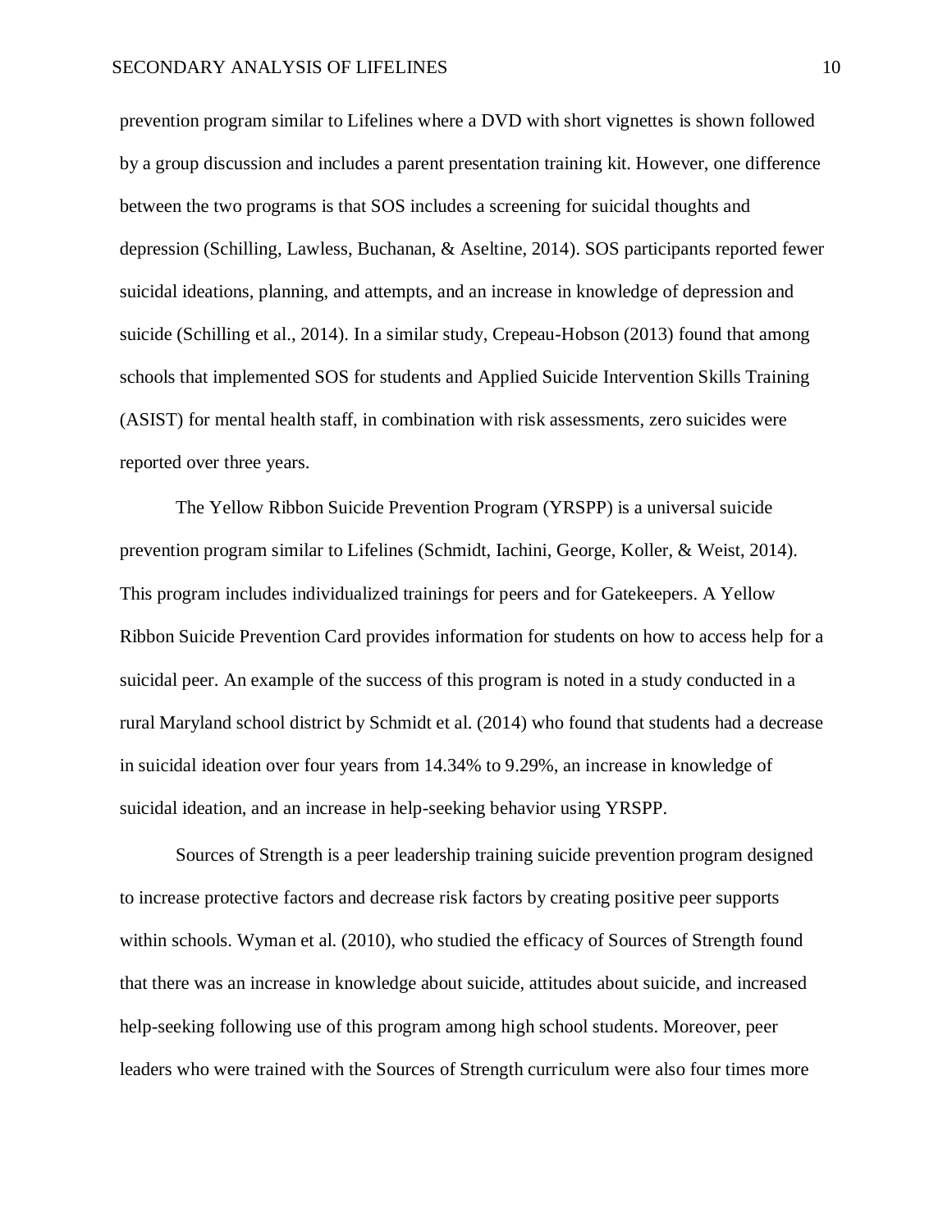prevention program similar to Lifelines where a DVD with short vignettes is shown followed by a group discussion and includes a parent presentation training kit. However, one difference between the two programs is that SOS includes a screening for suicidal thoughts and depression (Schilling, Lawless, Buchanan, & Aseltine, 2014). SOS participants reported fewer suicidal ideations, planning, and attempts, and an increase in knowledge of depression and suicide (Schilling et al., 2014). In a similar study, Crepeau-Hobson (2013) found that among schools that implemented SOS for students and Applied Suicide Intervention Skills Training (ASIST) for mental health staff, in combination with risk assessments, zero suicides were reported over three years.

The Yellow Ribbon Suicide Prevention Program (YRSPP) is a universal suicide prevention program similar to Lifelines (Schmidt, Iachini, George, Koller, & Weist, 2014). This program includes individualized trainings for peers and for Gatekeepers. A Yellow Ribbon Suicide Prevention Card provides information for students on how to access help for a suicidal peer. An example of the success of this program is noted in a study conducted in a rural Maryland school district by Schmidt et al. (2014) who found that students had a decrease in suicidal ideation over four years from 14.34% to 9.29%, an increase in knowledge of suicidal ideation, and an increase in help-seeking behavior using YRSPP.

Sources of Strength is a peer leadership training suicide prevention program designed to increase protective factors and decrease risk factors by creating positive peer supports within schools. Wyman et al. (2010), who studied the efficacy of Sources of Strength found that there was an increase in knowledge about suicide, attitudes about suicide, and increased help-seeking following use of this program among high school students. Moreover, peer leaders who were trained with the Sources of Strength curriculum were also four times more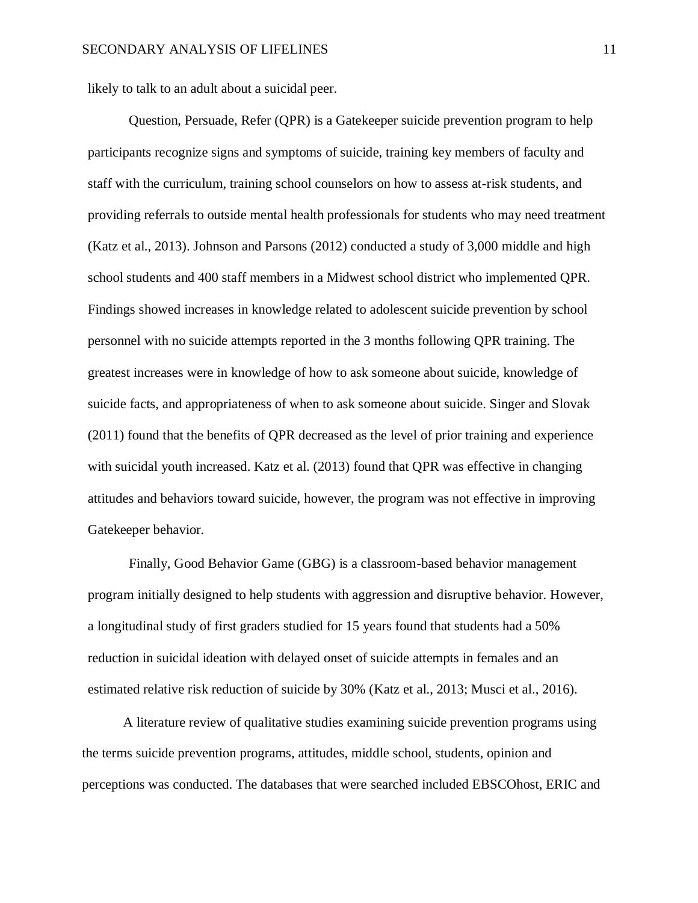likely to talk to an adult about a suicidal peer.

Question, Persuade, Refer (QPR) is a Gatekeeper suicide prevention program to help participants recognize signs and symptoms of suicide, training key members of faculty and staff with the curriculum, training school counselors on how to assess at-risk students, and providing referrals to outside mental health professionals for students who may need treatment (Katz et al., 2013). Johnson and Parsons (2012) conducted a study of 3,000 middle and high school students and 400 staff members in a Midwest school district who implemented QPR. Findings showed increases in knowledge related to adolescent suicide prevention by school personnel with no suicide attempts reported in the 3 months following QPR training. The greatest increases were in knowledge of how to ask someone about suicide, knowledge of suicide facts, and appropriateness of when to ask someone about suicide. Singer and Slovak (2011) found that the benefits of QPR decreased as the level of prior training and experience with suicidal youth increased. Katz et al. (2013) found that QPR was effective in changing attitudes and behaviors toward suicide, however, the program was not effective in improving Gatekeeper behavior.

Finally, Good Behavior Game (GBG) is a classroom-based behavior management program initially designed to help students with aggression and disruptive behavior. However, a longitudinal study of first graders studied for 15 years found that students had a 50% reduction in suicidal ideation with delayed onset of suicide attempts in females and an estimated relative risk reduction of suicide by 30% (Katz et al., 2013; Musci et al., 2016).

A literature review of qualitative studies examining suicide prevention programs using the terms suicide prevention programs, attitudes, middle school, students, opinion and perceptions was conducted. The databases that were searched included EBSCOhost, ERIC and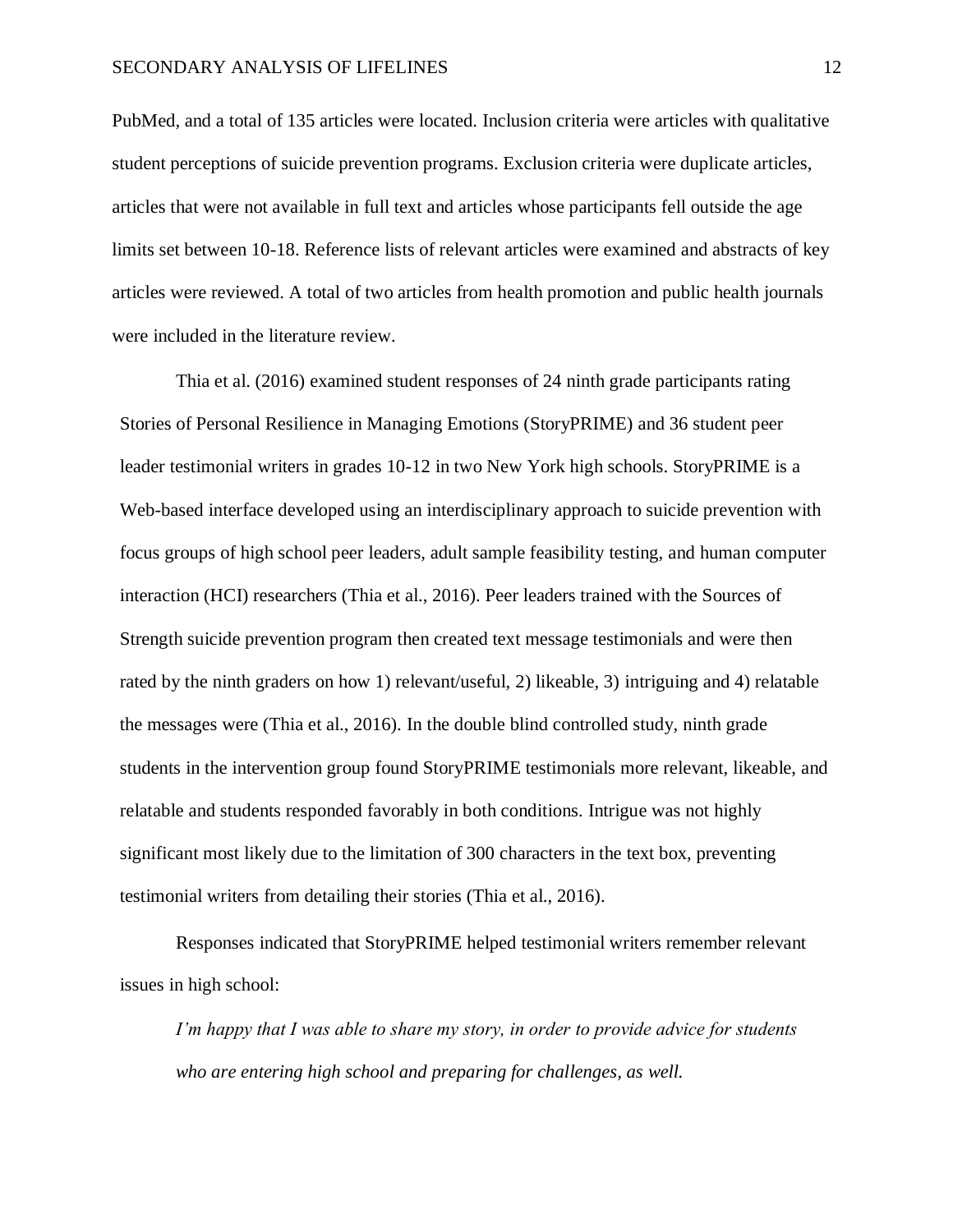PubMed, and a total of 135 articles were located. Inclusion criteria were articles with qualitative student perceptions of suicide prevention programs. Exclusion criteria were duplicate articles, articles that were not available in full text and articles whose participants fell outside the age limits set between 10-18. Reference lists of relevant articles were examined and abstracts of key articles were reviewed. A total of two articles from health promotion and public health journals were included in the literature review.

Thia et al. (2016) examined student responses of 24 ninth grade participants rating Stories of Personal Resilience in Managing Emotions (StoryPRIME) and 36 student peer leader testimonial writers in grades 10-12 in two New York high schools. StoryPRIME is a Web-based interface developed using an interdisciplinary approach to suicide prevention with focus groups of high school peer leaders, adult sample feasibility testing, and human computer interaction (HCI) researchers (Thia et al., 2016). Peer leaders trained with the Sources of Strength suicide prevention program then created text message testimonials and were then rated by the ninth graders on how 1) relevant/useful, 2) likeable, 3) intriguing and 4) relatable the messages were (Thia et al., 2016). In the double blind controlled study, ninth grade students in the intervention group found StoryPRIME testimonials more relevant, likeable, and relatable and students responded favorably in both conditions. Intrigue was not highly significant most likely due to the limitation of 300 characters in the text box, preventing testimonial writers from detailing their stories (Thia et al., 2016).

Responses indicated that StoryPRIME helped testimonial writers remember relevant issues in high school:

> *I'm happy that I was able to share my story, in order to provide advice for students who are entering high school and preparing for challenges, as well.*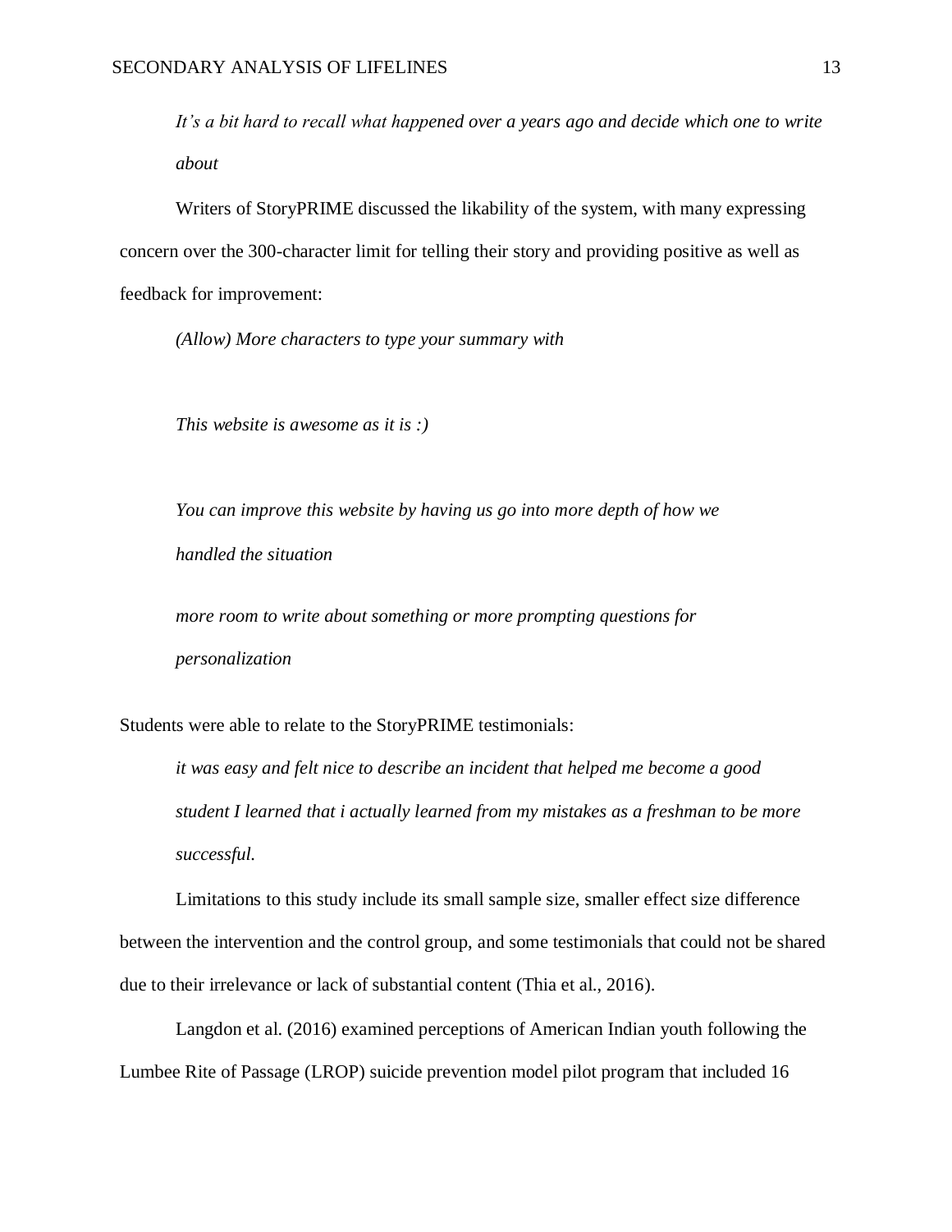*It's a bit hard to recall what happened over a years ago and decide which one to write about*

Writers of StoryPRIME discussed the likability of the system, with many expressing concern over the 300-character limit for telling their story and providing positive as well as feedback for improvement:

*(Allow) More characters to type your summary with*

*This website is awesome as it is :)*

*You can improve this website by having us go into more depth of how we handled the situation*

*more room to write about something or more prompting questions for personalization*

Students were able to relate to the StoryPRIME testimonials:

*it was easy and felt nice to describe an incident that helped me become a good student I learned that i actually learned from my mistakes as a freshman to be more successful.*

Limitations to this study include its small sample size, smaller effect size difference between the intervention and the control group, and some testimonials that could not be shared due to their irrelevance or lack of substantial content (Thia et al., 2016).

Langdon et al. (2016) examined perceptions of American Indian youth following the Lumbee Rite of Passage (LROP) suicide prevention model pilot program that included 16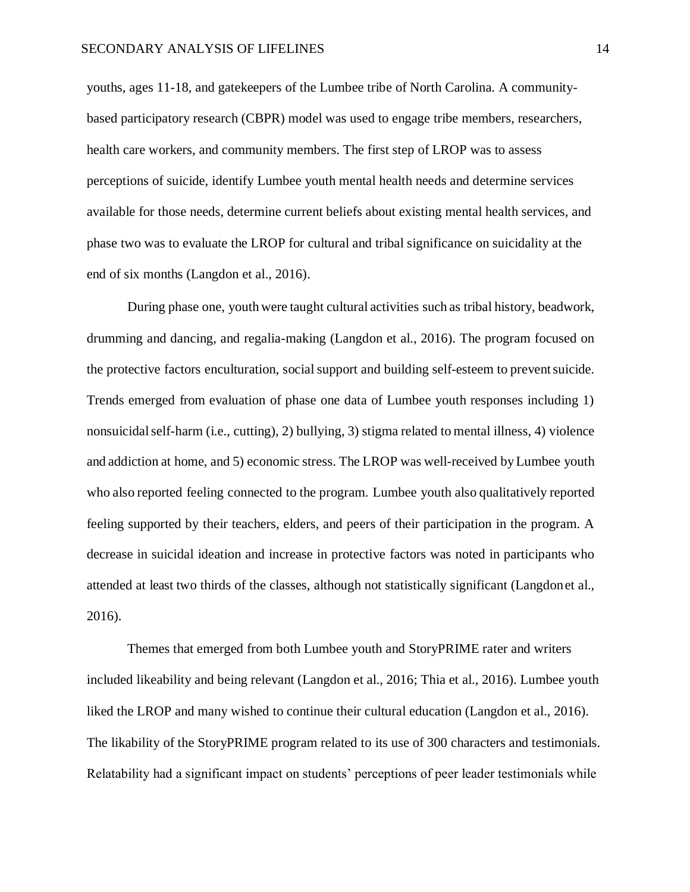youths, ages 11-18, and gatekeepers of the Lumbee tribe of North Carolina. A community-based participatory research (CBPR) model was used to engage tribe members, researchers, health care workers, and community members. The first step of LROP was to assess perceptions of suicide, identify Lumbee youth mental health needs and determine services available for those needs, determine current beliefs about existing mental health services, and phase two was to evaluate the LROP for cultural and tribal significance on suicidality at the end of six months (Langdon et al., 2016).

During phase one, youth were taught cultural activities such as tribal history, beadwork, drumming and dancing, and regalia-making (Langdon et al., 2016). The program focused on the protective factors enculturation, social support and building self-esteem to prevent suicide. Trends emerged from evaluation of phase one data of Lumbee youth responses including 1) nonsuicidal self-harm (i.e., cutting), 2) bullying, 3) stigma related to mental illness, 4) violence and addiction at home, and 5) economic stress. The LROP was well-received by Lumbee youth who also reported feeling connected to the program. Lumbee youth also qualitatively reported feeling supported by their teachers, elders, and peers of their participation in the program. A decrease in suicidal ideation and increase in protective factors was noted in participants who attended at least two thirds of the classes, although not statistically significant (Langdon et al., 2016).

Themes that emerged from both Lumbee youth and StoryPRIME rater and writers included likeability and being relevant (Langdon et al., 2016; Thia et al., 2016). Lumbee youth liked the LROP and many wished to continue their cultural education (Langdon et al., 2016). The likability of the StoryPRIME program related to its use of 300 characters and testimonials. Relatability had a significant impact on students' perceptions of peer leader testimonials while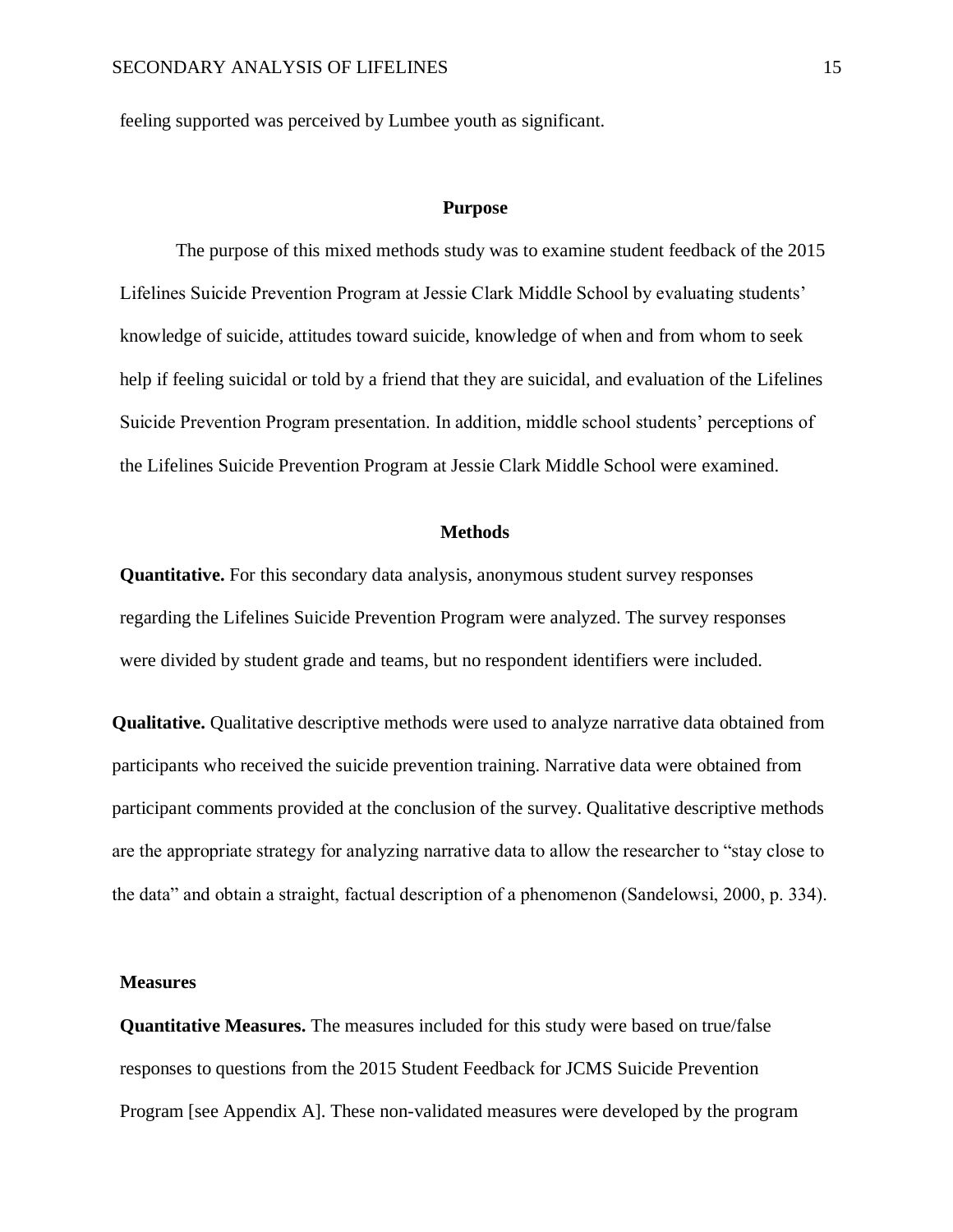feeling supported was perceived by Lumbee youth as significant.

## Purpose

The purpose of this mixed methods study was to examine student feedback of the 2015 Lifelines Suicide Prevention Program at Jessie Clark Middle School by evaluating students' knowledge of suicide, attitudes toward suicide, knowledge of when and from whom to seek help if feeling suicidal or told by a friend that they are suicidal, and evaluation of the Lifelines Suicide Prevention Program presentation. In addition, middle school students' perceptions of the Lifelines Suicide Prevention Program at Jessie Clark Middle School were examined.

## Methods

**Quantitative.** For this secondary data analysis, anonymous student survey responses regarding the Lifelines Suicide Prevention Program were analyzed. The survey responses were divided by student grade and teams, but no respondent identifiers were included.

**Qualitative.** Qualitative descriptive methods were used to analyze narrative data obtained from participants who received the suicide prevention training. Narrative data were obtained from participant comments provided at the conclusion of the survey. Qualitative descriptive methods are the appropriate strategy for analyzing narrative data to allow the researcher to "stay close to the data" and obtain a straight, factual description of a phenomenon (Sandelowsi, 2000, p. 334).

### Measures

**Quantitative Measures.** The measures included for this study were based on true/false responses to questions from the 2015 Student Feedback for JCMS Suicide Prevention Program [see Appendix A]. These non-validated measures were developed by the program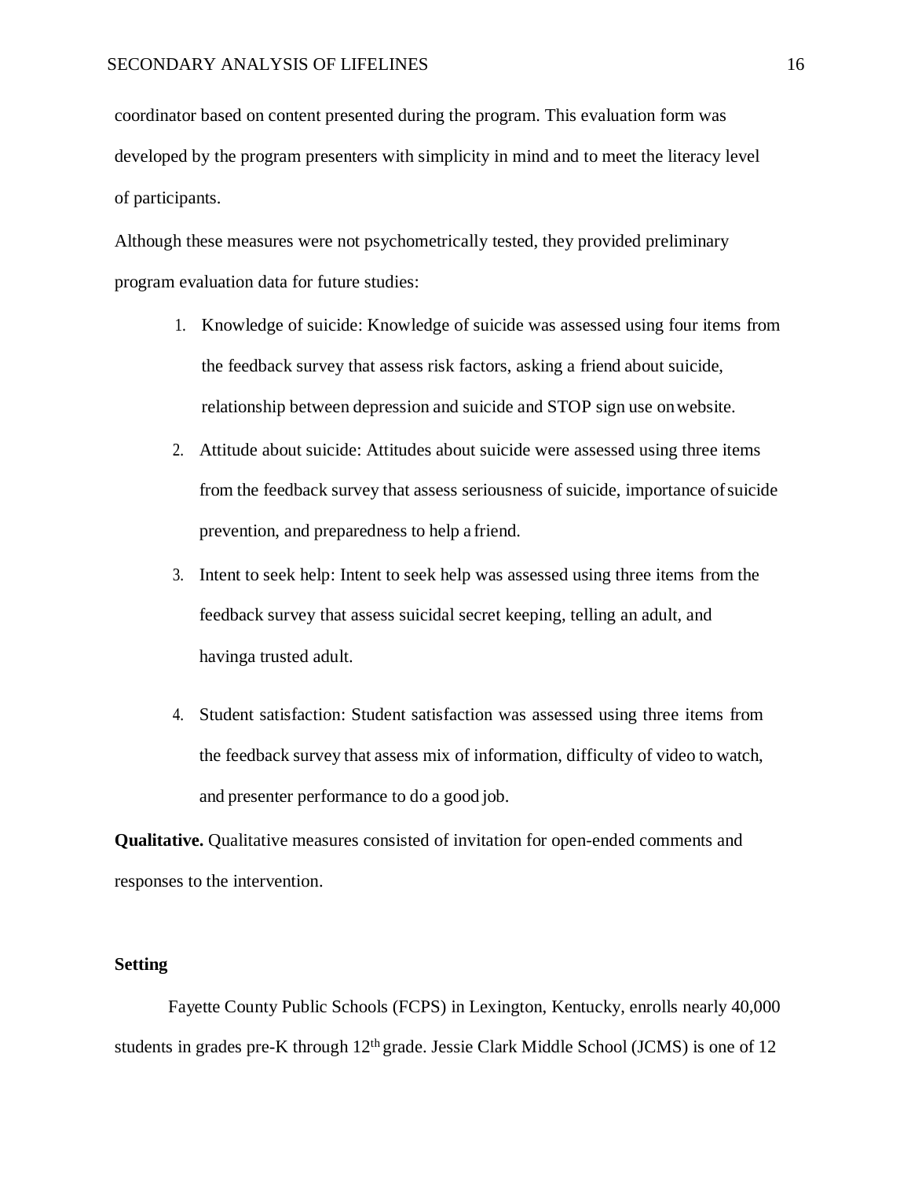coordinator based on content presented during the program. This evaluation form was developed by the program presenters with simplicity in mind and to meet the literacy level of participants.

Although these measures were not psychometrically tested, they provided preliminary program evaluation data for future studies:

1. Knowledge of suicide: Knowledge of suicide was assessed using four items from the feedback survey that assess risk factors, asking a friend about suicide, relationship between depression and suicide and STOP sign use on website.
2. Attitude about suicide: Attitudes about suicide were assessed using three items from the feedback survey that assess seriousness of suicide, importance of suicide prevention, and preparedness to help a friend.
3. Intent to seek help: Intent to seek help was assessed using three items from the feedback survey that assess suicidal secret keeping, telling an adult, and havinga trusted adult.
4. Student satisfaction: Student satisfaction was assessed using three items from the feedback survey that assess mix of information, difficulty of video to watch, and presenter performance to do a good job.

**Qualitative.** Qualitative measures consisted of invitation for open-ended comments and responses to the intervention.

**Setting**

Fayette County Public Schools (FCPS) in Lexington, Kentucky, enrolls nearly 40,000 students in grades pre-K through 12th grade. Jessie Clark Middle School (JCMS) is one of 12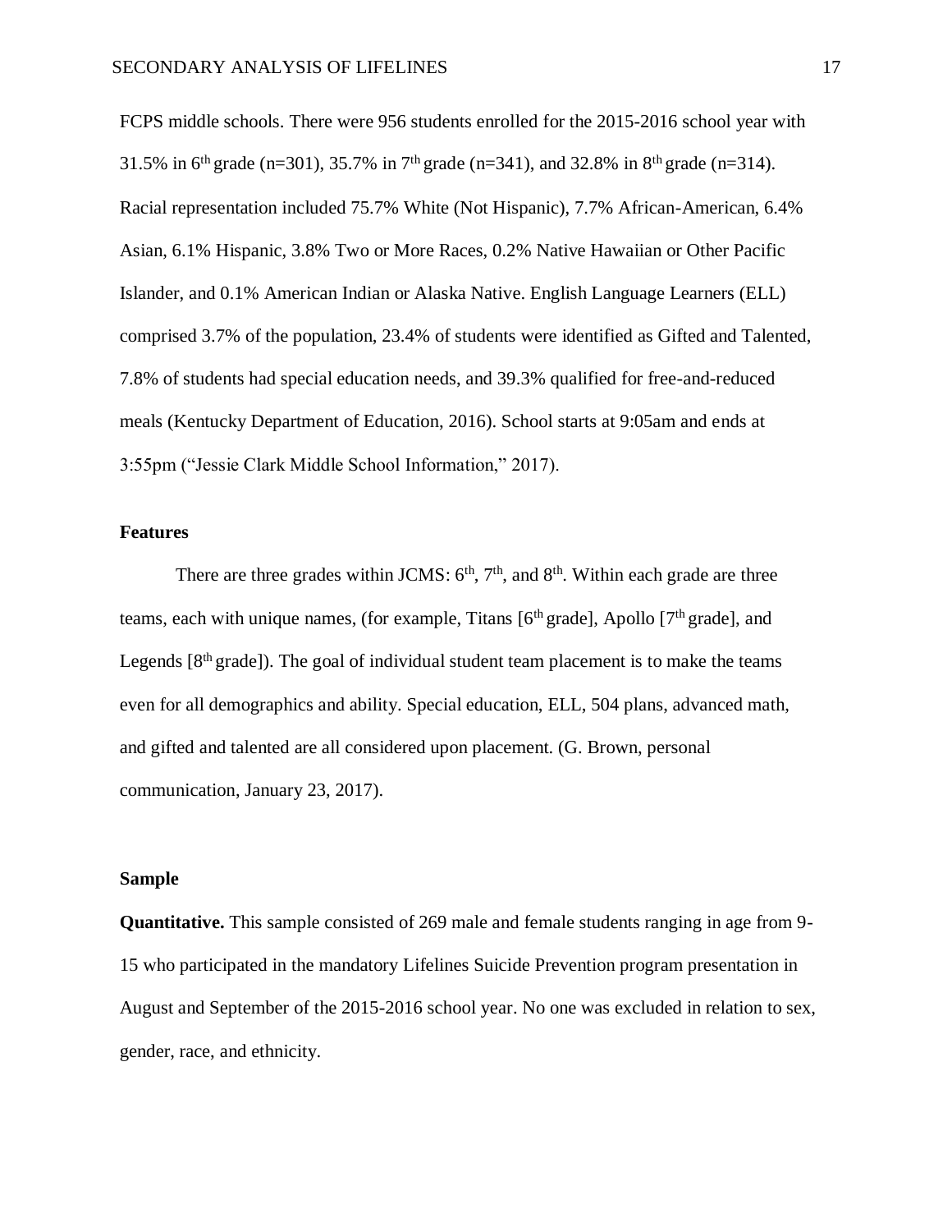FCPS middle schools. There were 956 students enrolled for the 2015-2016 school year with 31.5% in 6th grade (n=301), 35.7% in 7th grade (n=341), and 32.8% in 8th grade (n=314). Racial representation included 75.7% White (Not Hispanic), 7.7% African-American, 6.4% Asian, 6.1% Hispanic, 3.8% Two or More Races, 0.2% Native Hawaiian or Other Pacific Islander, and 0.1% American Indian or Alaska Native. English Language Learners (ELL) comprised 3.7% of the population, 23.4% of students were identified as Gifted and Talented, 7.8% of students had special education needs, and 39.3% qualified for free-and-reduced meals (Kentucky Department of Education, 2016). School starts at 9:05am and ends at 3:55pm ("Jessie Clark Middle School Information," 2017).

### Features

There are three grades within JCMS: 6th, 7th, and 8th. Within each grade are three teams, each with unique names, (for example, Titans [6th grade], Apollo [7th grade], and Legends [8th grade]). The goal of individual student team placement is to make the teams even for all demographics and ability. Special education, ELL, 504 plans, advanced math, and gifted and talented are all considered upon placement. (G. Brown, personal communication, January 23, 2017).

### Sample

**Quantitative.** This sample consisted of 269 male and female students ranging in age from 9-15 who participated in the mandatory Lifelines Suicide Prevention program presentation in August and September of the 2015-2016 school year. No one was excluded in relation to sex, gender, race, and ethnicity.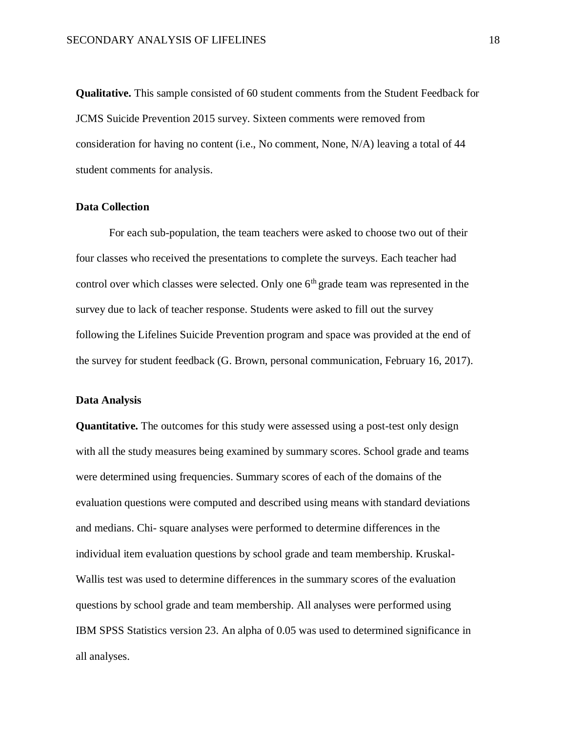**Qualitative.** This sample consisted of 60 student comments from the Student Feedback for JCMS Suicide Prevention 2015 survey. Sixteen comments were removed from consideration for having no content (i.e., No comment, None, N/A) leaving a total of 44 student comments for analysis.

### Data Collection

For each sub-population, the team teachers were asked to choose two out of their four classes who received the presentations to complete the surveys. Each teacher had control over which classes were selected. Only one $6^{th}$ grade team was represented in the survey due to lack of teacher response. Students were asked to fill out the survey following the Lifelines Suicide Prevention program and space was provided at the end of the survey for student feedback (G. Brown, personal communication, February 16, 2017).

### Data Analysis

**Quantitative.** The outcomes for this study were assessed using a post-test only design with all the study measures being examined by summary scores. School grade and teams were determined using frequencies. Summary scores of each of the domains of the evaluation questions were computed and described using means with standard deviations and medians. Chi- square analyses were performed to determine differences in the individual item evaluation questions by school grade and team membership. Kruskal-Wallis test was used to determine differences in the summary scores of the evaluation questions by school grade and team membership. All analyses were performed using IBM SPSS Statistics version 23. An alpha of 0.05 was used to determined significance in all analyses.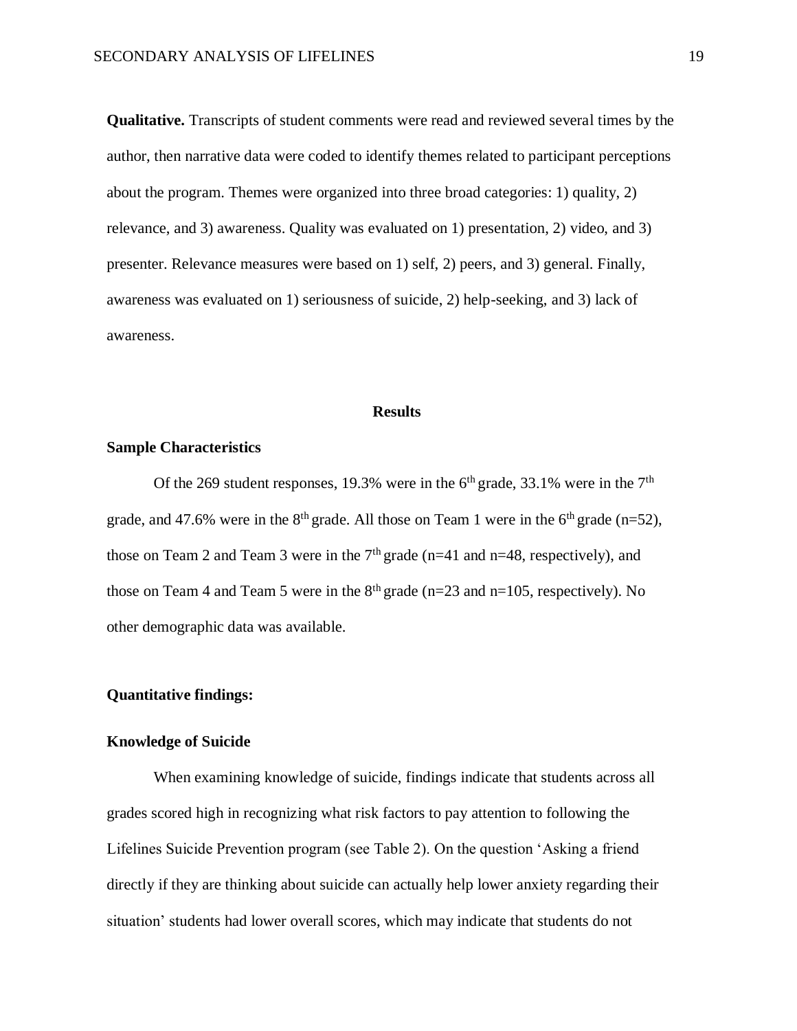**Qualitative.** Transcripts of student comments were read and reviewed several times by the author, then narrative data were coded to identify themes related to participant perceptions about the program. Themes were organized into three broad categories: 1) quality, 2) relevance, and 3) awareness. Quality was evaluated on 1) presentation, 2) video, and 3) presenter. Relevance measures were based on 1) self, 2) peers, and 3) general. Finally, awareness was evaluated on 1) seriousness of suicide, 2) help-seeking, and 3) lack of awareness.

## Results

### Sample Characteristics

Of the 269 student responses, 19.3% were in the 6th grade, 33.1% were in the 7th grade, and 47.6% were in the 8th grade. All those on Team 1 were in the 6th grade (n=52), those on Team 2 and Team 3 were in the 7th grade (n=41 and n=48, respectively), and those on Team 4 and Team 5 were in the 8th grade (n=23 and n=105, respectively). No other demographic data was available.

### Quantitative findings:

### Knowledge of Suicide

When examining knowledge of suicide, findings indicate that students across all grades scored high in recognizing what risk factors to pay attention to following the Lifelines Suicide Prevention program (see Table 2). On the question 'Asking a friend directly if they are thinking about suicide can actually help lower anxiety regarding their situation' students had lower overall scores, which may indicate that students do not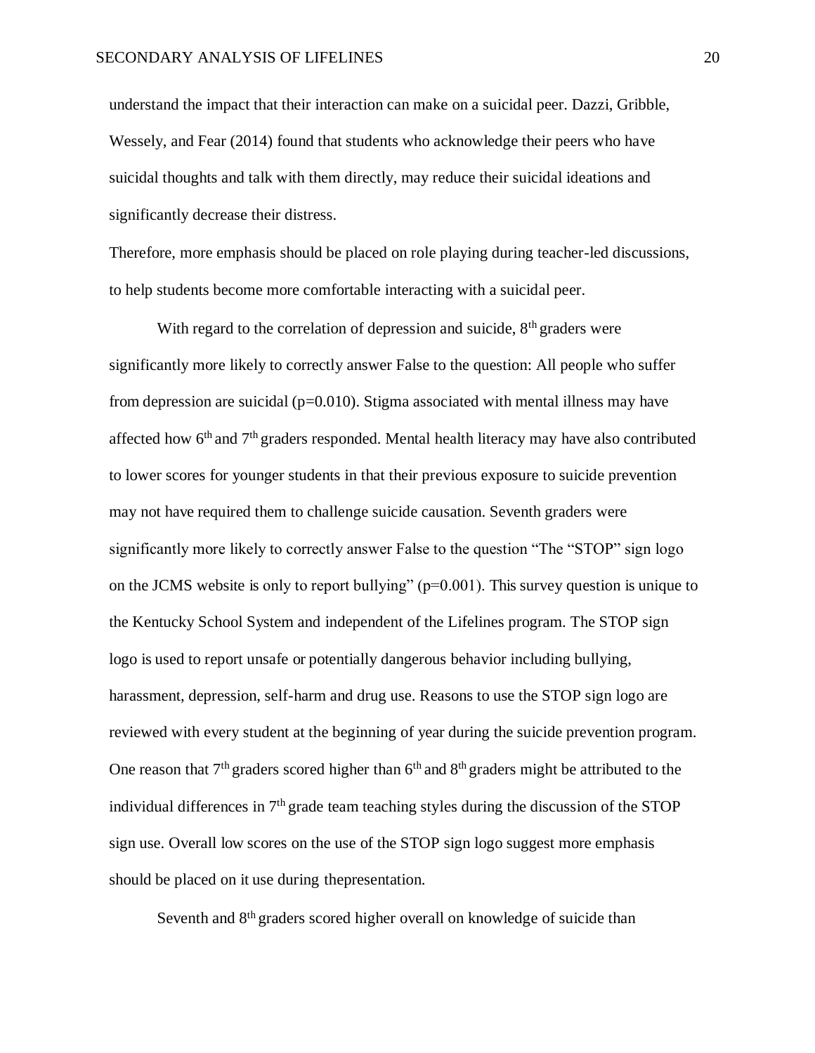understand the impact that their interaction can make on a suicidal peer. Dazzi, Gribble, Wessely, and Fear (2014) found that students who acknowledge their peers who have suicidal thoughts and talk with them directly, may reduce their suicidal ideations and significantly decrease their distress.

Therefore, more emphasis should be placed on role playing during teacher-led discussions, to help students become more comfortable interacting with a suicidal peer.

With regard to the correlation of depression and suicide, 8th graders were significantly more likely to correctly answer False to the question: All people who suffer from depression are suicidal ($p=0.010$). Stigma associated with mental illness may have affected how 6th and 7th graders responded. Mental health literacy may have also contributed to lower scores for younger students in that their previous exposure to suicide prevention may not have required them to challenge suicide causation. Seventh graders were significantly more likely to correctly answer False to the question "The "STOP" sign logo on the JCMS website is only to report bullying" ($p=0.001$). This survey question is unique to the Kentucky School System and independent of the Lifelines program. The STOP sign logo is used to report unsafe or potentially dangerous behavior including bullying, harassment, depression, self-harm and drug use. Reasons to use the STOP sign logo are reviewed with every student at the beginning of year during the suicide prevention program. One reason that 7th graders scored higher than 6th and 8th graders might be attributed to the individual differences in 7th grade team teaching styles during the discussion of the STOP sign use. Overall low scores on the use of the STOP sign logo suggest more emphasis should be placed on it use during thepresentation.

Seventh and 8th graders scored higher overall on knowledge of suicide than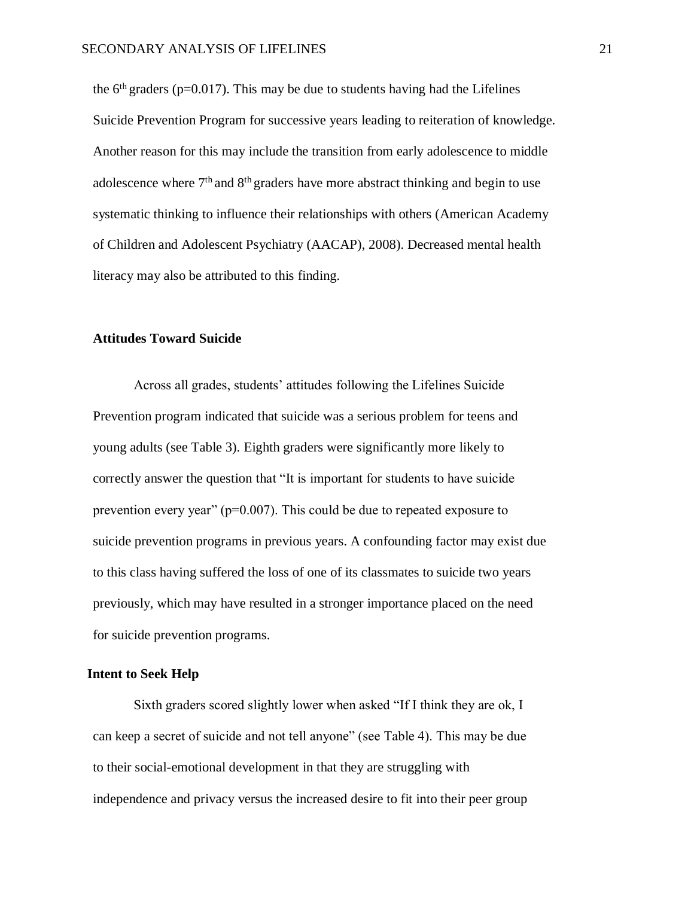the 6th graders ($p=0.017$). This may be due to students having had the Lifelines Suicide Prevention Program for successive years leading to reiteration of knowledge. Another reason for this may include the transition from early adolescence to middle adolescence where 7th and 8th graders have more abstract thinking and begin to use systematic thinking to influence their relationships with others (American Academy of Children and Adolescent Psychiatry (AACAP), 2008). Decreased mental health literacy may also be attributed to this finding.

### Attitudes Toward Suicide

Across all grades, students' attitudes following the Lifelines Suicide Prevention program indicated that suicide was a serious problem for teens and young adults (see Table 3). Eighth graders were significantly more likely to correctly answer the question that "It is important for students to have suicide prevention every year" ($p=0.007$). This could be due to repeated exposure to suicide prevention programs in previous years. A confounding factor may exist due to this class having suffered the loss of one of its classmates to suicide two years previously, which may have resulted in a stronger importance placed on the need for suicide prevention programs.

### Intent to Seek Help

Sixth graders scored slightly lower when asked "If I think they are ok, I can keep a secret of suicide and not tell anyone" (see Table 4). This may be due to their social-emotional development in that they are struggling with independence and privacy versus the increased desire to fit into their peer group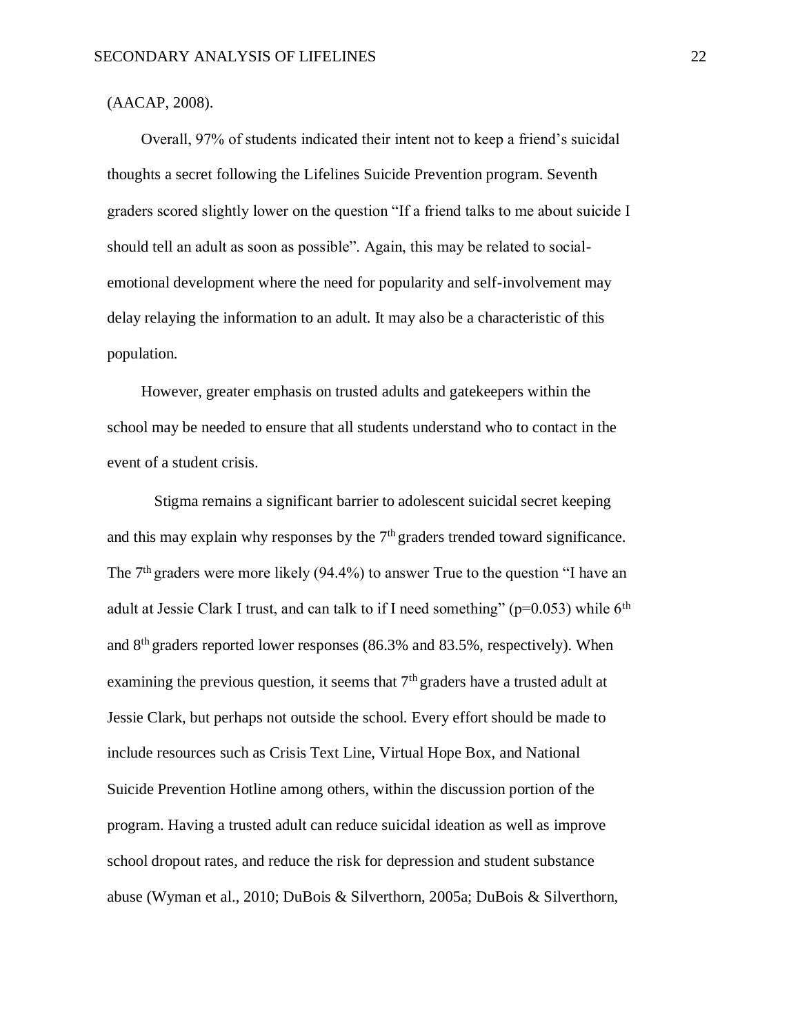(AACAP, 2008).

Overall, 97% of students indicated their intent not to keep a friend's suicidal thoughts a secret following the Lifelines Suicide Prevention program. Seventh graders scored slightly lower on the question "If a friend talks to me about suicide I should tell an adult as soon as possible". Again, this may be related to social-emotional development where the need for popularity and self-involvement may delay relaying the information to an adult. It may also be a characteristic of this population.

However, greater emphasis on trusted adults and gatekeepers within the school may be needed to ensure that all students understand who to contact in the event of a student crisis.

Stigma remains a significant barrier to adolescent suicidal secret keeping and this may explain why responses by the 7th graders trended toward significance. The 7th graders were more likely (94.4%) to answer True to the question "I have an adult at Jessie Clark I trust, and can talk to if I need something" ($p=0.053$) while 6th and 8th graders reported lower responses (86.3% and 83.5%, respectively). When examining the previous question, it seems that 7th graders have a trusted adult at Jessie Clark, but perhaps not outside the school. Every effort should be made to include resources such as Crisis Text Line, Virtual Hope Box, and National Suicide Prevention Hotline among others, within the discussion portion of the program. Having a trusted adult can reduce suicidal ideation as well as improve school dropout rates, and reduce the risk for depression and student substance abuse (Wyman et al., 2010; DuBois & Silverthorn, 2005a; DuBois & Silverthorn,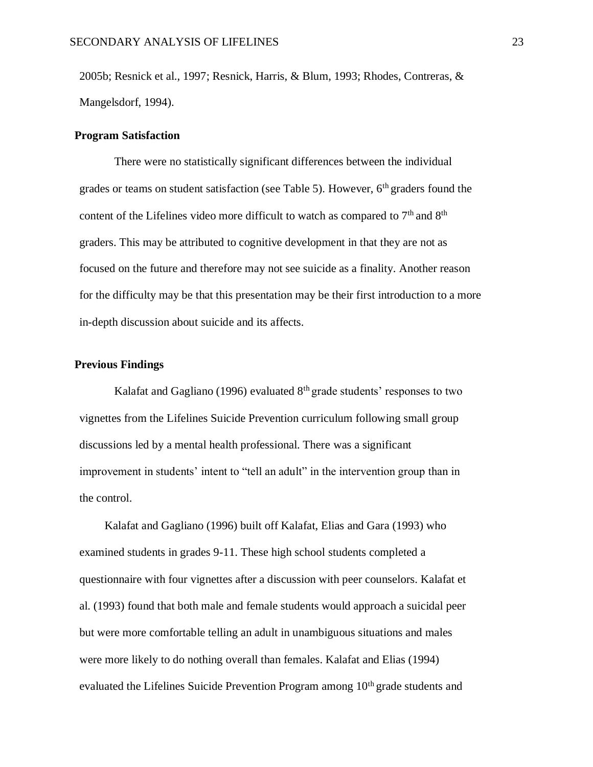2005b; Resnick et al., 1997; Resnick, Harris, & Blum, 1993; Rhodes, Contreras, & Mangelsdorf, 1994).

## Program Satisfaction

There were no statistically significant differences between the individual grades or teams on student satisfaction (see Table 5). However, 6th graders found the content of the Lifelines video more difficult to watch as compared to 7th and 8th graders. This may be attributed to cognitive development in that they are not as focused on the future and therefore may not see suicide as a finality. Another reason for the difficulty may be that this presentation may be their first introduction to a more in-depth discussion about suicide and its affects.

## Previous Findings

Kalafat and Gagliano (1996) evaluated 8th grade students' responses to two vignettes from the Lifelines Suicide Prevention curriculum following small group discussions led by a mental health professional. There was a significant improvement in students' intent to "tell an adult" in the intervention group than in the control.

Kalafat and Gagliano (1996) built off Kalafat, Elias and Gara (1993) who examined students in grades 9-11. These high school students completed a questionnaire with four vignettes after a discussion with peer counselors. Kalafat et al. (1993) found that both male and female students would approach a suicidal peer but were more comfortable telling an adult in unambiguous situations and males were more likely to do nothing overall than females. Kalafat and Elias (1994) evaluated the Lifelines Suicide Prevention Program among 10th grade students and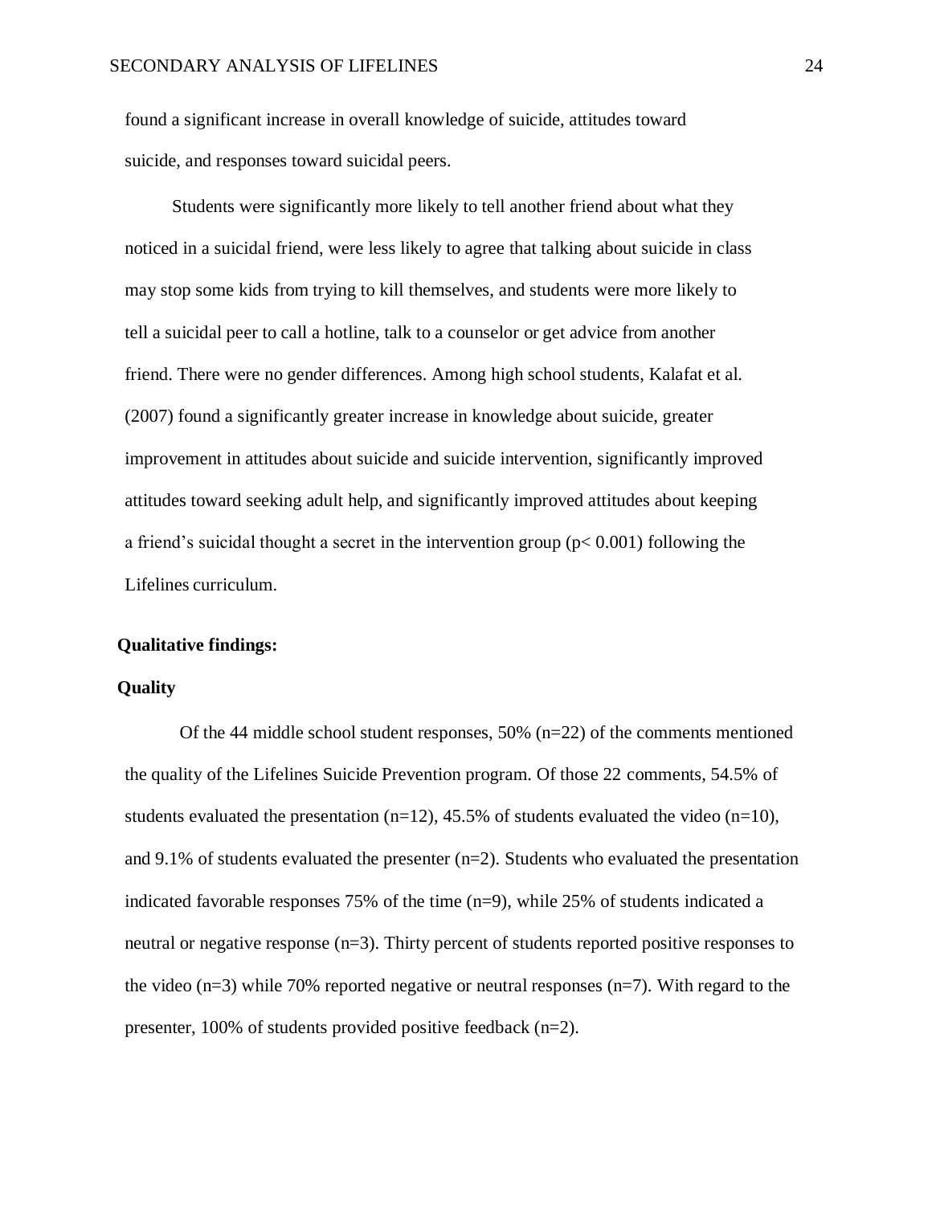found a significant increase in overall knowledge of suicide, attitudes toward suicide, and responses toward suicidal peers.

Students were significantly more likely to tell another friend about what they noticed in a suicidal friend, were less likely to agree that talking about suicide in class may stop some kids from trying to kill themselves, and students were more likely to tell a suicidal peer to call a hotline, talk to a counselor or get advice from another friend. There were no gender differences. Among high school students, Kalafat et al. (2007) found a significantly greater increase in knowledge about suicide, greater improvement in attitudes about suicide and suicide intervention, significantly improved attitudes toward seeking adult help, and significantly improved attitudes about keeping a friend's suicidal thought a secret in the intervention group ($p < 0.001$) following the Lifelines curriculum.

**Qualitative findings:**

**Quality**

Of the 44 middle school student responses, 50% (n=22) of the comments mentioned the quality of the Lifelines Suicide Prevention program. Of those 22 comments, 54.5% of students evaluated the presentation (n=12), 45.5% of students evaluated the video (n=10), and 9.1% of students evaluated the presenter (n=2). Students who evaluated the presentation indicated favorable responses 75% of the time (n=9), while 25% of students indicated a neutral or negative response (n=3). Thirty percent of students reported positive responses to the video (n=3) while 70% reported negative or neutral responses (n=7). With regard to the presenter, 100% of students provided positive feedback (n=2).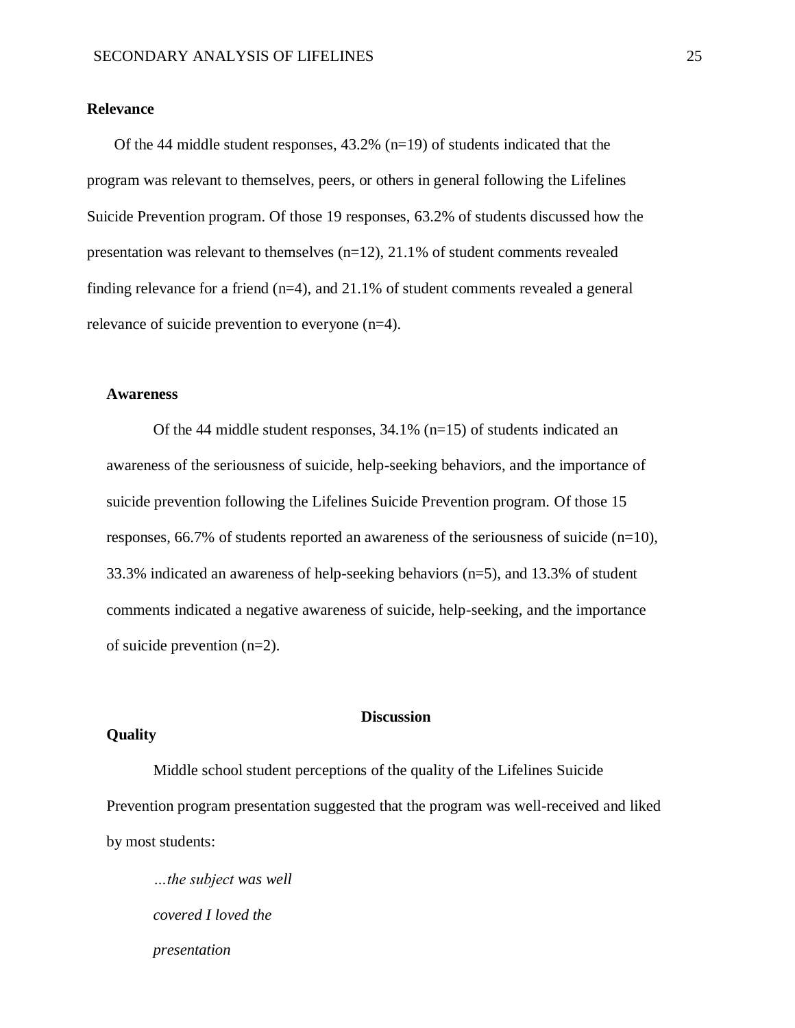**Relevance**

Of the 44 middle student responses, 43.2% (n=19) of students indicated that the program was relevant to themselves, peers, or others in general following the Lifelines Suicide Prevention program. Of those 19 responses, 63.2% of students discussed how the presentation was relevant to themselves (n=12), 21.1% of student comments revealed finding relevance for a friend (n=4), and 21.1% of student comments revealed a general relevance of suicide prevention to everyone (n=4).

**Awareness**

Of the 44 middle student responses, 34.1% (n=15) of students indicated an awareness of the seriousness of suicide, help-seeking behaviors, and the importance of suicide prevention following the Lifelines Suicide Prevention program. Of those 15 responses, 66.7% of students reported an awareness of the seriousness of suicide (n=10), 33.3% indicated an awareness of help-seeking behaviors (n=5), and 13.3% of student comments indicated a negative awareness of suicide, help-seeking, and the importance of suicide prevention (n=2).

## Discussion

**Quality**

Middle school student perceptions of the quality of the Lifelines Suicide Prevention program presentation suggested that the program was well-received and liked by most students:

> *…the subject was well*
>
> *covered I loved the*
>
> *presentation*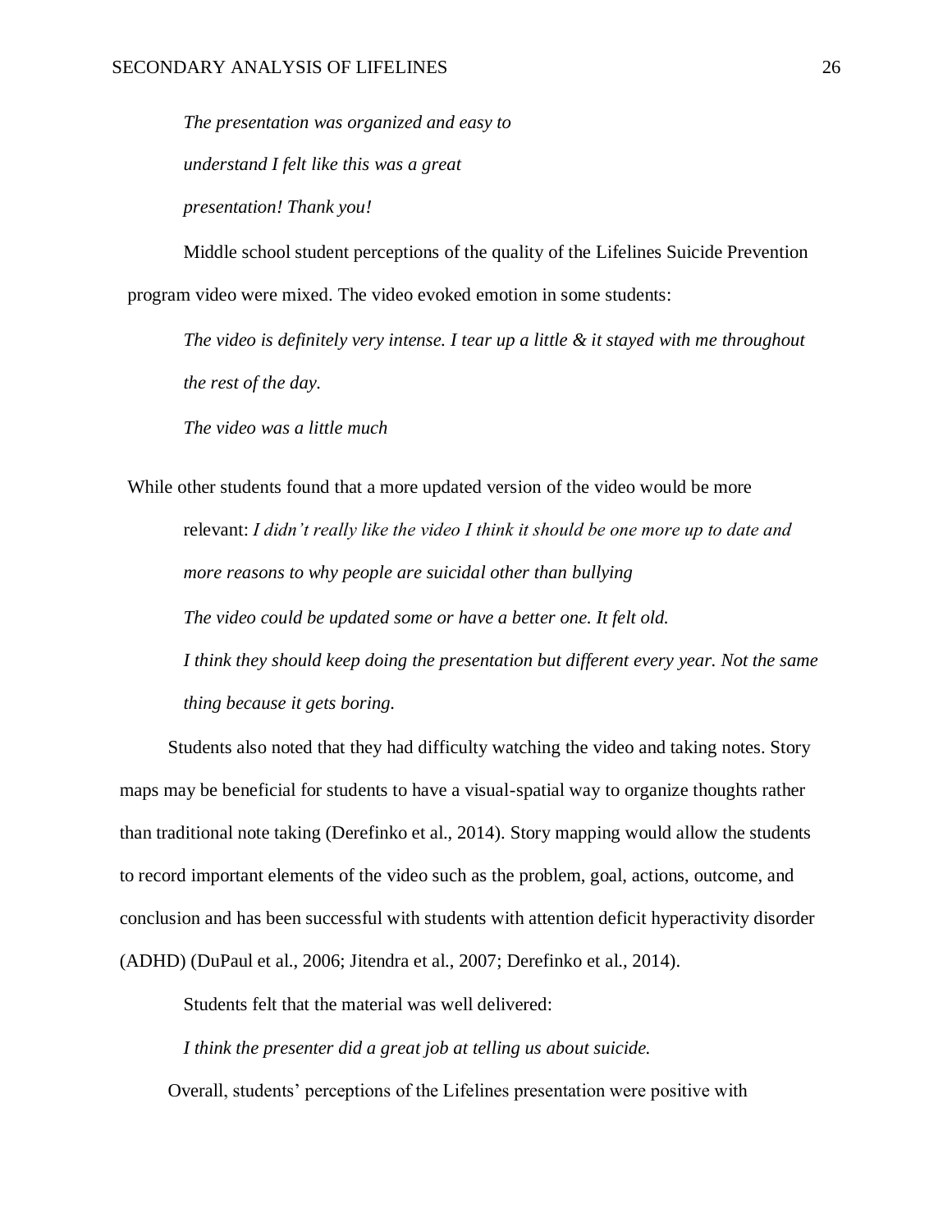*The presentation was organized and easy to understand I felt like this was a great presentation! Thank you!*

Middle school student perceptions of the quality of the Lifelines Suicide Prevention program video were mixed. The video evoked emotion in some students:

*The video is definitely very intense. I tear up a little & it stayed with me throughout the rest of the day.*

*The video was a little much*

While other students found that a more updated version of the video would be more relevant: *I didn't really like the video I think it should be one more up to date and more reasons to why people are suicidal other than bullying*

*The video could be updated some or have a better one. It felt old.*

*I think they should keep doing the presentation but different every year. Not the same thing because it gets boring.*

Students also noted that they had difficulty watching the video and taking notes. Story maps may be beneficial for students to have a visual-spatial way to organize thoughts rather than traditional note taking (Derefinko et al., 2014). Story mapping would allow the students to record important elements of the video such as the problem, goal, actions, outcome, and conclusion and has been successful with students with attention deficit hyperactivity disorder (ADHD) (DuPaul et al., 2006; Jitendra et al., 2007; Derefinko et al., 2014).

Students felt that the material was well delivered:

*I think the presenter did a great job at telling us about suicide.*

Overall, students' perceptions of the Lifelines presentation were positive with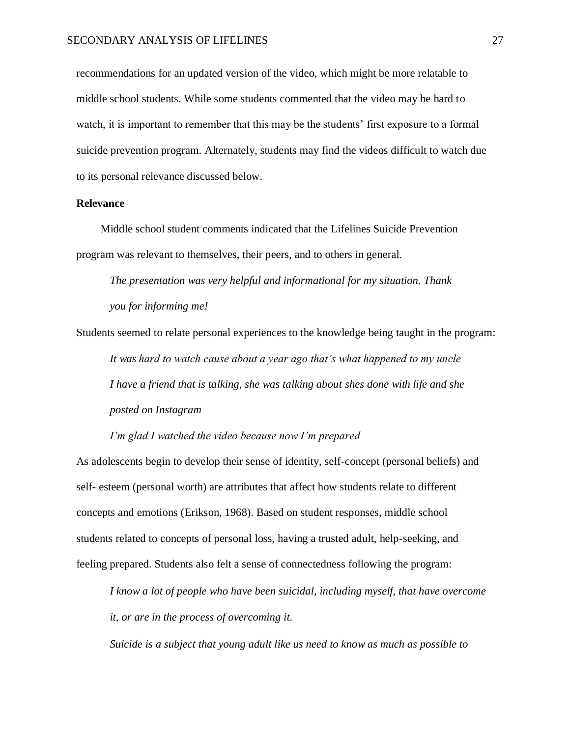recommendations for an updated version of the video, which might be more relatable to middle school students. While some students commented that the video may be hard to watch, it is important to remember that this may be the students' first exposure to a formal suicide prevention program. Alternately, students may find the videos difficult to watch due to its personal relevance discussed below.

**Relevance**

Middle school student comments indicated that the Lifelines Suicide Prevention program was relevant to themselves, their peers, and to others in general.

> *The presentation was very helpful and informational for my situation. Thank you for informing me!*

Students seemed to relate personal experiences to the knowledge being taught in the program:

> *It was hard to watch cause about a year ago that's what happened to my uncle*
>
> *I have a friend that is talking, she was talking about shes done with life and she posted on Instagram*
>
> *I'm glad I watched the video because now I'm prepared*

As adolescents begin to develop their sense of identity, self-concept (personal beliefs) and self- esteem (personal worth) are attributes that affect how students relate to different concepts and emotions (Erikson, 1968). Based on student responses, middle school students related to concepts of personal loss, having a trusted adult, help-seeking, and feeling prepared. Students also felt a sense of connectedness following the program:

> *I know a lot of people who have been suicidal, including myself, that have overcome it, or are in the process of overcoming it.*
>
> *Suicide is a subject that young adult like us need to know as much as possible to*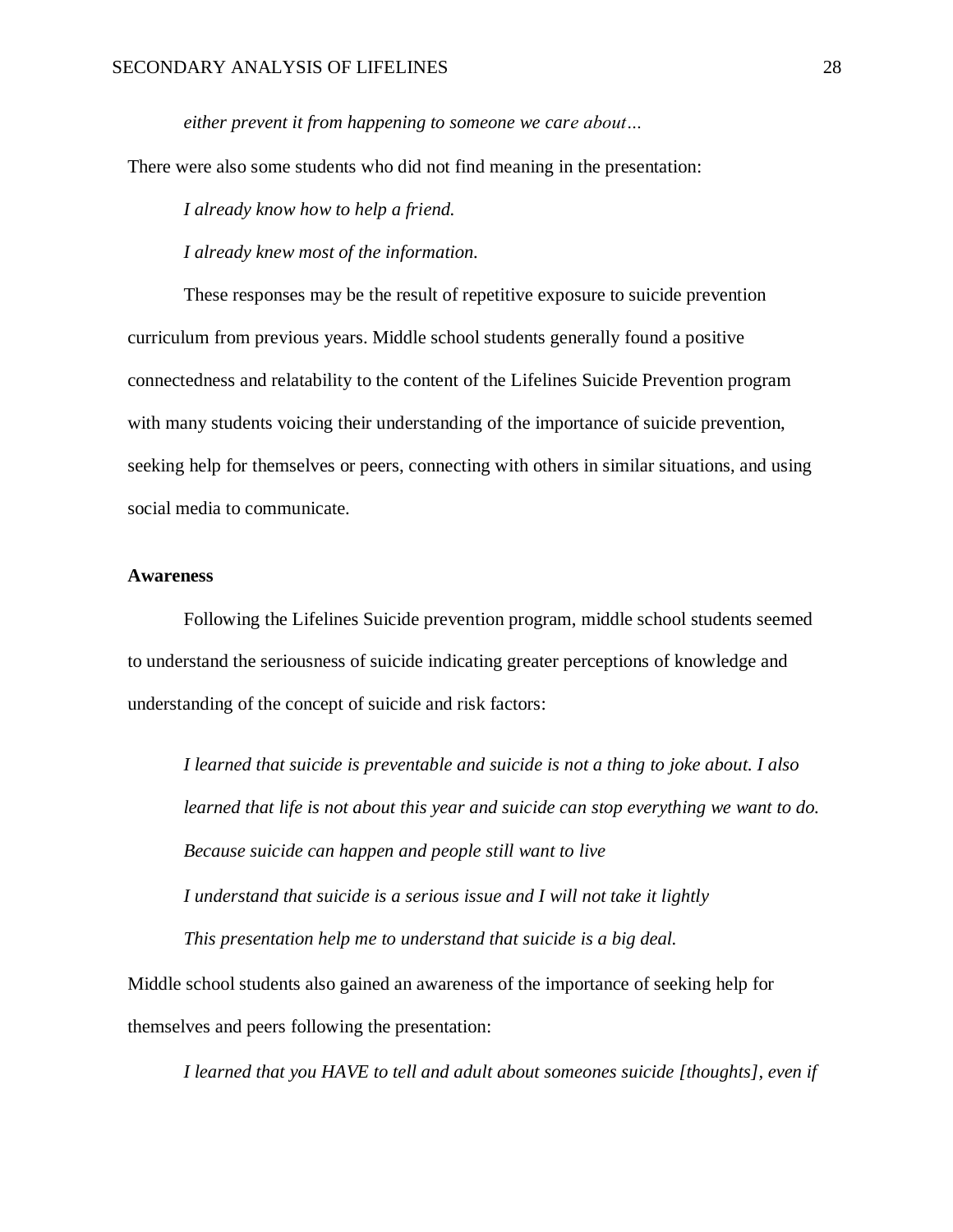*either prevent it from happening to someone we care about…*

There were also some students who did not find meaning in the presentation:

*I already know how to help a friend.*

*I already knew most of the information.*

These responses may be the result of repetitive exposure to suicide prevention curriculum from previous years. Middle school students generally found a positive connectedness and relatability to the content of the Lifelines Suicide Prevention program with many students voicing their understanding of the importance of suicide prevention, seeking help for themselves or peers, connecting with others in similar situations, and using social media to communicate.

**Awareness**

Following the Lifelines Suicide prevention program, middle school students seemed to understand the seriousness of suicide indicating greater perceptions of knowledge and understanding of the concept of suicide and risk factors:

*I learned that suicide is preventable and suicide is not a thing to joke about. I also learned that life is not about this year and suicide can stop everything we want to do.*

*Because suicide can happen and people still want to live*

*I understand that suicide is a serious issue and I will not take it lightly*

*This presentation help me to understand that suicide is a big deal.*

Middle school students also gained an awareness of the importance of seeking help for themselves and peers following the presentation:

*I learned that you HAVE to tell and adult about someones suicide [thoughts], even if*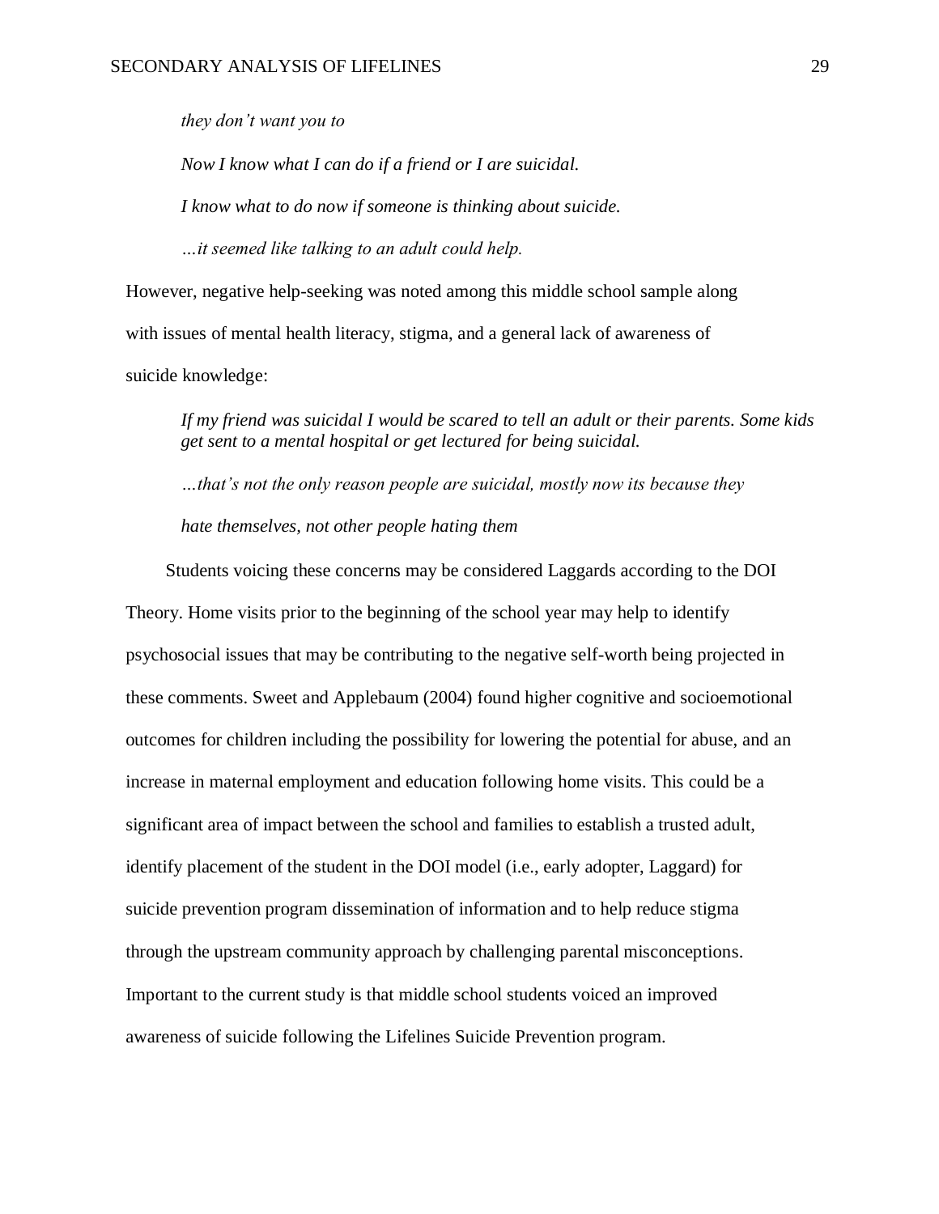*they don't want you to*

*Now I know what I can do if a friend or I are suicidal.*

*I know what to do now if someone is thinking about suicide.*

*…it seemed like talking to an adult could help.*

However, negative help-seeking was noted among this middle school sample along with issues of mental health literacy, stigma, and a general lack of awareness of suicide knowledge:

*If my friend was suicidal I would be scared to tell an adult or their parents. Some kids get sent to a mental hospital or get lectured for being suicidal.*

*…that's not the only reason people are suicidal, mostly now its because they hate themselves, not other people hating them*

Students voicing these concerns may be considered Laggards according to the DOI Theory. Home visits prior to the beginning of the school year may help to identify psychosocial issues that may be contributing to the negative self-worth being projected in these comments. Sweet and Applebaum (2004) found higher cognitive and socioemotional outcomes for children including the possibility for lowering the potential for abuse, and an increase in maternal employment and education following home visits. This could be a significant area of impact between the school and families to establish a trusted adult, identify placement of the student in the DOI model (i.e., early adopter, Laggard) for suicide prevention program dissemination of information and to help reduce stigma through the upstream community approach by challenging parental misconceptions. Important to the current study is that middle school students voiced an improved awareness of suicide following the Lifelines Suicide Prevention program.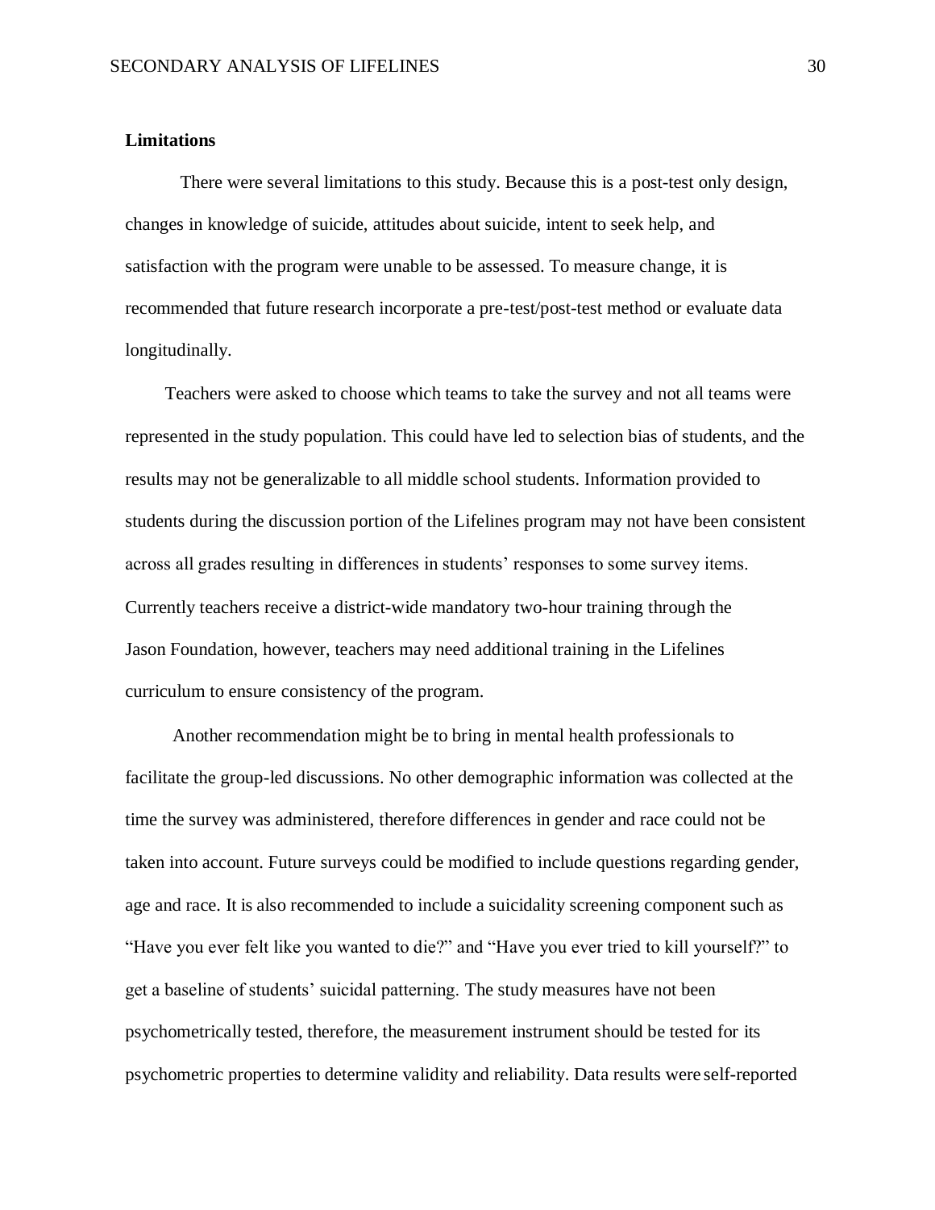**Limitations**

There were several limitations to this study. Because this is a post-test only design, changes in knowledge of suicide, attitudes about suicide, intent to seek help, and satisfaction with the program were unable to be assessed. To measure change, it is recommended that future research incorporate a pre-test/post-test method or evaluate data longitudinally.

Teachers were asked to choose which teams to take the survey and not all teams were represented in the study population. This could have led to selection bias of students, and the results may not be generalizable to all middle school students. Information provided to students during the discussion portion of the Lifelines program may not have been consistent across all grades resulting in differences in students' responses to some survey items. Currently teachers receive a district-wide mandatory two-hour training through the Jason Foundation, however, teachers may need additional training in the Lifelines curriculum to ensure consistency of the program.

Another recommendation might be to bring in mental health professionals to facilitate the group-led discussions. No other demographic information was collected at the time the survey was administered, therefore differences in gender and race could not be taken into account. Future surveys could be modified to include questions regarding gender, age and race. It is also recommended to include a suicidality screening component such as "Have you ever felt like you wanted to die?" and "Have you ever tried to kill yourself?" to get a baseline of students' suicidal patterning. The study measures have not been psychometrically tested, therefore, the measurement instrument should be tested for its psychometric properties to determine validity and reliability. Data results were self-reported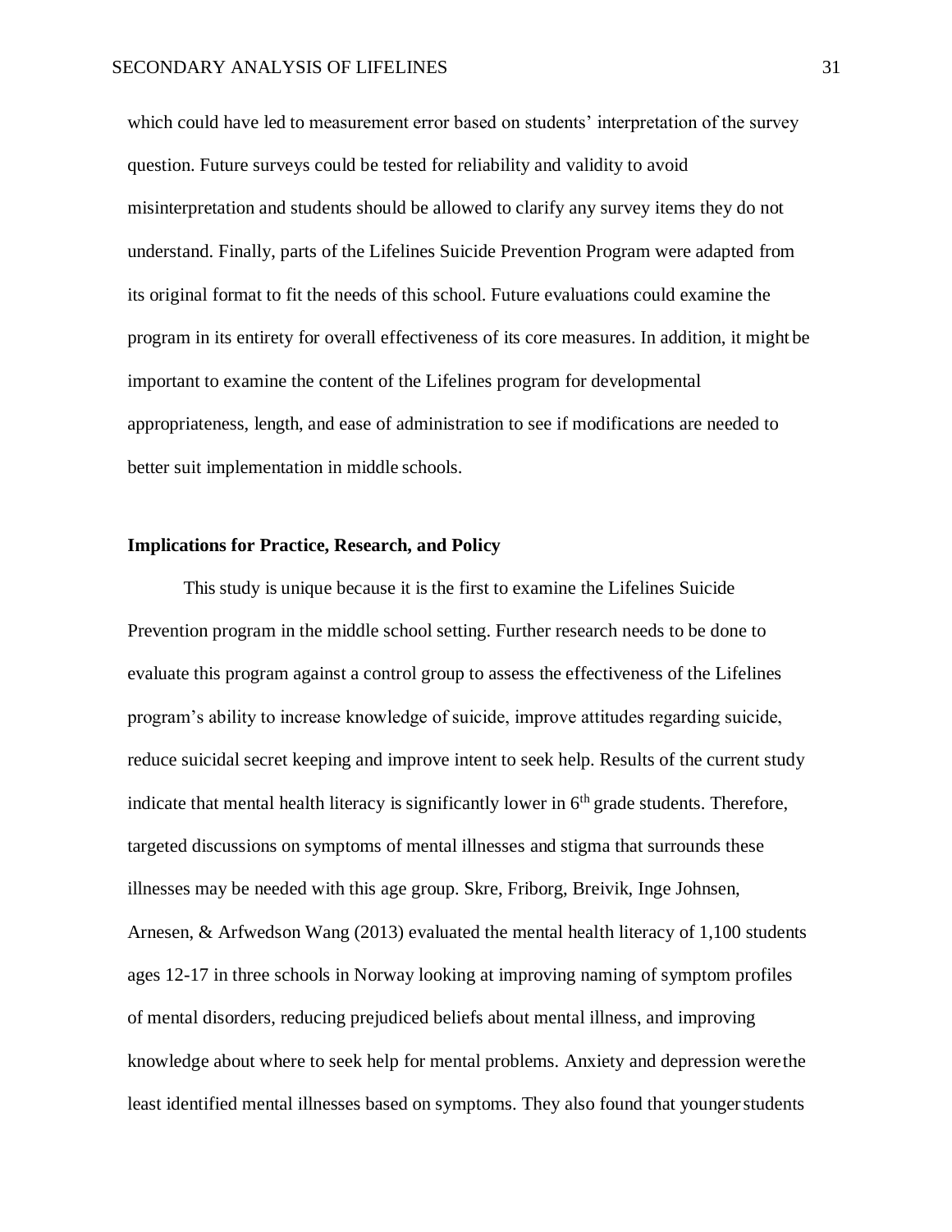which could have led to measurement error based on students' interpretation of the survey question. Future surveys could be tested for reliability and validity to avoid misinterpretation and students should be allowed to clarify any survey items they do not understand. Finally, parts of the Lifelines Suicide Prevention Program were adapted from its original format to fit the needs of this school. Future evaluations could examine the program in its entirety for overall effectiveness of its core measures. In addition, it might be important to examine the content of the Lifelines program for developmental appropriateness, length, and ease of administration to see if modifications are needed to better suit implementation in middle schools.

**Implications for Practice, Research, and Policy**

This study is unique because it is the first to examine the Lifelines Suicide Prevention program in the middle school setting. Further research needs to be done to evaluate this program against a control group to assess the effectiveness of the Lifelines program's ability to increase knowledge of suicide, improve attitudes regarding suicide, reduce suicidal secret keeping and improve intent to seek help. Results of the current study indicate that mental health literacy is significantly lower in $6^{th}$ grade students. Therefore, targeted discussions on symptoms of mental illnesses and stigma that surrounds these illnesses may be needed with this age group. Skre, Friborg, Breivik, Inge Johnsen, Arnesen, & Arfwedson Wang (2013) evaluated the mental health literacy of 1,100 students ages 12-17 in three schools in Norway looking at improving naming of symptom profiles of mental disorders, reducing prejudiced beliefs about mental illness, and improving knowledge about where to seek help for mental problems. Anxiety and depression were the least identified mental illnesses based on symptoms. They also found that younger students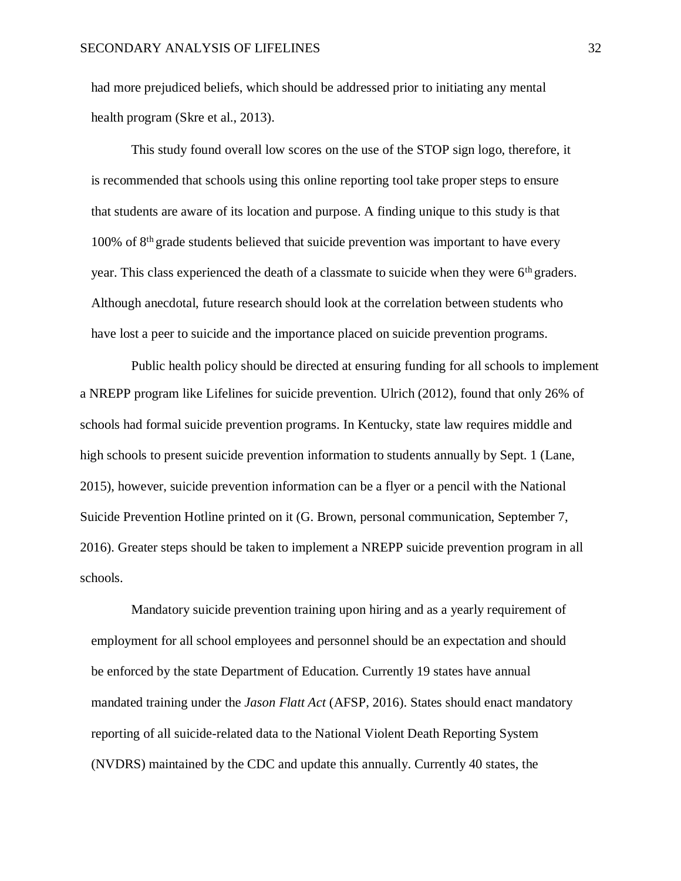had more prejudiced beliefs, which should be addressed prior to initiating any mental health program (Skre et al., 2013).

This study found overall low scores on the use of the STOP sign logo, therefore, it is recommended that schools using this online reporting tool take proper steps to ensure that students are aware of its location and purpose. A finding unique to this study is that 100% of 8th grade students believed that suicide prevention was important to have every year. This class experienced the death of a classmate to suicide when they were 6th graders. Although anecdotal, future research should look at the correlation between students who have lost a peer to suicide and the importance placed on suicide prevention programs.

Public health policy should be directed at ensuring funding for all schools to implement a NREPP program like Lifelines for suicide prevention. Ulrich (2012), found that only 26% of schools had formal suicide prevention programs. In Kentucky, state law requires middle and high schools to present suicide prevention information to students annually by Sept. 1 (Lane, 2015), however, suicide prevention information can be a flyer or a pencil with the National Suicide Prevention Hotline printed on it (G. Brown, personal communication, September 7, 2016). Greater steps should be taken to implement a NREPP suicide prevention program in all schools.

Mandatory suicide prevention training upon hiring and as a yearly requirement of employment for all school employees and personnel should be an expectation and should be enforced by the state Department of Education. Currently 19 states have annual mandated training under the *Jason Flatt Act* (AFSP, 2016). States should enact mandatory reporting of all suicide-related data to the National Violent Death Reporting System (NVDRS) maintained by the CDC and update this annually. Currently 40 states, the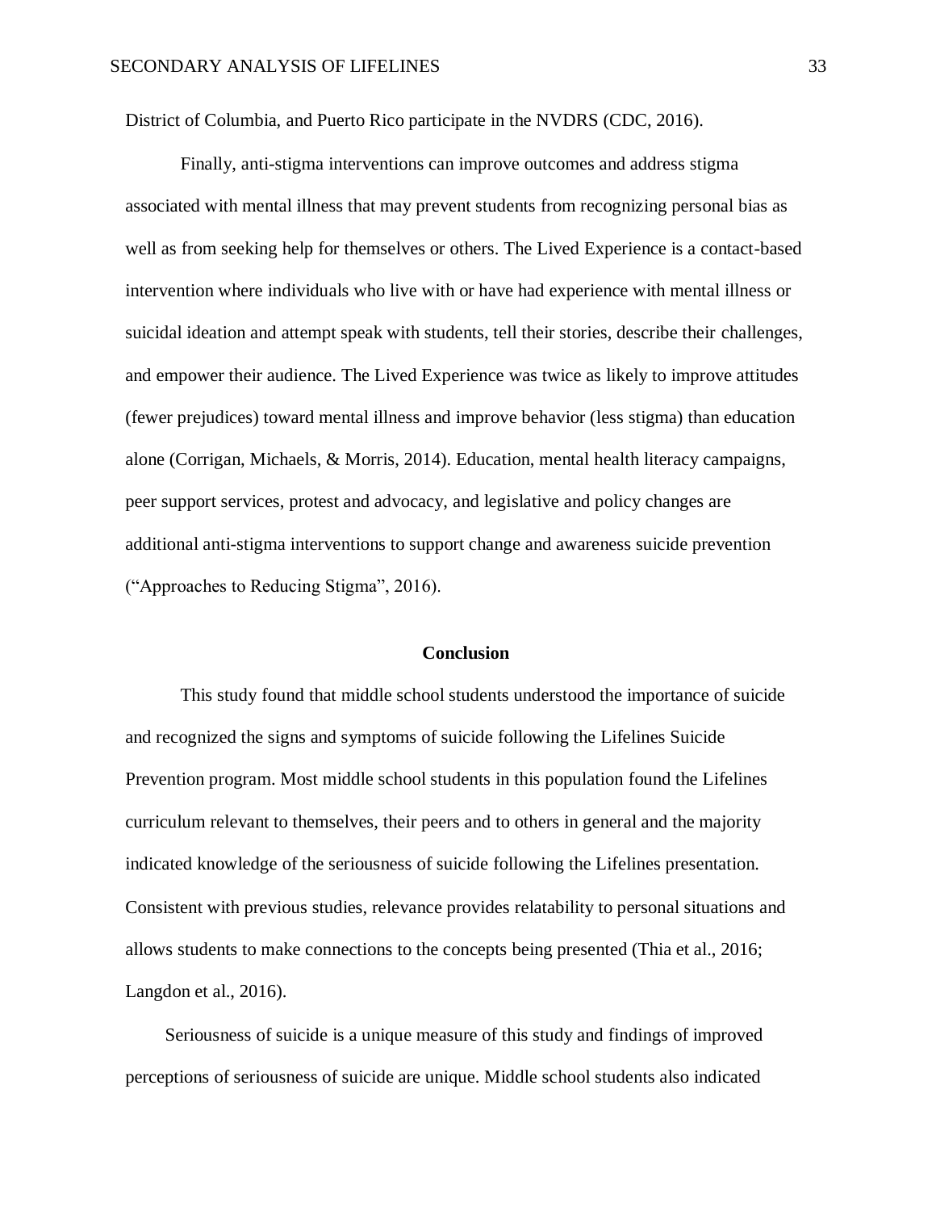District of Columbia, and Puerto Rico participate in the NVDRS (CDC, 2016).

Finally, anti-stigma interventions can improve outcomes and address stigma associated with mental illness that may prevent students from recognizing personal bias as well as from seeking help for themselves or others. The Lived Experience is a contact-based intervention where individuals who live with or have had experience with mental illness or suicidal ideation and attempt speak with students, tell their stories, describe their challenges, and empower their audience. The Lived Experience was twice as likely to improve attitudes (fewer prejudices) toward mental illness and improve behavior (less stigma) than education alone (Corrigan, Michaels, & Morris, 2014). Education, mental health literacy campaigns, peer support services, protest and advocacy, and legislative and policy changes are additional anti-stigma interventions to support change and awareness suicide prevention ("Approaches to Reducing Stigma", 2016).

## Conclusion

This study found that middle school students understood the importance of suicide and recognized the signs and symptoms of suicide following the Lifelines Suicide Prevention program. Most middle school students in this population found the Lifelines curriculum relevant to themselves, their peers and to others in general and the majority indicated knowledge of the seriousness of suicide following the Lifelines presentation. Consistent with previous studies, relevance provides relatability to personal situations and allows students to make connections to the concepts being presented (Thia et al., 2016; Langdon et al., 2016).

Seriousness of suicide is a unique measure of this study and findings of improved perceptions of seriousness of suicide are unique. Middle school students also indicated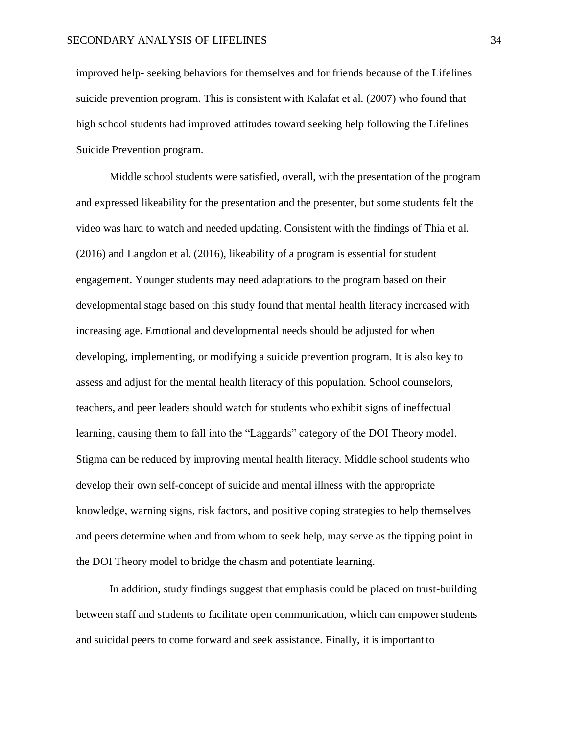improved help- seeking behaviors for themselves and for friends because of the Lifelines suicide prevention program. This is consistent with Kalafat et al. (2007) who found that high school students had improved attitudes toward seeking help following the Lifelines Suicide Prevention program.

Middle school students were satisfied, overall, with the presentation of the program and expressed likeability for the presentation and the presenter, but some students felt the video was hard to watch and needed updating. Consistent with the findings of Thia et al. (2016) and Langdon et al. (2016), likeability of a program is essential for student engagement. Younger students may need adaptations to the program based on their developmental stage based on this study found that mental health literacy increased with increasing age. Emotional and developmental needs should be adjusted for when developing, implementing, or modifying a suicide prevention program. It is also key to assess and adjust for the mental health literacy of this population. School counselors, teachers, and peer leaders should watch for students who exhibit signs of ineffectual learning, causing them to fall into the "Laggards" category of the DOI Theory model. Stigma can be reduced by improving mental health literacy. Middle school students who develop their own self-concept of suicide and mental illness with the appropriate knowledge, warning signs, risk factors, and positive coping strategies to help themselves and peers determine when and from whom to seek help, may serve as the tipping point in the DOI Theory model to bridge the chasm and potentiate learning.

In addition, study findings suggest that emphasis could be placed on trust-building between staff and students to facilitate open communication, which can empower students and suicidal peers to come forward and seek assistance. Finally, it is important to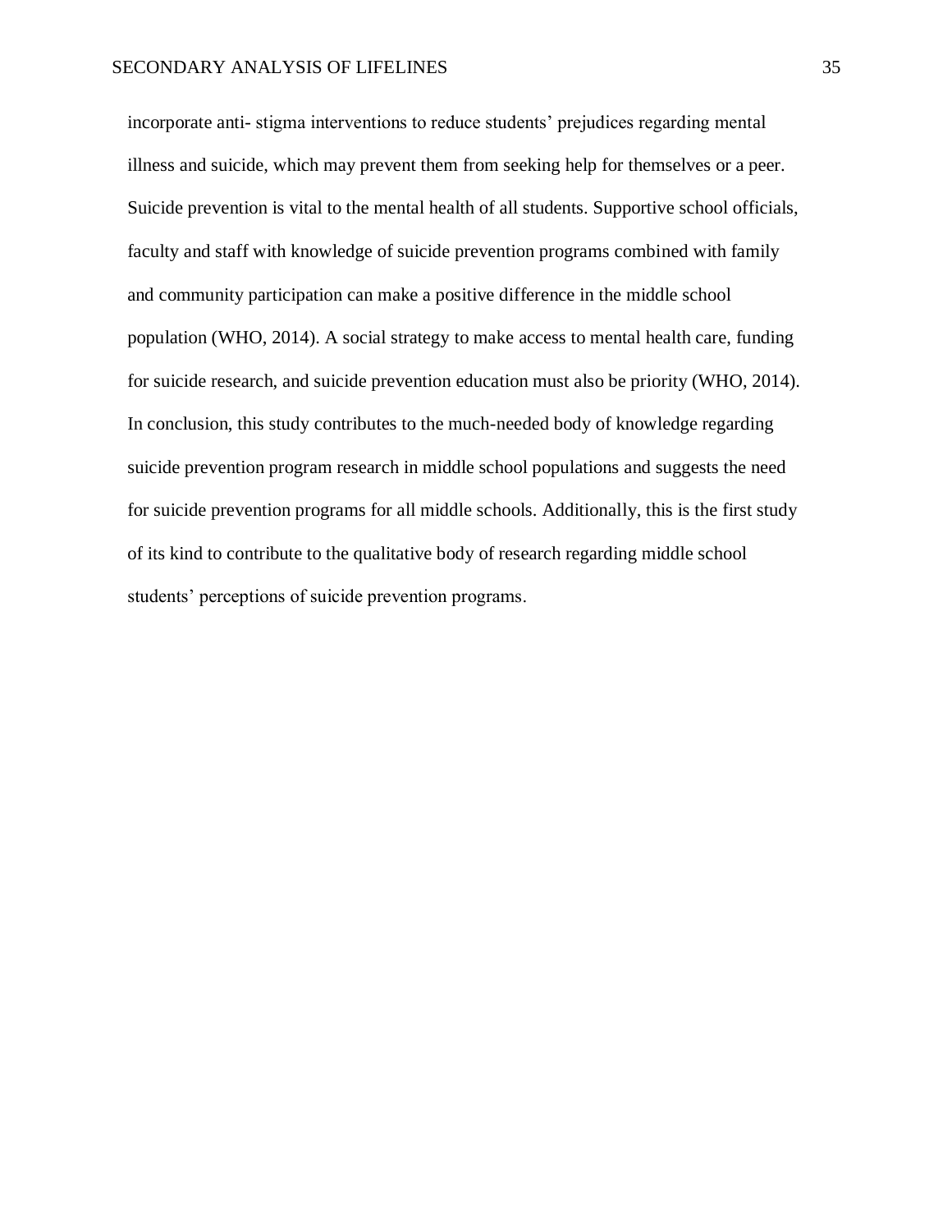incorporate anti- stigma interventions to reduce students' prejudices regarding mental illness and suicide, which may prevent them from seeking help for themselves or a peer. Suicide prevention is vital to the mental health of all students. Supportive school officials, faculty and staff with knowledge of suicide prevention programs combined with family and community participation can make a positive difference in the middle school population (WHO, 2014). A social strategy to make access to mental health care, funding for suicide research, and suicide prevention education must also be priority (WHO, 2014). In conclusion, this study contributes to the much-needed body of knowledge regarding suicide prevention program research in middle school populations and suggests the need for suicide prevention programs for all middle schools. Additionally, this is the first study of its kind to contribute to the qualitative body of research regarding middle school students' perceptions of suicide prevention programs.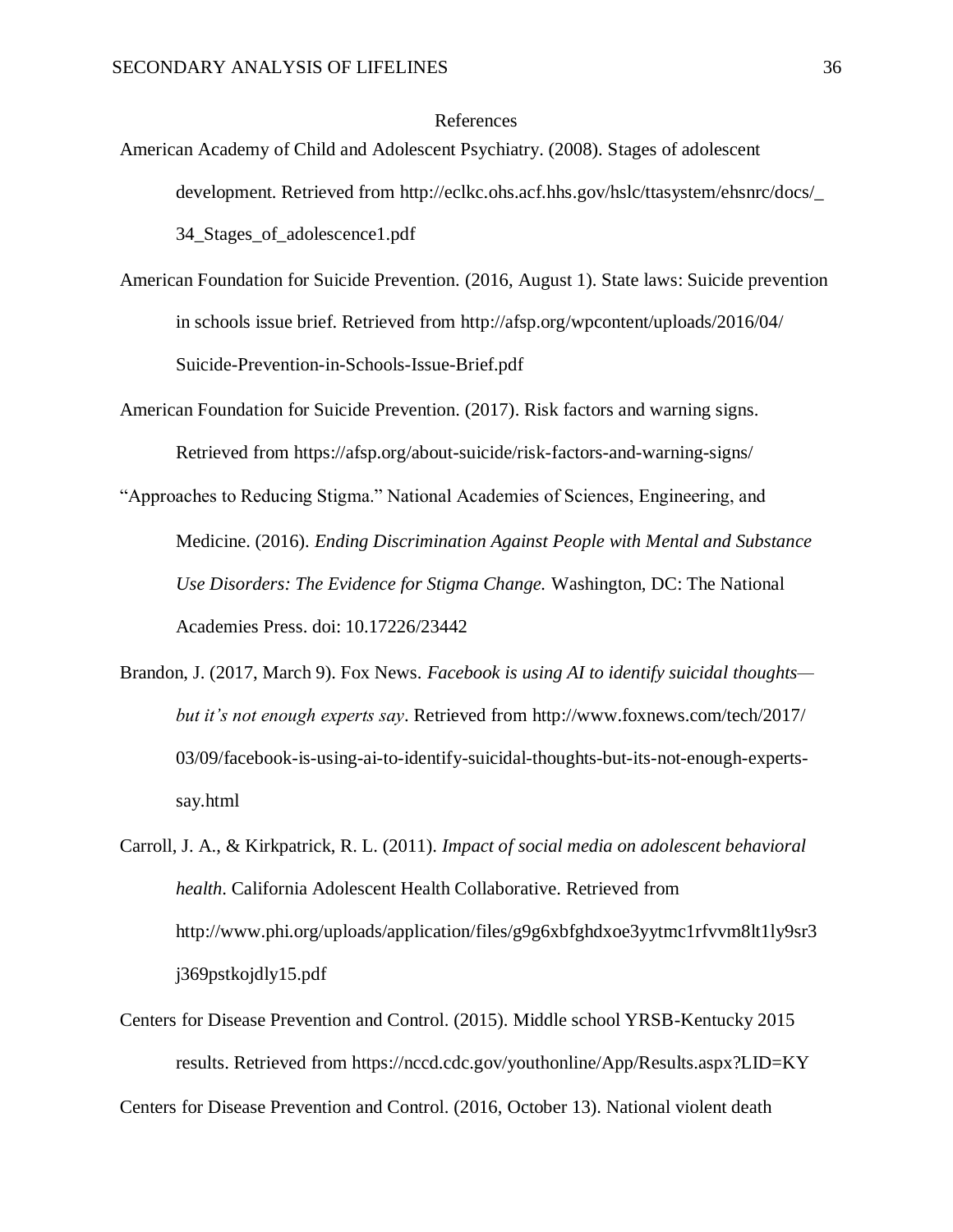## References

American Academy of Child and Adolescent Psychiatry. (2008). Stages of adolescent development. Retrieved from http://eclkc.ohs.acf.hhs.gov/hslc/ttasystem/ehsnrc/docs/_34_Stages_of_adolescence1.pdf

American Foundation for Suicide Prevention. (2016, August 1). State laws: Suicide prevention in schools issue brief. Retrieved from http://afsp.org/wpcontent/uploads/2016/04/Suicide-Prevention-in-Schools-Issue-Brief.pdf

American Foundation for Suicide Prevention. (2017). Risk factors and warning signs. Retrieved from https://afsp.org/about-suicide/risk-factors-and-warning-signs/

"Approaches to Reducing Stigma." National Academies of Sciences, Engineering, and Medicine. (2016). *Ending Discrimination Against People with Mental and Substance Use Disorders: The Evidence for Stigma Change.* Washington, DC: The National Academies Press. doi: 10.17226/23442

Brandon, J. (2017, March 9). Fox News. *Facebook is using AI to identify suicidal thoughts—but it's not enough experts say*. Retrieved from http://www.foxnews.com/tech/2017/03/09/facebook-is-using-ai-to-identify-suicidal-thoughts-but-its-not-enough-experts-say.html

Carroll, J. A., & Kirkpatrick, R. L. (2011). *Impact of social media on adolescent behavioral health*. California Adolescent Health Collaborative. Retrieved from http://www.phi.org/uploads/application/files/g9g6xbfghdxoe3yytmc1rfvvm8lt1ly9sr3j369pstkojdly15.pdf

Centers for Disease Prevention and Control. (2015). Middle school YRSB-Kentucky 2015 results. Retrieved from https://nccd.cdc.gov/youthonline/App/Results.aspx?LID=KY

Centers for Disease Prevention and Control. (2016, October 13). National violent death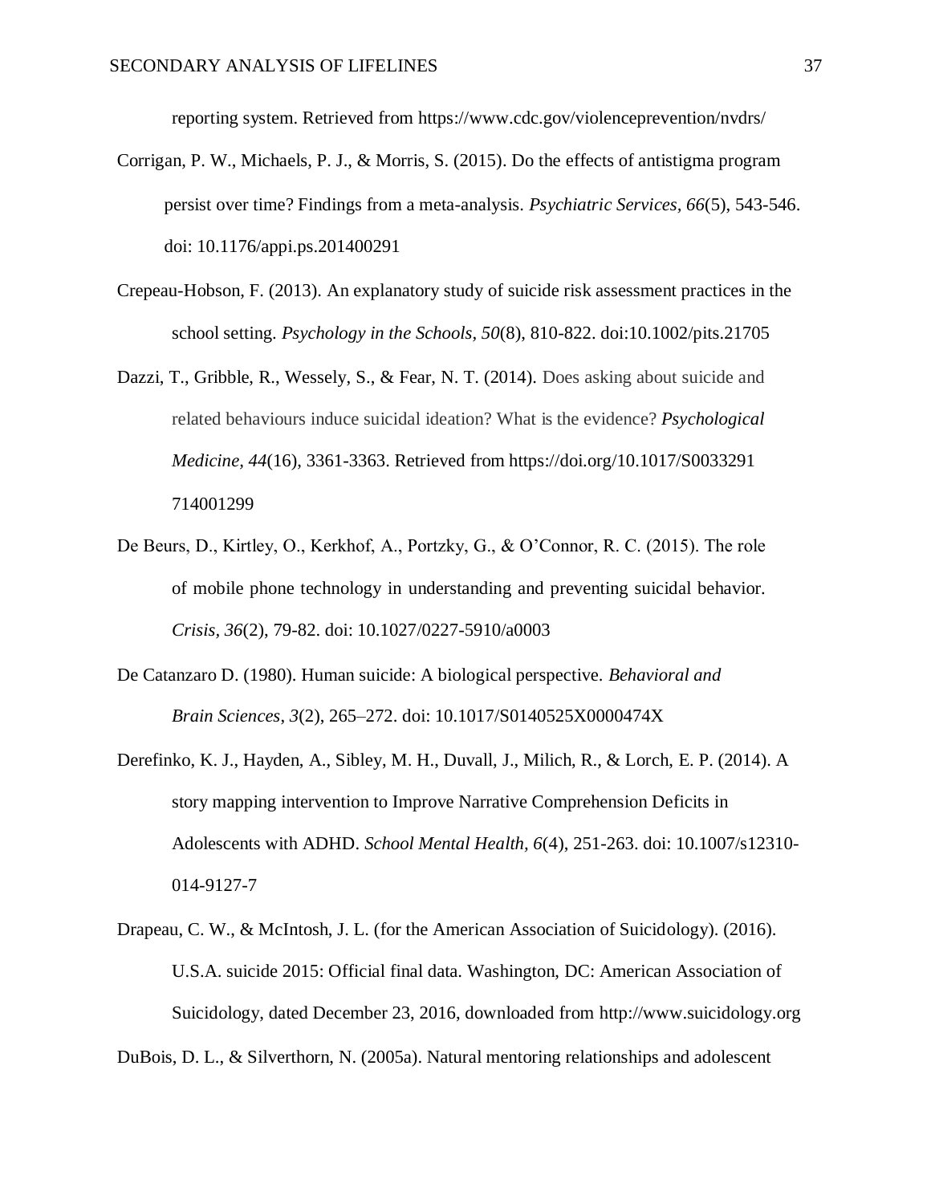reporting system. Retrieved from https://www.cdc.gov/violenceprevention/nvdrs/

Corrigan, P. W., Michaels, P. J., & Morris, S. (2015). Do the effects of antistigma program persist over time? Findings from a meta-analysis. *Psychiatric Services*, *66*(5), 543-546. doi: 10.1176/appi.ps.201400291

Crepeau-Hobson, F. (2013). An explanatory study of suicide risk assessment practices in the school setting. *Psychology in the Schools, 50*(8), 810-822. doi:10.1002/pits.21705

Dazzi, T., Gribble, R., Wessely, S., & Fear, N. T. (2014). Does asking about suicide and related behaviours induce suicidal ideation? What is the evidence? *Psychological Medicine, 44*(16), 3361-3363. Retrieved from https://doi.org/10.1017/S0033291 714001299

De Beurs, D., Kirtley, O., Kerkhof, A., Portzky, G., & O'Connor, R. C. (2015). The role of mobile phone technology in understanding and preventing suicidal behavior. *Crisis, 36*(2), 79-82. doi: 10.1027/0227-5910/a0003

De Catanzaro D. (1980). Human suicide: A biological perspective. *Behavioral and Brain Sciences*, *3*(2), 265–272. doi: 10.1017/S0140525X0000474X

Derefinko, K. J., Hayden, A., Sibley, M. H., Duvall, J., Milich, R., & Lorch, E. P. (2014). A story mapping intervention to Improve Narrative Comprehension Deficits in Adolescents with ADHD. *School Mental Health*, *6*(4), 251-263. doi: 10.1007/s12310-014-9127-7

Drapeau, C. W., & McIntosh, J. L. (for the American Association of Suicidology). (2016). U.S.A. suicide 2015: Official final data. Washington, DC: American Association of Suicidology, dated December 23, 2016, downloaded from http://www.suicidology.org

DuBois, D. L., & Silverthorn, N. (2005a). Natural mentoring relationships and adolescent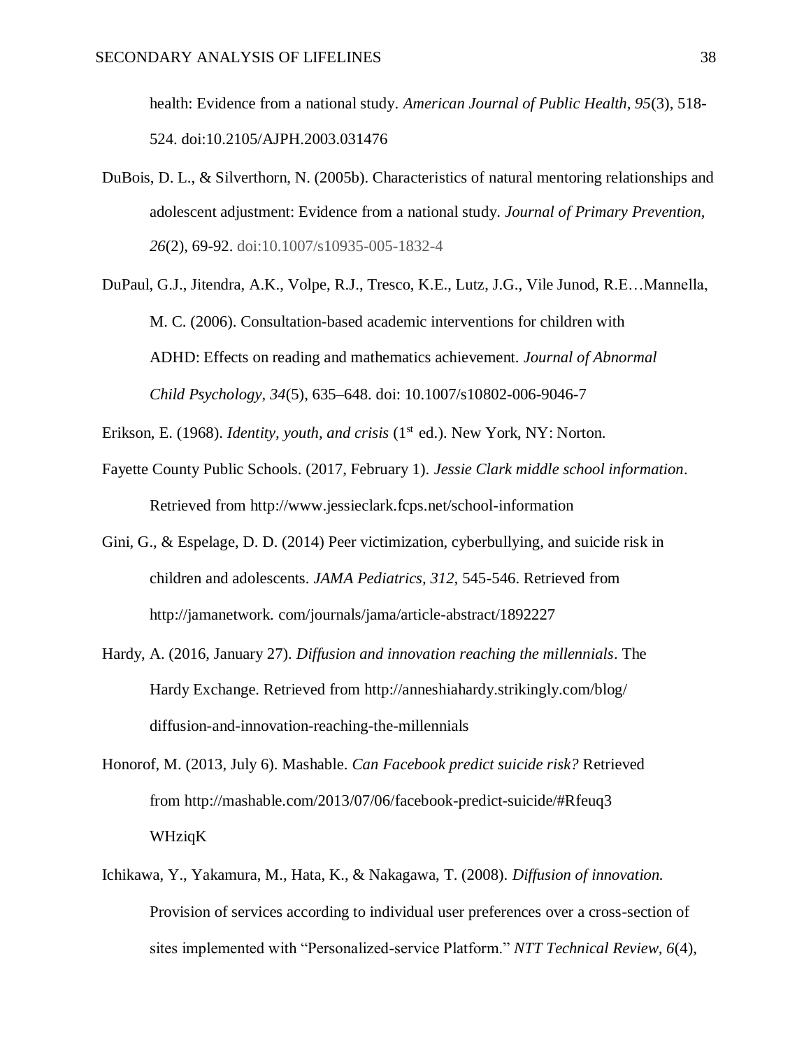health: Evidence from a national study. *American Journal of Public Health, 95*(3), 518-524. doi:10.2105/AJPH.2003.031476

DuBois, D. L., & Silverthorn, N. (2005b). Characteristics of natural mentoring relationships and adolescent adjustment: Evidence from a national study. *Journal of Primary Prevention, 26*(2), 69-92. doi:10.1007/s10935-005-1832-4

DuPaul, G.J., Jitendra, A.K., Volpe, R.J., Tresco, K.E., Lutz, J.G., Vile Junod, R.E…Mannella, M. C. (2006). Consultation-based academic interventions for children with ADHD: Effects on reading and mathematics achievement. *Journal of Abnormal Child Psychology, 34*(5), 635–648. doi: 10.1007/s10802-006-9046-7

Erikson, E. (1968). *Identity, youth, and crisis* (1st ed.). New York, NY: Norton.

Fayette County Public Schools. (2017, February 1). *Jessie Clark middle school information*. Retrieved from http://www.jessieclark.fcps.net/school-information

Gini, G., & Espelage, D. D. (2014) Peer victimization, cyberbullying, and suicide risk in children and adolescents. *JAMA Pediatrics, 312,* 545-546. Retrieved from http://jamanetwork. com/journals/jama/article-abstract/1892227

Hardy, A. (2016, January 27). *Diffusion and innovation reaching the millennials*. The Hardy Exchange. Retrieved from http://anneshiahardy.strikingly.com/blog/diffusion-and-innovation-reaching-the-millennials

Honorof, M. (2013, July 6). Mashable. *Can Facebook predict suicide risk?* Retrieved from http://mashable.com/2013/07/06/facebook-predict-suicide/#Rfeuq3WHziqK

Ichikawa, Y., Yakamura, M., Hata, K., & Nakagawa, T. (2008). *Diffusion of innovation.* Provision of services according to individual user preferences over a cross-section of sites implemented with "Personalized-service Platform." *NTT Technical Review, 6*(4),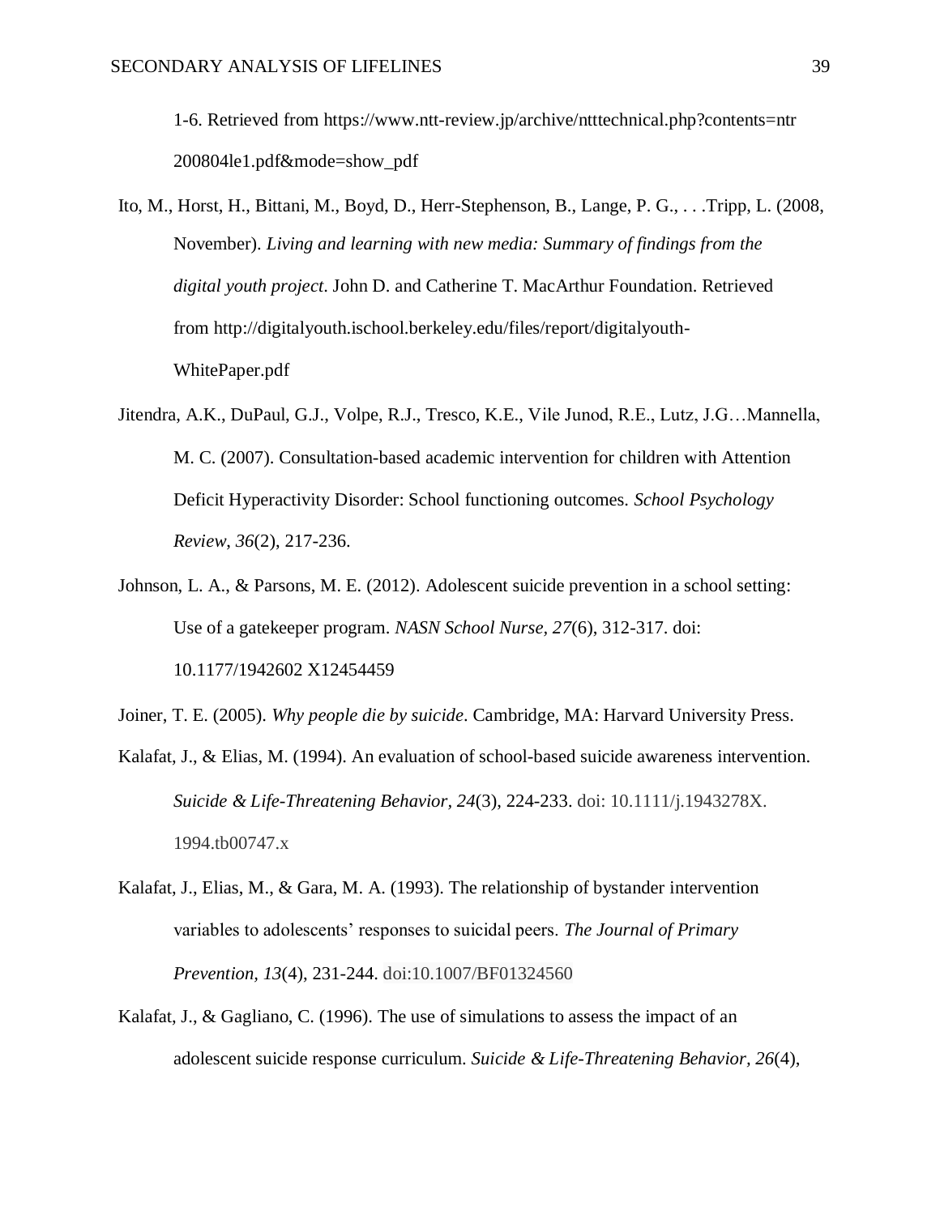1-6. Retrieved from https://www.ntt-review.jp/archive/ntttechnical.php?contents=ntr200804le1.pdf&mode=show_pdf

Ito, M., Horst, H., Bittani, M., Boyd, D., Herr-Stephenson, B., Lange, P. G., . . .Tripp, L. (2008, November). *Living and learning with new media: Summary of findings from the digital youth project*. John D. and Catherine T. MacArthur Foundation. Retrieved from http://digitalyouth.ischool.berkeley.edu/files/report/digitalyouth-WhitePaper.pdf

Jitendra, A.K., DuPaul, G.J., Volpe, R.J., Tresco, K.E., Vile Junod, R.E., Lutz, J.G…Mannella, M. C. (2007). Consultation-based academic intervention for children with Attention Deficit Hyperactivity Disorder: School functioning outcomes. *School Psychology Review*, *36*(2), 217-236.

Johnson, L. A., & Parsons, M. E. (2012). Adolescent suicide prevention in a school setting: Use of a gatekeeper program. *NASN School Nurse, 27*(6), 312-317. doi: 10.1177/1942602 X12454459

Joiner, T. E. (2005). *Why people die by suicide*. Cambridge, MA: Harvard University Press.

Kalafat, J., & Elias, M. (1994). An evaluation of school-based suicide awareness intervention. *Suicide & Life-Threatening Behavior, 24*(3), 224-233. doi: 10.1111/j.1943278X.1994.tb00747.x

Kalafat, J., Elias, M., & Gara, M. A. (1993). The relationship of bystander intervention variables to adolescents' responses to suicidal peers. *The Journal of Primary Prevention, 13*(4), 231-244. doi:10.1007/BF01324560

Kalafat, J., & Gagliano, C. (1996). The use of simulations to assess the impact of an adolescent suicide response curriculum. *Suicide & Life-Threatening Behavior, 26*(4),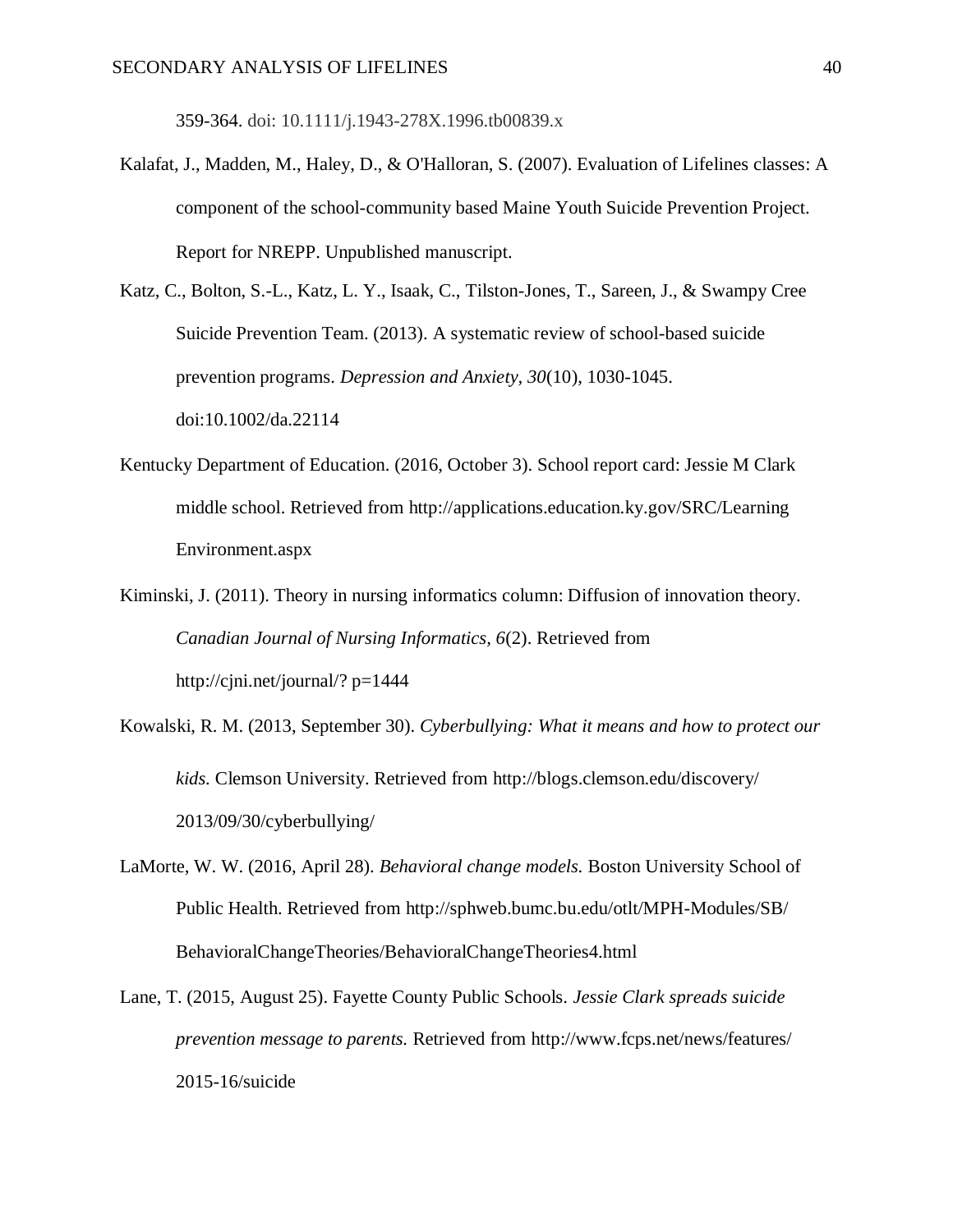359-364. doi: 10.1111/j.1943-278X.1996.tb00839.x

Kalafat, J., Madden, M., Haley, D., & O'Halloran, S. (2007). Evaluation of Lifelines classes: A component of the school-community based Maine Youth Suicide Prevention Project. Report for NREPP. Unpublished manuscript.

Katz, C., Bolton, S.-L., Katz, L. Y., Isaak, C., Tilston-Jones, T., Sareen, J., & Swampy Cree Suicide Prevention Team. (2013). A systematic review of school-based suicide prevention programs. *Depression and Anxiety, 30*(10), 1030-1045. doi:10.1002/da.22114

Kentucky Department of Education. (2016, October 3). School report card: Jessie M Clark middle school. Retrieved from http://applications.education.ky.gov/SRC/Learning Environment.aspx

Kiminski, J. (2011). Theory in nursing informatics column: Diffusion of innovation theory. *Canadian Journal of Nursing Informatics, 6*(2). Retrieved from http://cjni.net/journal/? p=1444

Kowalski, R. M. (2013, September 30). *Cyberbullying: What it means and how to protect our kids.* Clemson University. Retrieved from http://blogs.clemson.edu/discovery/ 2013/09/30/cyberbullying/

LaMorte, W. W. (2016, April 28). *Behavioral change models.* Boston University School of Public Health. Retrieved from http://sphweb.bumc.bu.edu/otlt/MPH-Modules/SB/ BehavioralChangeTheories/BehavioralChangeTheories4.html

Lane, T. (2015, August 25). Fayette County Public Schools. *Jessie Clark spreads suicide prevention message to parents.* Retrieved from http://www.fcps.net/news/features/ 2015-16/suicide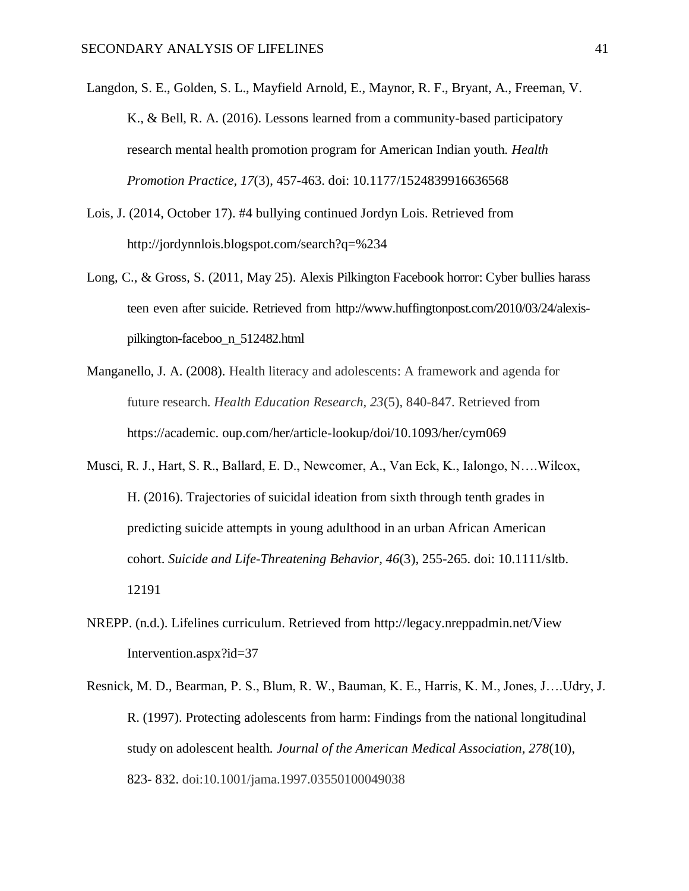Langdon, S. E., Golden, S. L., Mayfield Arnold, E., Maynor, R. F., Bryant, A., Freeman, V. K., & Bell, R. A. (2016). Lessons learned from a community-based participatory research mental health promotion program for American Indian youth. *Health Promotion Practice*, *17*(3), 457-463. doi: 10.1177/1524839916636568

Lois, J. (2014, October 17). #4 bullying continued Jordyn Lois. Retrieved from http://jordynnlois.blogspot.com/search?q=%234

Long, C., & Gross, S. (2011, May 25). Alexis Pilkington Facebook horror: Cyber bullies harass teen even after suicide. Retrieved from http://www.huffingtonpost.com/2010/03/24/alexis-pilkington-faceboo_n_512482.html

Manganello, J. A. (2008). Health literacy and adolescents: A framework and agenda for future research. *Health Education Research*, *23*(5), 840-847. Retrieved from https://academic. oup.com/her/article-lookup/doi/10.1093/her/cym069

Musci, R. J., Hart, S. R., Ballard, E. D., Newcomer, A., Van Eck, K., Ialongo, N….Wilcox, H. (2016). Trajectories of suicidal ideation from sixth through tenth grades in predicting suicide attempts in young adulthood in an urban African American cohort. *Suicide and Life-Threatening Behavior, 46*(3), 255-265. doi: 10.1111/sltb. 12191

NREPP. (n.d.). Lifelines curriculum. Retrieved from http://legacy.nreppadmin.net/View Intervention.aspx?id=37

Resnick, M. D., Bearman, P. S., Blum, R. W., Bauman, K. E., Harris, K. M., Jones, J….Udry, J. R. (1997). Protecting adolescents from harm: Findings from the national longitudinal study on adolescent health. *Journal of the American Medical Association*, *278*(10), 823- 832. doi:10.1001/jama.1997.03550100049038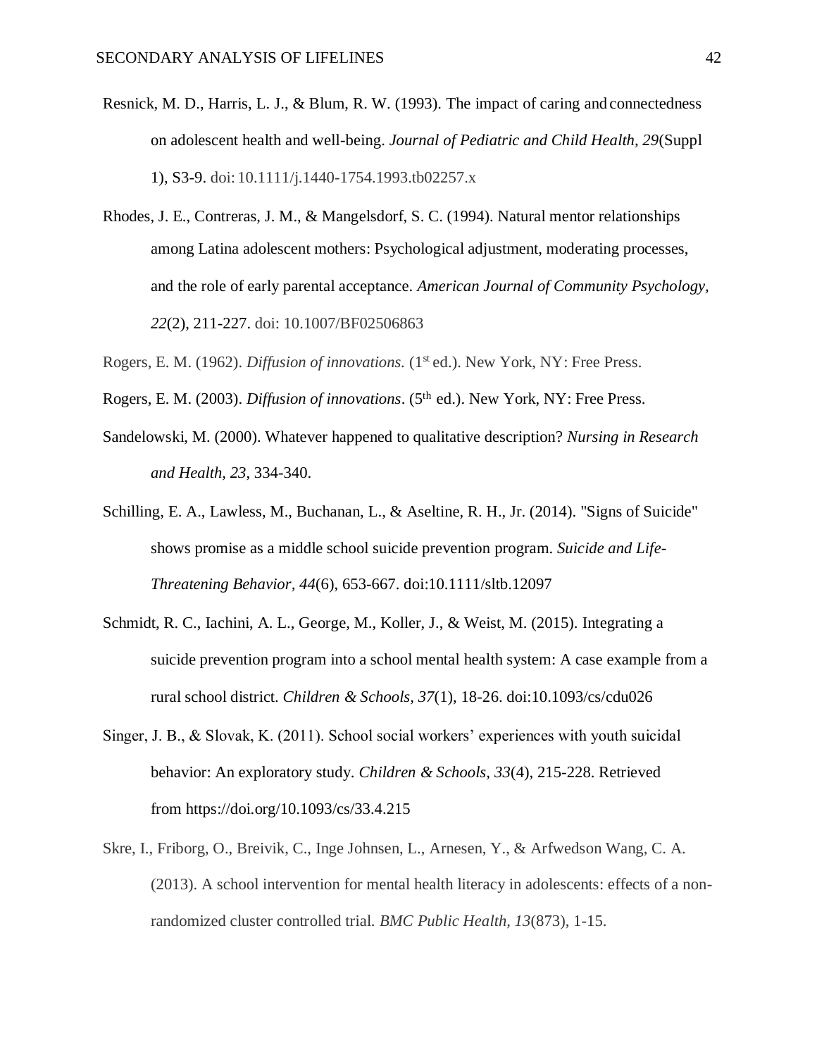Resnick, M. D., Harris, L. J., & Blum, R. W. (1993). The impact of caring and connectedness on adolescent health and well-being. *Journal of Pediatric and Child Health, 29*(Suppl 1), S3-9. doi: 10.1111/j.1440-1754.1993.tb02257.x

Rhodes, J. E., Contreras, J. M., & Mangelsdorf, S. C. (1994). Natural mentor relationships among Latina adolescent mothers: Psychological adjustment, moderating processes, and the role of early parental acceptance. *American Journal of Community Psychology, 22*(2), 211-227. doi: 10.1007/BF02506863

Rogers, E. M. (1962). *Diffusion of innovations.* (1st ed.). New York, NY: Free Press.

Rogers, E. M. (2003). *Diffusion of innovations*. (5th ed.). New York, NY: Free Press.

Sandelowski, M. (2000). Whatever happened to qualitative description? *Nursing in Research and Health, 23*, 334-340.

Schilling, E. A., Lawless, M., Buchanan, L., & Aseltine, R. H., Jr. (2014). "Signs of Suicide" shows promise as a middle school suicide prevention program. *Suicide and Life-Threatening Behavior, 44*(6), 653-667. doi:10.1111/sltb.12097

Schmidt, R. C., Iachini, A. L., George, M., Koller, J., & Weist, M. (2015). Integrating a suicide prevention program into a school mental health system: A case example from a rural school district. *Children & Schools, 37*(1), 18-26. doi:10.1093/cs/cdu026

Singer, J. B., & Slovak, K. (2011). School social workers' experiences with youth suicidal behavior: An exploratory study. *Children & Schools, 33*(4), 215-228. Retrieved from https://doi.org/10.1093/cs/33.4.215

Skre, I., Friborg, O., Breivik, C., Inge Johnsen, L., Arnesen, Y., & Arfwedson Wang, C. A. (2013). A school intervention for mental health literacy in adolescents: effects of a non-randomized cluster controlled trial. *BMC Public Health, 13*(873), 1-15.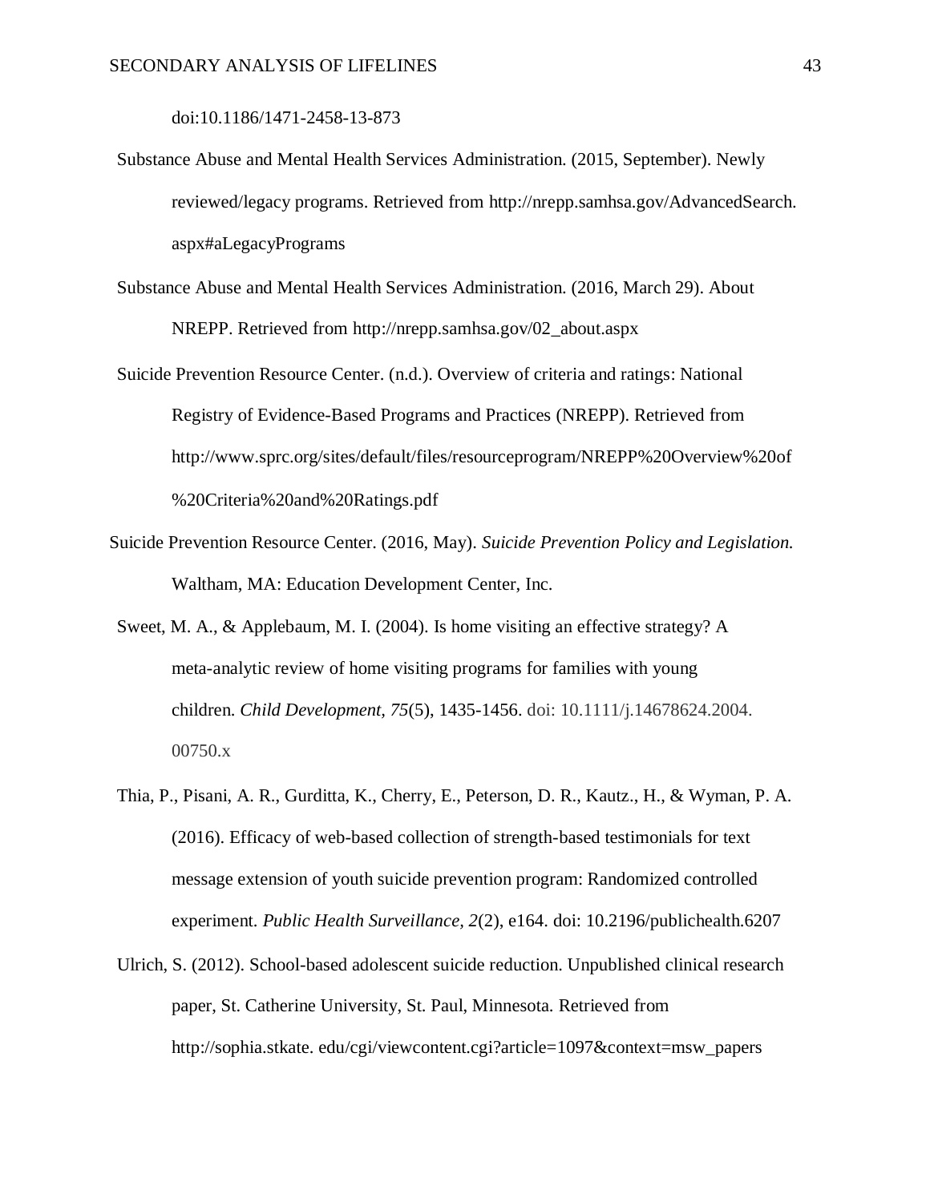doi:10.1186/1471-2458-13-873

Substance Abuse and Mental Health Services Administration. (2015, September). Newly reviewed/legacy programs. Retrieved from http://nrepp.samhsa.gov/AdvancedSearch.aspx#aLegacyPrograms

Substance Abuse and Mental Health Services Administration. (2016, March 29). About NREPP. Retrieved from http://nrepp.samhsa.gov/02_about.aspx

Suicide Prevention Resource Center. (n.d.). Overview of criteria and ratings: National Registry of Evidence-Based Programs and Practices (NREPP). Retrieved from http://www.sprc.org/sites/default/files/resourceprogram/NREPP%20Overview%20of%20Criteria%20and%20Ratings.pdf

Suicide Prevention Resource Center. (2016, May). *Suicide Prevention Policy and Legislation.* Waltham, MA: Education Development Center, Inc.

Sweet, M. A., & Applebaum, M. I. (2004). Is home visiting an effective strategy? A meta-analytic review of home visiting programs for families with young children. *Child Development*, *75*(5), 1435-1456. doi: 10.1111/j.14678624.2004.00750.x

Thia, P., Pisani, A. R., Gurditta, K., Cherry, E., Peterson, D. R., Kautz., H., & Wyman, P. A. (2016). Efficacy of web-based collection of strength-based testimonials for text message extension of youth suicide prevention program: Randomized controlled experiment. *Public Health Surveillance*, *2*(2), e164. doi: 10.2196/publichealth.6207

Ulrich, S. (2012). School-based adolescent suicide reduction. Unpublished clinical research paper, St. Catherine University, St. Paul, Minnesota. Retrieved from http://sophia.stkate. edu/cgi/viewcontent.cgi?article=1097&context=msw_papers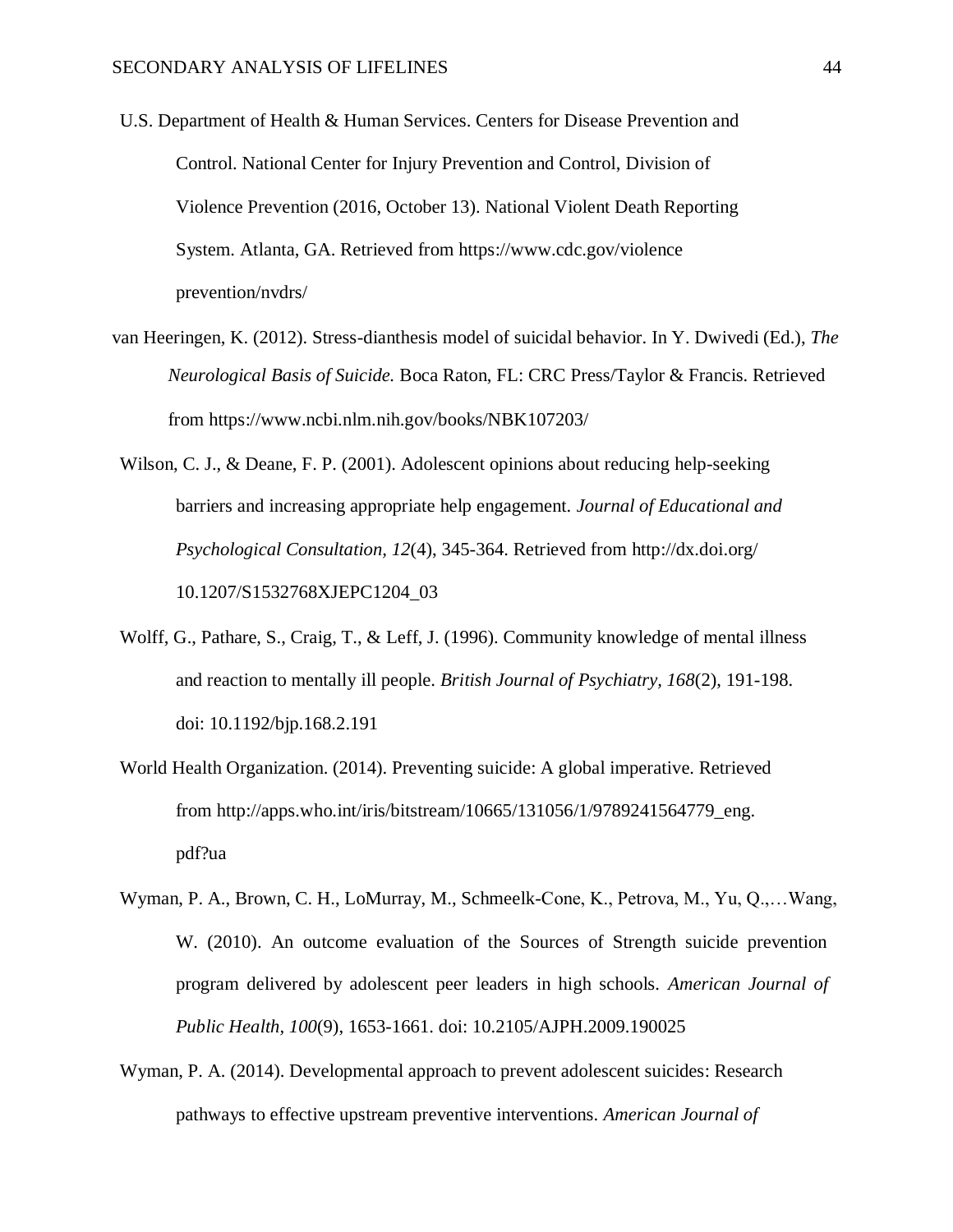U.S. Department of Health & Human Services. Centers for Disease Prevention and Control. National Center for Injury Prevention and Control, Division of Violence Prevention (2016, October 13). National Violent Death Reporting System. Atlanta, GA. Retrieved from https://www.cdc.gov/violence prevention/nvdrs/

van Heeringen, K. (2012). Stress-dianthesis model of suicidal behavior. In Y. Dwivedi (Ed.), *The Neurological Basis of Suicide.* Boca Raton, FL: CRC Press/Taylor & Francis. Retrieved from https://www.ncbi.nlm.nih.gov/books/NBK107203/

Wilson, C. J., & Deane, F. P. (2001). Adolescent opinions about reducing help-seeking barriers and increasing appropriate help engagement. *Journal of Educational and Psychological Consultation, 12*(4), 345-364. Retrieved from http://dx.doi.org/10.1207/S1532768XJEPC1204_03

Wolff, G., Pathare, S., Craig, T., & Leff, J. (1996). Community knowledge of mental illness and reaction to mentally ill people. *British Journal of Psychiatry, 168*(2), 191-198. doi: 10.1192/bjp.168.2.191

World Health Organization. (2014). Preventing suicide: A global imperative. Retrieved from http://apps.who.int/iris/bitstream/10665/131056/1/9789241564779_eng.pdf?ua

Wyman, P. A., Brown, C. H., LoMurray, M., Schmeelk-Cone, K., Petrova, M., Yu, Q.,…Wang, W. (2010). An outcome evaluation of the Sources of Strength suicide prevention program delivered by adolescent peer leaders in high schools. *American Journal of Public Health, 100*(9), 1653-1661. doi: 10.2105/AJPH.2009.190025

Wyman, P. A. (2014). Developmental approach to prevent adolescent suicides: Research pathways to effective upstream preventive interventions. *American Journal of*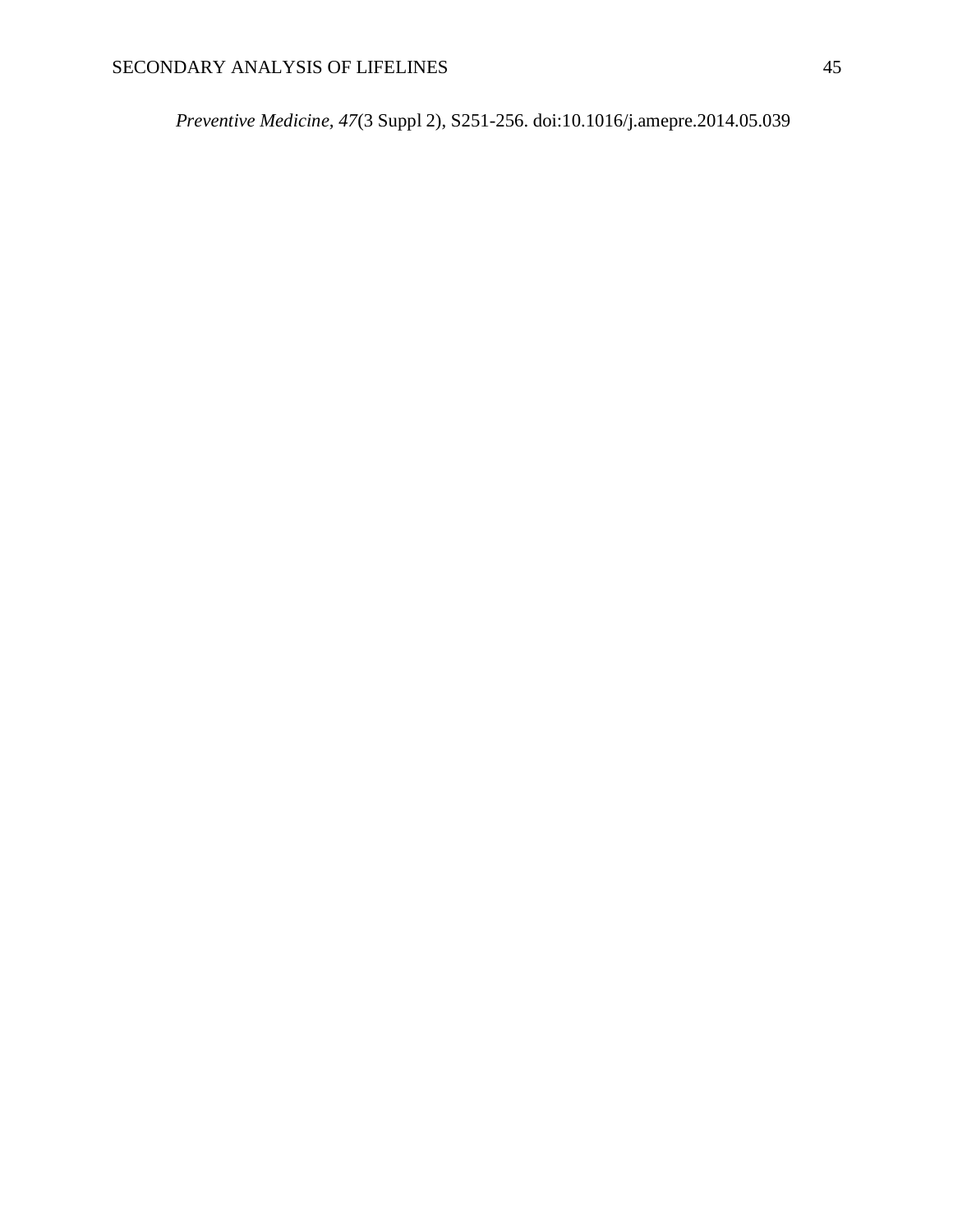*Preventive Medicine, 47*(3 Suppl 2), S251-256. doi:10.1016/j.amepre.2014.05.039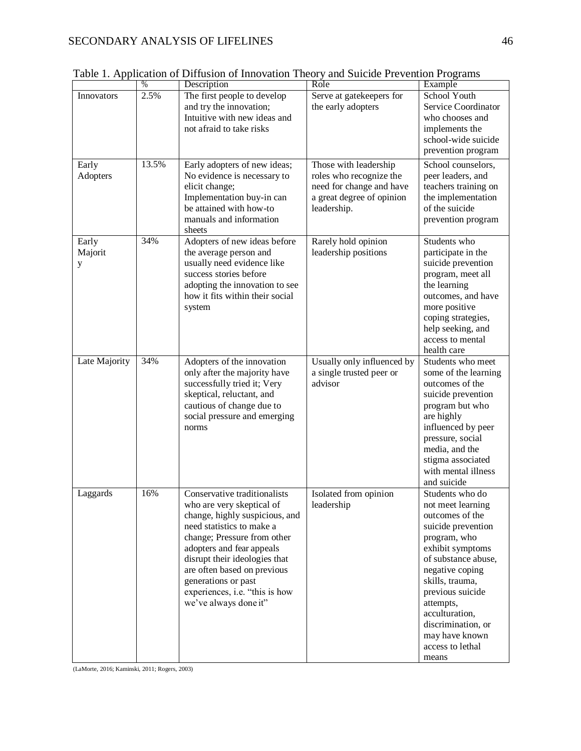Table 1. Application of Diffusion of Innovation Theory and Suicide Prevention Programs

| | % | Description | Role | Example |
|---|---|---|---|---|
| Innovators | 2.5% | The first people to develop and try the innovation; Intuitive with new ideas and not afraid to take risks | Serve at gatekeepers for the early adopters | School Youth Service Coordinator who chooses and implements the school-wide suicide prevention program |
| Early Adopters | 13.5% | Early adopters of new ideas; No evidence is necessary to elicit change; Implementation buy-in can be attained with how-to manuals and information sheets | Those with leadership roles who recognize the need for change and have a great degree of opinion leadership. | School counselors, peer leaders, and teachers training on the implementation of the suicide prevention program |
| Early Majority | 34% | Adopters of new ideas before the average person and usually need evidence like success stories before adopting the innovation to see how it fits within their social system | Rarely hold opinion leadership positions | Students who participate in the suicide prevention program, meet all the learning outcomes, and have more positive coping strategies, help seeking, and access to mental health care |
| Late Majority | 34% | Adopters of the innovation only after the majority have successfully tried it; Very skeptical, reluctant, and cautious of change due to social pressure and emerging norms | Usually only influenced by a single trusted peer or advisor | Students who meet some of the learning outcomes of the suicide prevention program but who are highly influenced by peer pressure, social media, and the stigma associated with mental illness and suicide |
| Laggards | 16% | Conservative traditionalists who are very skeptical of change, highly suspicious, and need statistics to make a change; Pressure from other adopters and fear appeals disrupt their ideologies that are often based on previous generations or past experiences, i.e. "this is how we've always done it" | Isolated from opinion leadership | Students who do not meet learning outcomes of the suicide prevention program, who exhibit symptoms of substance abuse, negative coping skills, trauma, previous suicide attempts, acculturation, discrimination, or may have known access to lethal means |

(LaMorte, 2016; Kaminski, 2011; Rogers, 2003)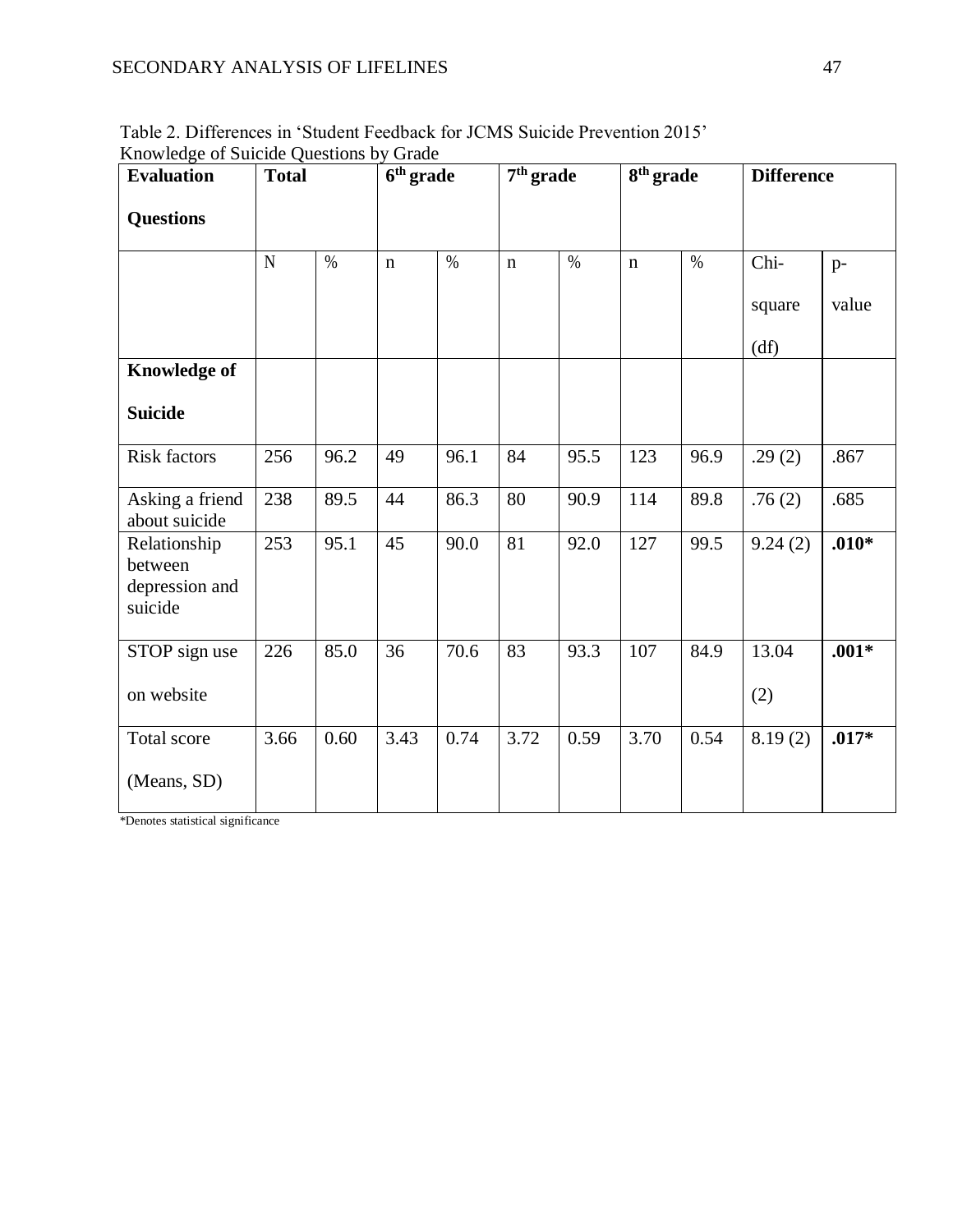Table 2. Differences in 'Student Feedback for JCMS Suicide Prevention 2015' Knowledge of Suicide Questions by Grade

| **Evaluation Questions** | **Total** | | **6th grade** | | **7th grade** | | **8th grade** | | **Difference** | |
|---|---|---|---|---|---|---|---|---|---|---|
| | N | % | n | % | n | % | n | % | Chi-square (df) | p-value |
| **Knowledge of Suicide** | | | | | | | | | | |
| Risk factors | 256 | 96.2 | 49 | 96.1 | 84 | 95.5 | 123 | 96.9 | .29 (2) | .867 |
| Asking a friend about suicide | 238 | 89.5 | 44 | 86.3 | 80 | 90.9 | 114 | 89.8 | .76 (2) | .685 |
| Relationship between depression and suicide | 253 | 95.1 | 45 | 90.0 | 81 | 92.0 | 127 | 99.5 | 9.24 (2) | **.010*** |
| STOP sign use on website | 226 | 85.0 | 36 | 70.6 | 83 | 93.3 | 107 | 84.9 | 13.04 (2) | **.001*** |
| Total score (Means, SD) | 3.66 | 0.60 | 3.43 | 0.74 | 3.72 | 0.59 | 3.70 | 0.54 | 8.19 (2) | **.017*** |

*Denotes statistical significance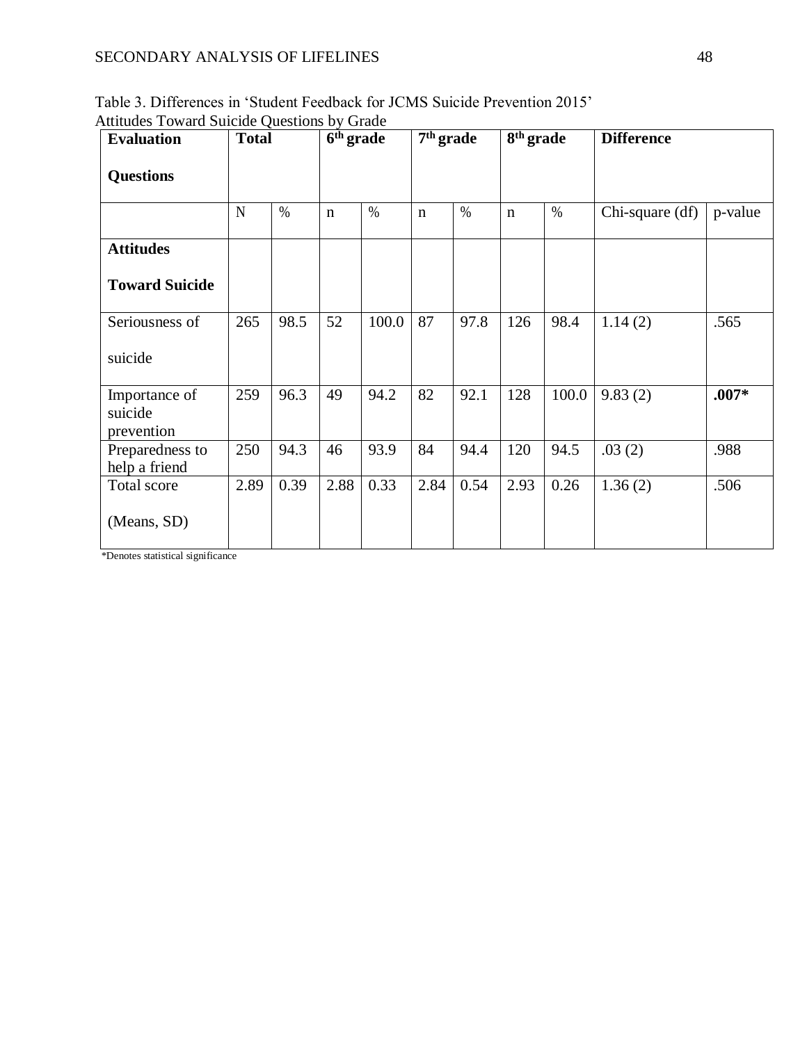Table 3. Differences in 'Student Feedback for JCMS Suicide Prevention 2015' Attitudes Toward Suicide Questions by Grade

| **Evaluation Questions** | **Total** | | **6th grade** | | **7th grade** | | **8th grade** | | **Difference** | |
|---|---|---|---|---|---|---|---|---|---|---|
| | N | % | n | % | n | % | n | % | Chi-square (df) | p-value |
| **Attitudes Toward Suicide** | | | | | | | | | | |
| Seriousness of suicide | 265 | 98.5 | 52 | 100.0 | 87 | 97.8 | 126 | 98.4 | 1.14 (2) | .565 |
| Importance of suicide prevention | 259 | 96.3 | 49 | 94.2 | 82 | 92.1 | 128 | 100.0 | 9.83 (2) | **.007*** |
| Preparedness to help a friend | 250 | 94.3 | 46 | 93.9 | 84 | 94.4 | 120 | 94.5 | .03 (2) | .988 |
| Total score (Means, SD) | 2.89 | 0.39 | 2.88 | 0.33 | 2.84 | 0.54 | 2.93 | 0.26 | 1.36 (2) | .506 |

*Denotes statistical significance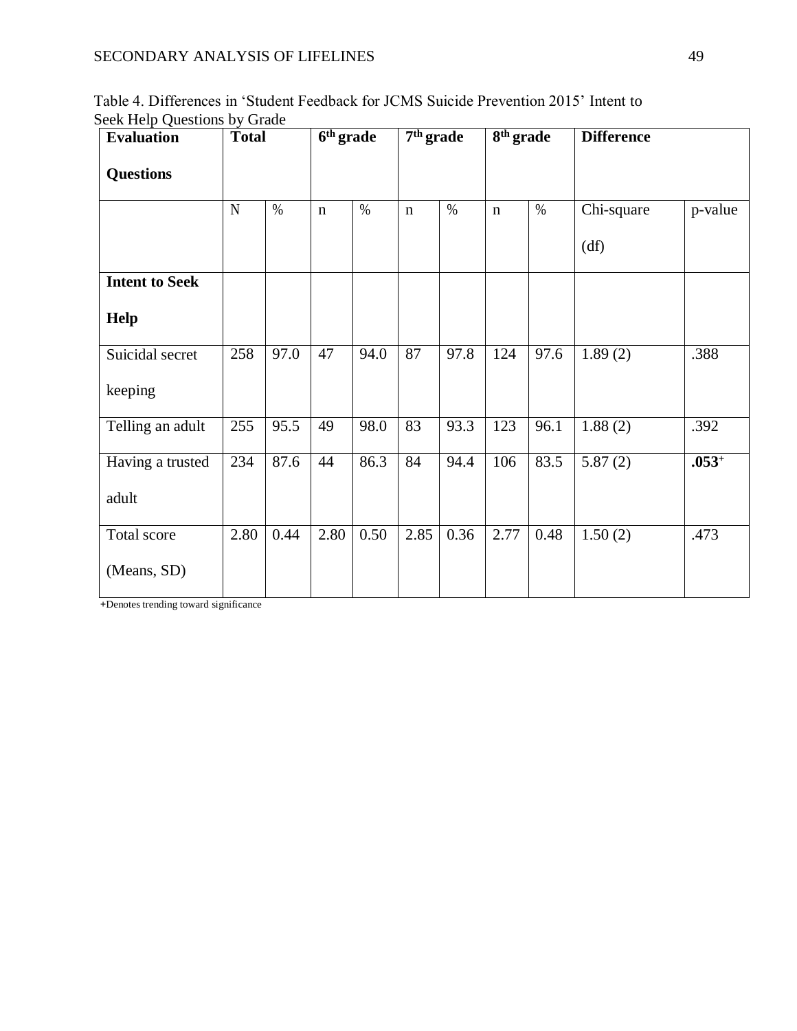Table 4. Differences in 'Student Feedback for JCMS Suicide Prevention 2015' Intent to Seek Help Questions by Grade

| **Evaluation Questions** | **Total** | | **6th grade** | | **7th grade** | | **8th grade** | | **Difference** | |
|---|---|---|---|---|---|---|---|---|---|---|
| | N | % | n | % | n | % | n | % | Chi-square (df) | p-value |
| **Intent to Seek Help** | | | | | | | | | | |
| Suicidal secret keeping | 258 | 97.0 | 47 | 94.0 | 87 | 97.8 | 124 | 97.6 | 1.89 (2) | .388 |
| Telling an adult | 255 | 95.5 | 49 | 98.0 | 83 | 93.3 | 123 | 96.1 | 1.88 (2) | .392 |
| Having a trusted adult | 234 | 87.6 | 44 | 86.3 | 84 | 94.4 | 106 | 83.5 | 5.87 (2) | **.053**+ |
| Total score (Means, SD) | 2.80 | 0.44 | 2.80 | 0.50 | 2.85 | 0.36 | 2.77 | 0.48 | 1.50 (2) | .473 |

+Denotes trending toward significance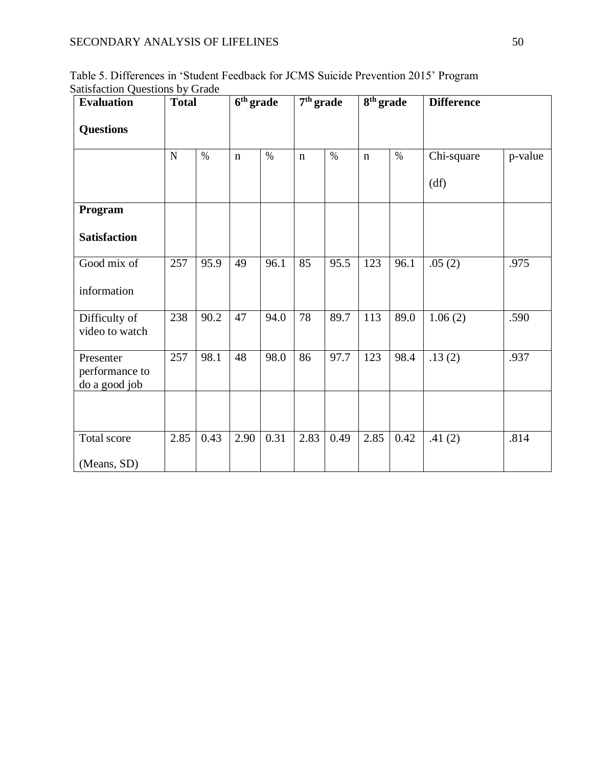Table 5. Differences in 'Student Feedback for JCMS Suicide Prevention 2015' Program Satisfaction Questions by Grade

| **Evaluation Questions** | **Total** | | **6th grade** | | **7th grade** | | **8th grade** | | **Difference** | |
|---|---|---|---|---|---|---|---|---|---|---|
| | N | % | n | % | n | % | n | % | Chi-square (df) | p-value |
| **Program Satisfaction** | | | | | | | | | | |
| Good mix of information | 257 | 95.9 | 49 | 96.1 | 85 | 95.5 | 123 | 96.1 | .05 (2) | .975 |
| Difficulty of video to watch | 238 | 90.2 | 47 | 94.0 | 78 | 89.7 | 113 | 89.0 | 1.06 (2) | .590 |
| Presenter performance to do a good job | 257 | 98.1 | 48 | 98.0 | 86 | 97.7 | 123 | 98.4 | .13 (2) | .937 |
| | | | | | | | | | | |
| Total score (Means, SD) | 2.85 | 0.43 | 2.90 | 0.31 | 2.83 | 0.49 | 2.85 | 0.42 | .41 (2) | .814 |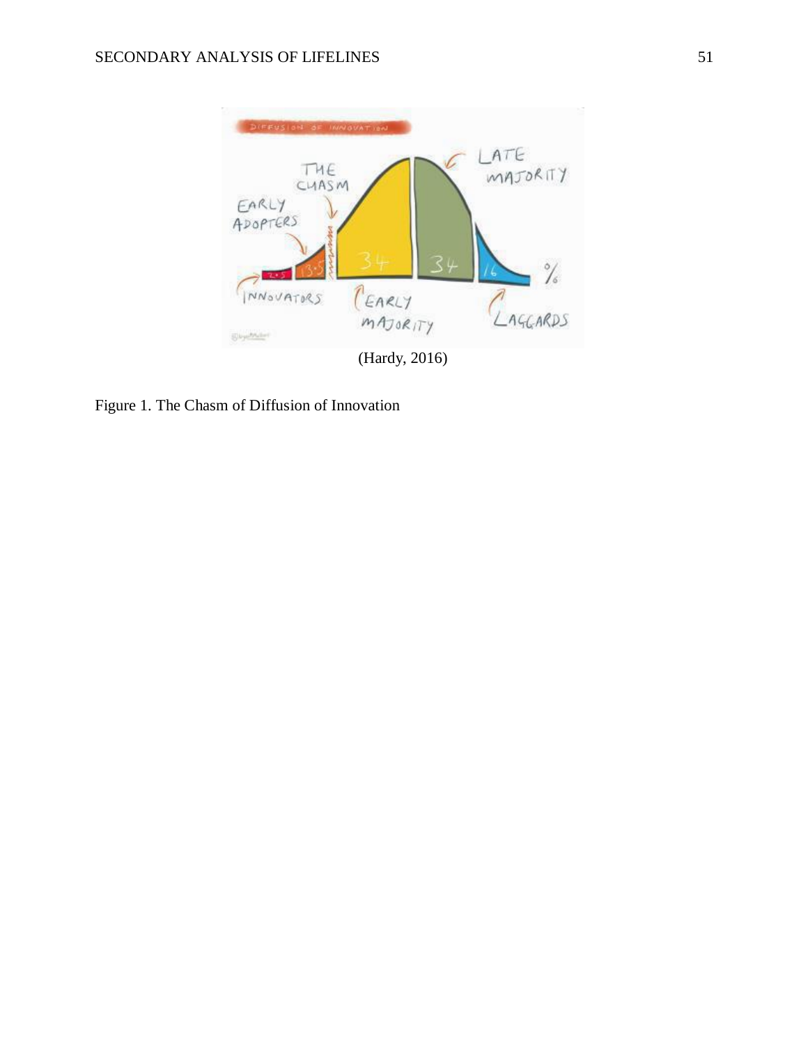(Hardy, 2016)

Figure 1. The Chasm of Diffusion of Innovation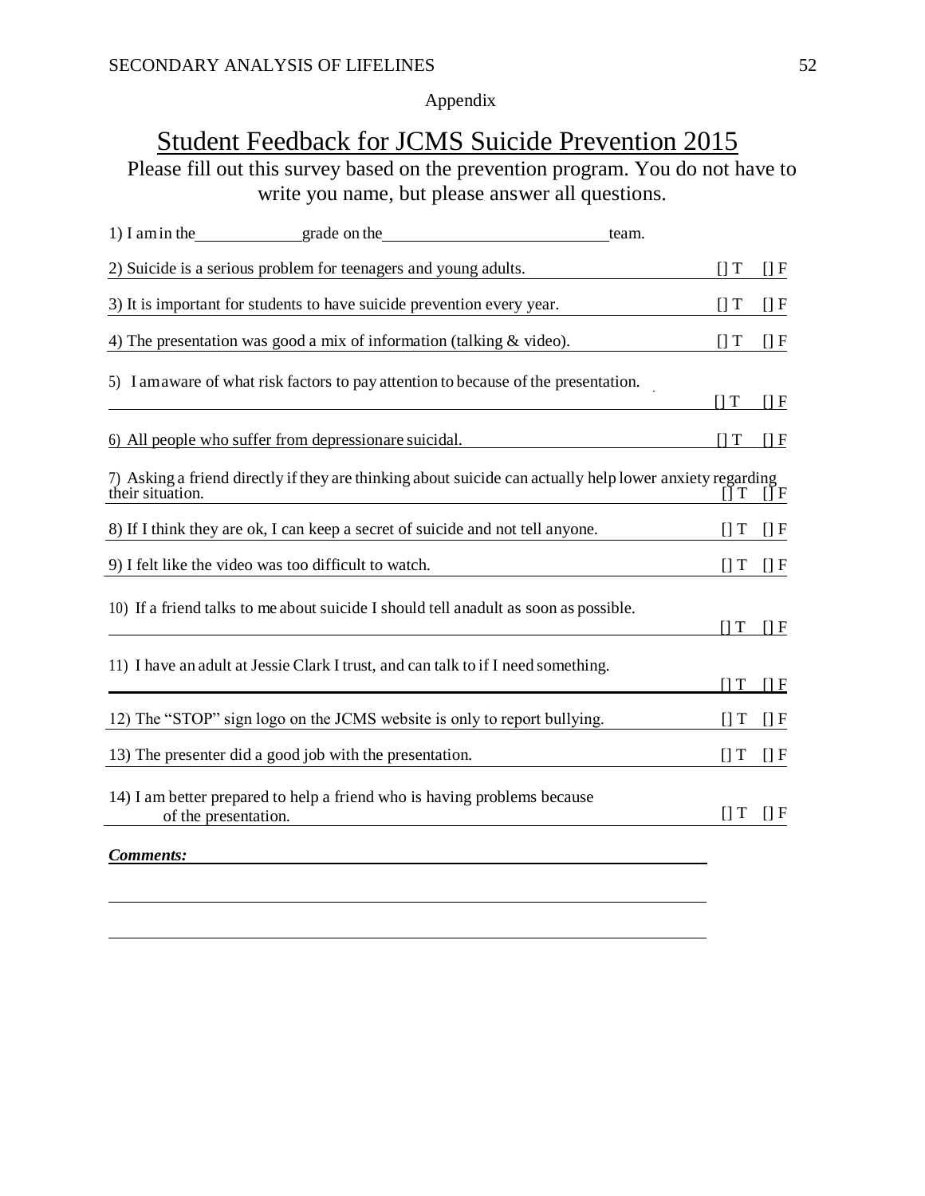Appendix

# Student Feedback for JCMS Suicide Prevention 2015

Please fill out this survey based on the prevention program. You do not have to write you name, but please answer all questions.

1) I am in the __________ grade on the ______________________ team.

2) Suicide is a serious problem for teenagers and young adults. [] T [] F

3) It is important for students to have suicide prevention every year. [] T [] F

4) The presentation was good a mix of information (talking & video). [] T [] F

5) I am aware of what risk factors to pay attention to because of the presentation. [] T [] F

6) All people who suffer from depressionare suicidal. [] T [] F

7) Asking a friend directly if they are thinking about suicide can actually help lower anxiety regarding their situation. [] T [] F

8) If I think they are ok, I can keep a secret of suicide and not tell anyone. [] T [] F

9) I felt like the video was too difficult to watch. [] T [] F

10) If a friend talks to me about suicide I should tell anadult as soon as possible. [] T [] F

11) I have an adult at Jessie Clark I trust, and can talk to if I need something. [] T [] F

12) The "STOP" sign logo on the JCMS website is only to report bullying. [] T [] F

13) The presenter did a good job with the presentation. [] T [] F

14) I am better prepared to help a friend who is having problems because of the presentation. [] T [] F

***Comments:*** ______________________________________________

______________________________________________

______________________________________________